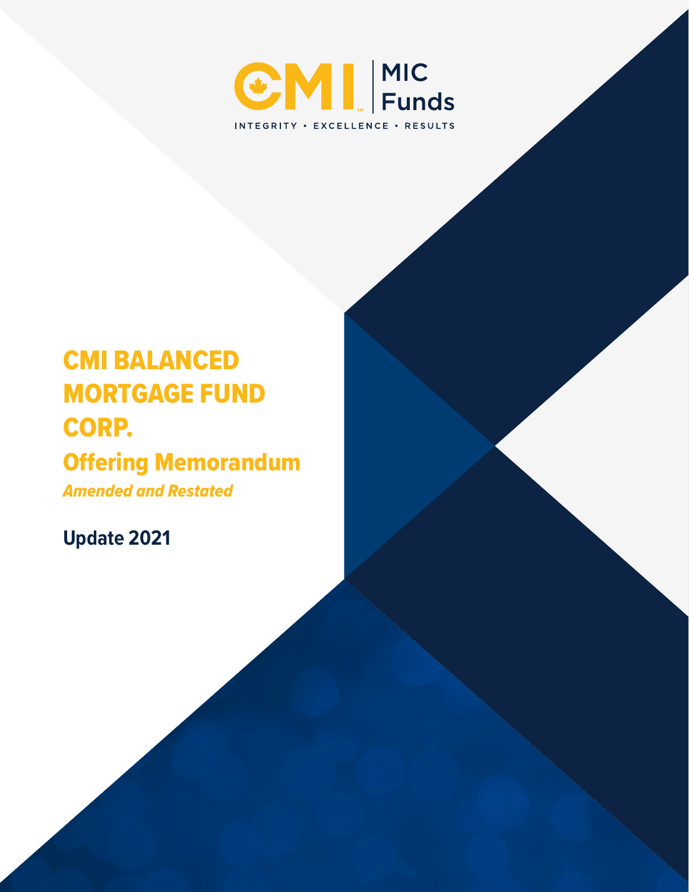CMI MIC Funds

INTEGRITY • EXCELLENCE • RESULTS

# CMI BALANCED MORTGAGE FUND CORP.

## Offering Memorandum

*Amended and Restated*

**Update 2021**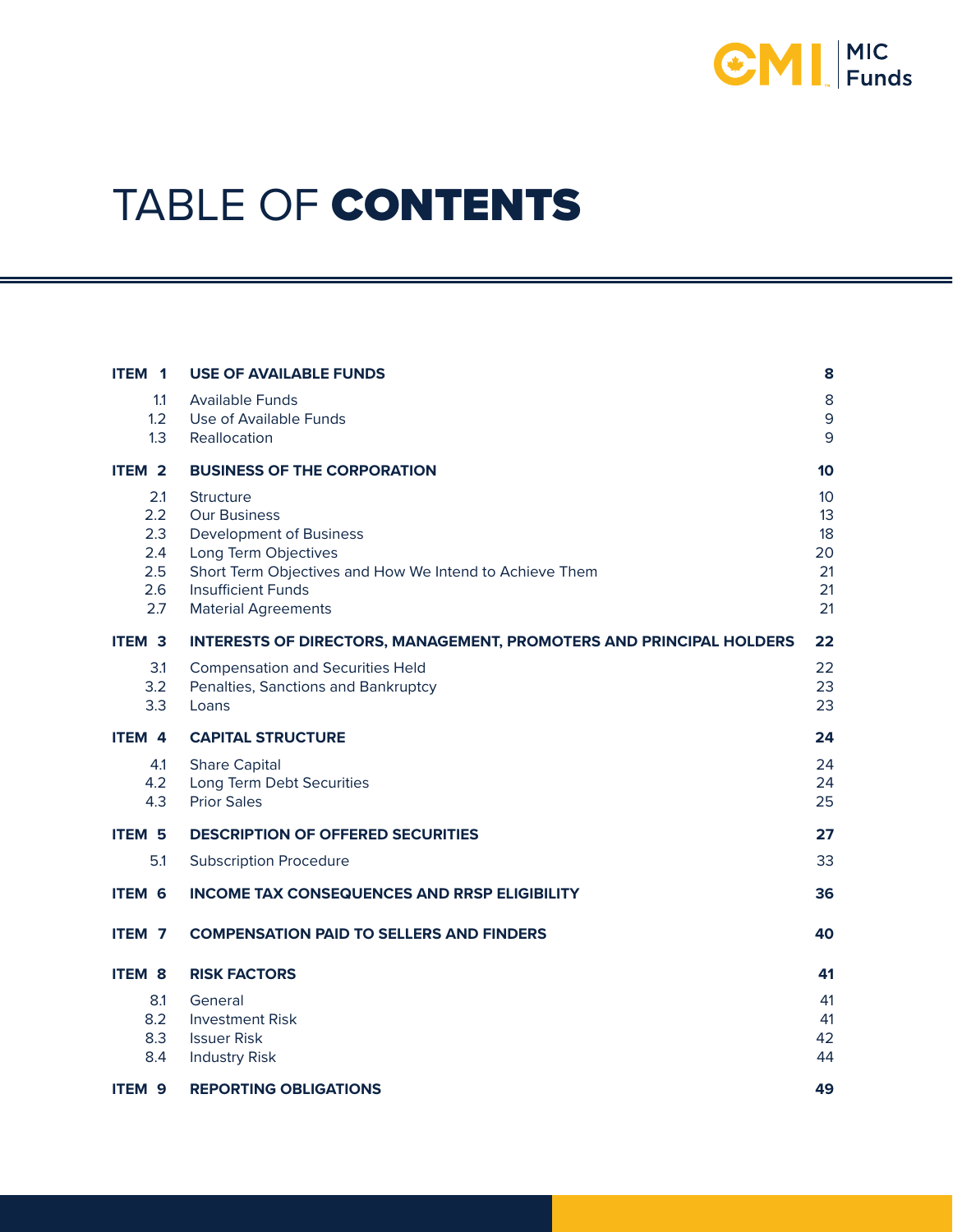# TABLE OF CONTENTS

| | | |
|---|---|---|
| **ITEM 1** | **USE OF AVAILABLE FUNDS** | **8** |
| 1.1 | Available Funds | 8 |
| 1.2 | Use of Available Funds | 9 |
| 1.3 | Reallocation | 9 |
| **ITEM 2** | **BUSINESS OF THE CORPORATION** | **10** |
| 2.1 | Structure | 10 |
| 2.2 | Our Business | 13 |
| 2.3 | Development of Business | 18 |
| 2.4 | Long Term Objectives | 20 |
| 2.5 | Short Term Objectives and How We Intend to Achieve Them | 21 |
| 2.6 | Insufficient Funds | 21 |
| 2.7 | Material Agreements | 21 |
| **ITEM 3** | **INTERESTS OF DIRECTORS, MANAGEMENT, PROMOTERS AND PRINCIPAL HOLDERS** | **22** |
| 3.1 | Compensation and Securities Held | 22 |
| 3.2 | Penalties, Sanctions and Bankruptcy | 23 |
| 3.3 | Loans | 23 |
| **ITEM 4** | **CAPITAL STRUCTURE** | **24** |
| 4.1 | Share Capital | 24 |
| 4.2 | Long Term Debt Securities | 24 |
| 4.3 | Prior Sales | 25 |
| **ITEM 5** | **DESCRIPTION OF OFFERED SECURITIES** | **27** |
| 5.1 | Subscription Procedure | 33 |
| **ITEM 6** | **INCOME TAX CONSEQUENCES AND RRSP ELIGIBILITY** | **36** |
| **ITEM 7** | **COMPENSATION PAID TO SELLERS AND FINDERS** | **40** |
| **ITEM 8** | **RISK FACTORS** | **41** |
| 8.1 | General | 41 |
| 8.2 | Investment Risk | 41 |
| 8.3 | Issuer Risk | 42 |
| 8.4 | Industry Risk | 44 |
| **ITEM 9** | **REPORTING OBLIGATIONS** | **49** |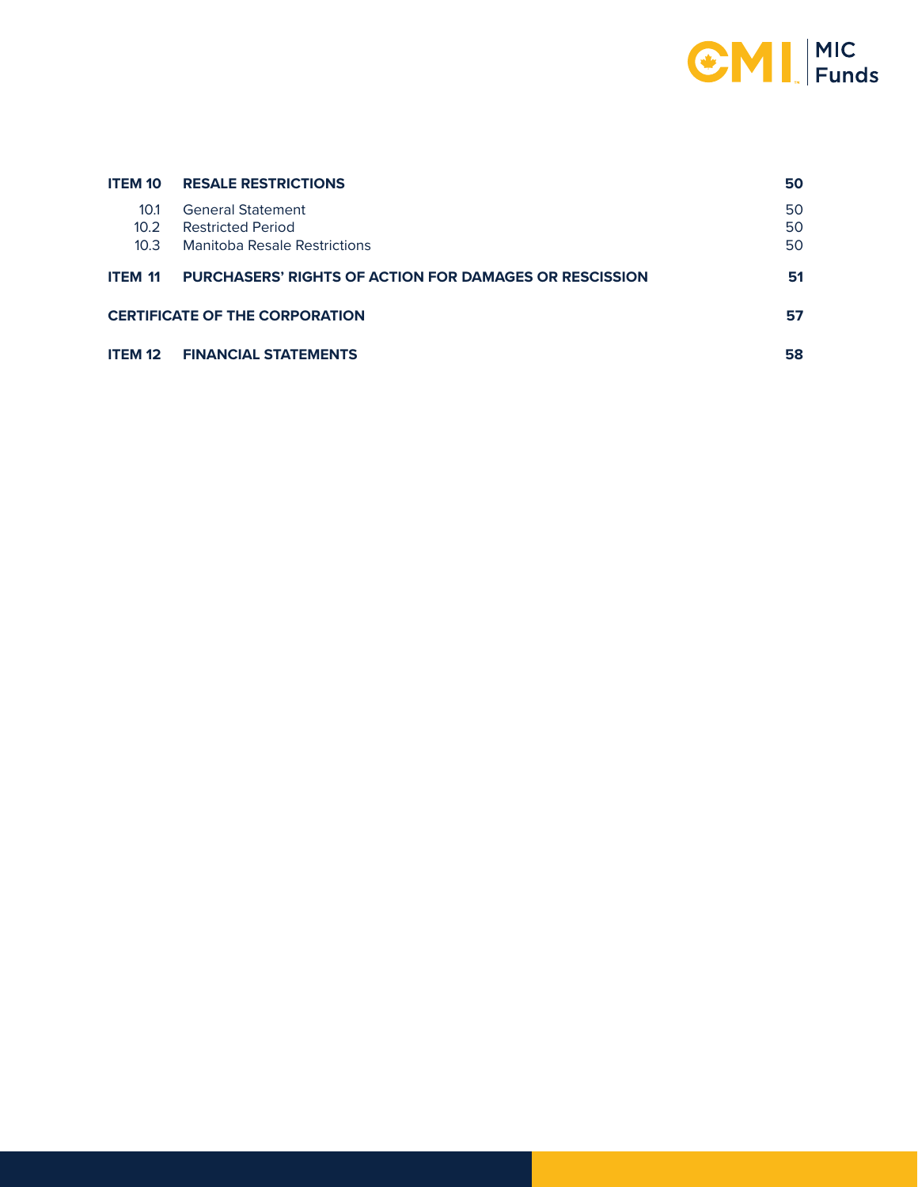| | | |
|---|---|---|
| **ITEM 10** | **RESALE RESTRICTIONS** | **50** |
| 10.1 | General Statement | 50 |
| 10.2 | Restricted Period | 50 |
| 10.3 | Manitoba Resale Restrictions | 50 |
| **ITEM 11** | **PURCHASERS' RIGHTS OF ACTION FOR DAMAGES OR RESCISSION** | **51** |
| **CERTIFICATE OF THE CORPORATION** | | **57** |
| **ITEM 12** | **FINANCIAL STATEMENTS** | **58** |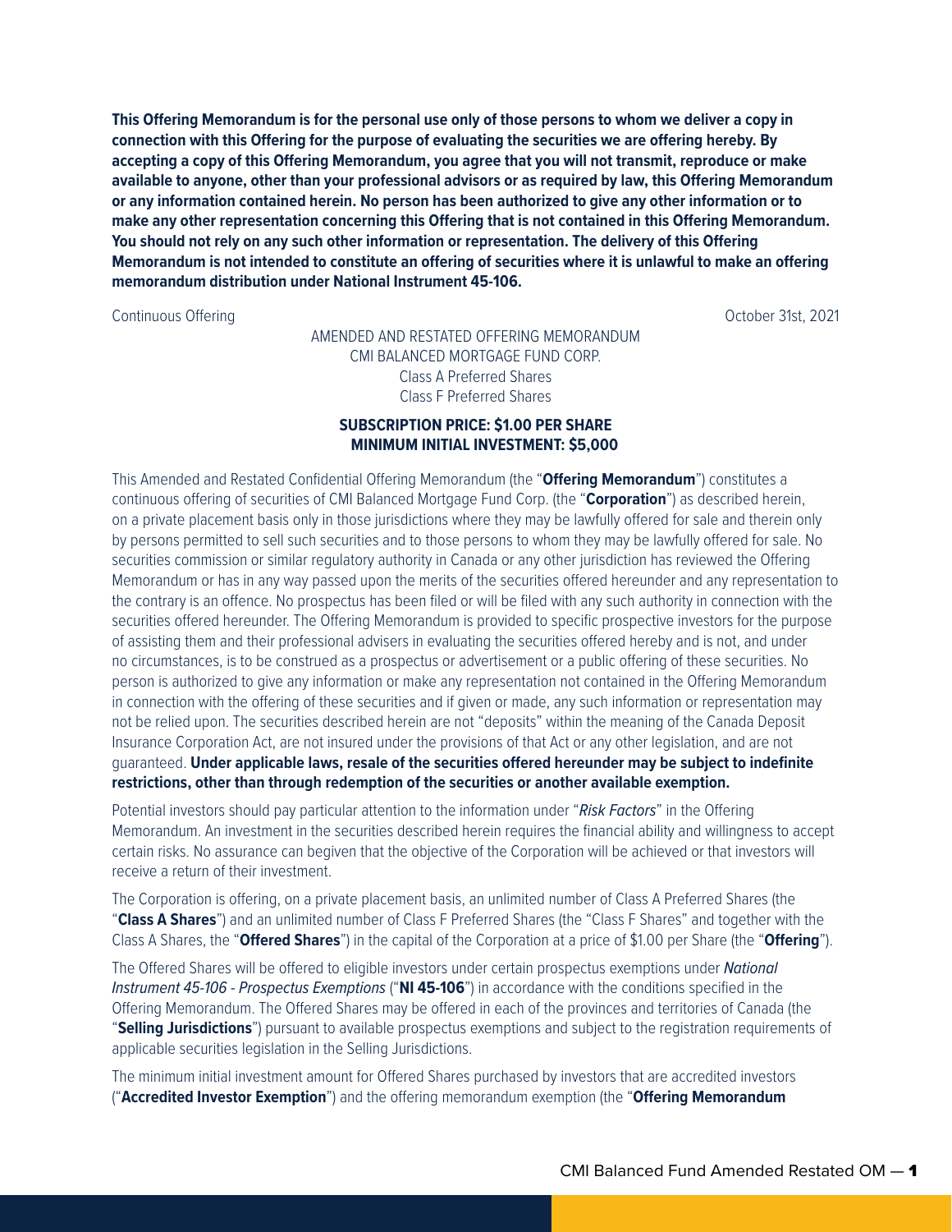**This Offering Memorandum is for the personal use only of those persons to whom we deliver a copy in connection with this Offering for the purpose of evaluating the securities we are offering hereby. By accepting a copy of this Offering Memorandum, you agree that you will not transmit, reproduce or make available to anyone, other than your professional advisors or as required by law, this Offering Memorandum or any information contained herein. No person has been authorized to give any other information or to make any other representation concerning this Offering that is not contained in this Offering Memorandum. You should not rely on any such other information or representation. The delivery of this Offering Memorandum is not intended to constitute an offering of securities where it is unlawful to make an offering memorandum distribution under National Instrument 45-106.**

Continuous Offering

October 31st, 2021

AMENDED AND RESTATED OFFERING MEMORANDUM
CMI BALANCED MORTGAGE FUND CORP.
Class A Preferred Shares
Class F Preferred Shares

**SUBSCRIPTION PRICE: $1.00 PER SHARE**
**MINIMUM INITIAL INVESTMENT: $5,000**

This Amended and Restated Confidential Offering Memorandum (the "**Offering Memorandum**") constitutes a continuous offering of securities of CMI Balanced Mortgage Fund Corp. (the "**Corporation**") as described herein, on a private placement basis only in those jurisdictions where they may be lawfully offered for sale and therein only by persons permitted to sell such securities and to those persons to whom they may be lawfully offered for sale. No securities commission or similar regulatory authority in Canada or any other jurisdiction has reviewed the Offering Memorandum or has in any way passed upon the merits of the securities offered hereunder and any representation to the contrary is an offence. No prospectus has been filed or will be filed with any such authority in connection with the securities offered hereunder. The Offering Memorandum is provided to specific prospective investors for the purpose of assisting them and their professional advisers in evaluating the securities offered hereby and is not, and under no circumstances, is to be construed as a prospectus or advertisement or a public offering of these securities. No person is authorized to give any information or make any representation not contained in the Offering Memorandum in connection with the offering of these securities and if given or made, any such information or representation may not be relied upon. The securities described herein are not "deposits" within the meaning of the Canada Deposit Insurance Corporation Act, are not insured under the provisions of that Act or any other legislation, and are not guaranteed. **Under applicable laws, resale of the securities offered hereunder may be subject to indefinite restrictions, other than through redemption of the securities or another available exemption.**

Potential investors should pay particular attention to the information under "*Risk Factors*" in the Offering Memorandum. An investment in the securities described herein requires the financial ability and willingness to accept certain risks. No assurance can begiven that the objective of the Corporation will be achieved or that investors will receive a return of their investment.

The Corporation is offering, on a private placement basis, an unlimited number of Class A Preferred Shares (the "**Class A Shares**") and an unlimited number of Class F Preferred Shares (the "Class F Shares" and together with the Class A Shares, the "**Offered Shares**") in the capital of the Corporation at a price of $1.00 per Share (the "**Offering**").

The Offered Shares will be offered to eligible investors under certain prospectus exemptions under *National Instrument 45-106 - Prospectus Exemptions* ("**NI 45-106**") in accordance with the conditions specified in the Offering Memorandum. The Offered Shares may be offered in each of the provinces and territories of Canada (the "**Selling Jurisdictions**") pursuant to available prospectus exemptions and subject to the registration requirements of applicable securities legislation in the Selling Jurisdictions.

The minimum initial investment amount for Offered Shares purchased by investors that are accredited investors ("**Accredited Investor Exemption**") and the offering memorandum exemption (the "**Offering Memorandum**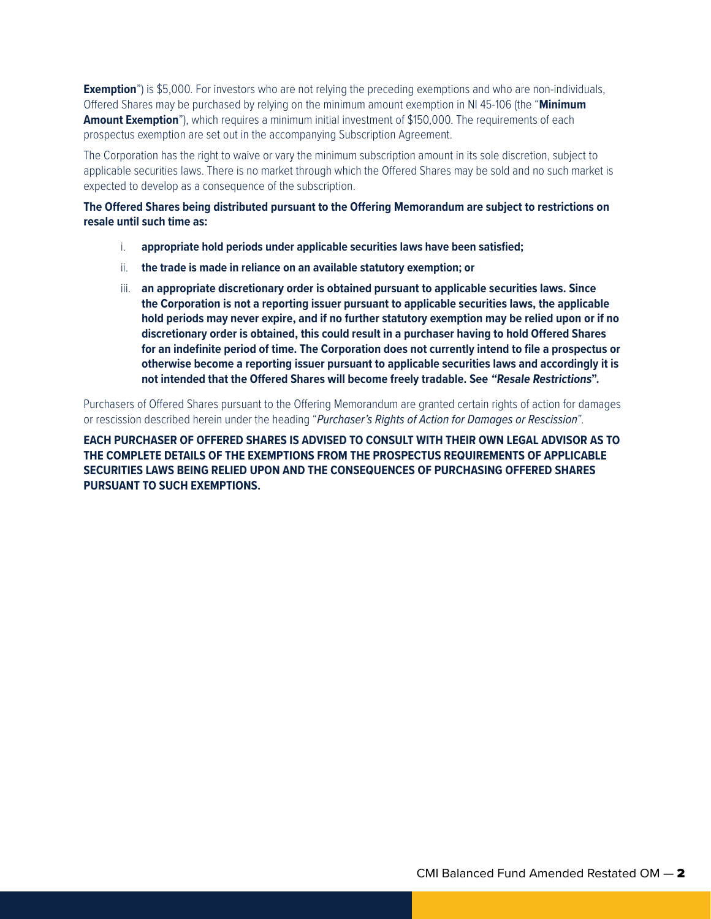**Exemption**") is $5,000. For investors who are not relying the preceding exemptions and who are non-individuals, Offered Shares may be purchased by relying on the minimum amount exemption in NI 45-106 (the "**Minimum Amount Exemption**"), which requires a minimum initial investment of $150,000. The requirements of each prospectus exemption are set out in the accompanying Subscription Agreement.

The Corporation has the right to waive or vary the minimum subscription amount in its sole discretion, subject to applicable securities laws. There is no market through which the Offered Shares may be sold and no such market is expected to develop as a consequence of the subscription.

**The Offered Shares being distributed pursuant to the Offering Memorandum are subject to restrictions on resale until such time as:**

i. **appropriate hold periods under applicable securities laws have been satisfied;**

ii. **the trade is made in reliance on an available statutory exemption; or**

iii. **an appropriate discretionary order is obtained pursuant to applicable securities laws. Since the Corporation is not a reporting issuer pursuant to applicable securities laws, the applicable hold periods may never expire, and if no further statutory exemption may be relied upon or if no discretionary order is obtained, this could result in a purchaser having to hold Offered Shares for an indefinite period of time. The Corporation does not currently intend to file a prospectus or otherwise become a reporting issuer pursuant to applicable securities laws and accordingly it is not intended that the Offered Shares will become freely tradable. See *"Resale Restrictions"*.**

Purchasers of Offered Shares pursuant to the Offering Memorandum are granted certain rights of action for damages or rescission described herein under the heading "*Purchaser's Rights of Action for Damages or Rescission*".

**EACH PURCHASER OF OFFERED SHARES IS ADVISED TO CONSULT WITH THEIR OWN LEGAL ADVISOR AS TO THE COMPLETE DETAILS OF THE EXEMPTIONS FROM THE PROSPECTUS REQUIREMENTS OF APPLICABLE SECURITIES LAWS BEING RELIED UPON AND THE CONSEQUENCES OF PURCHASING OFFERED SHARES PURSUANT TO SUCH EXEMPTIONS.**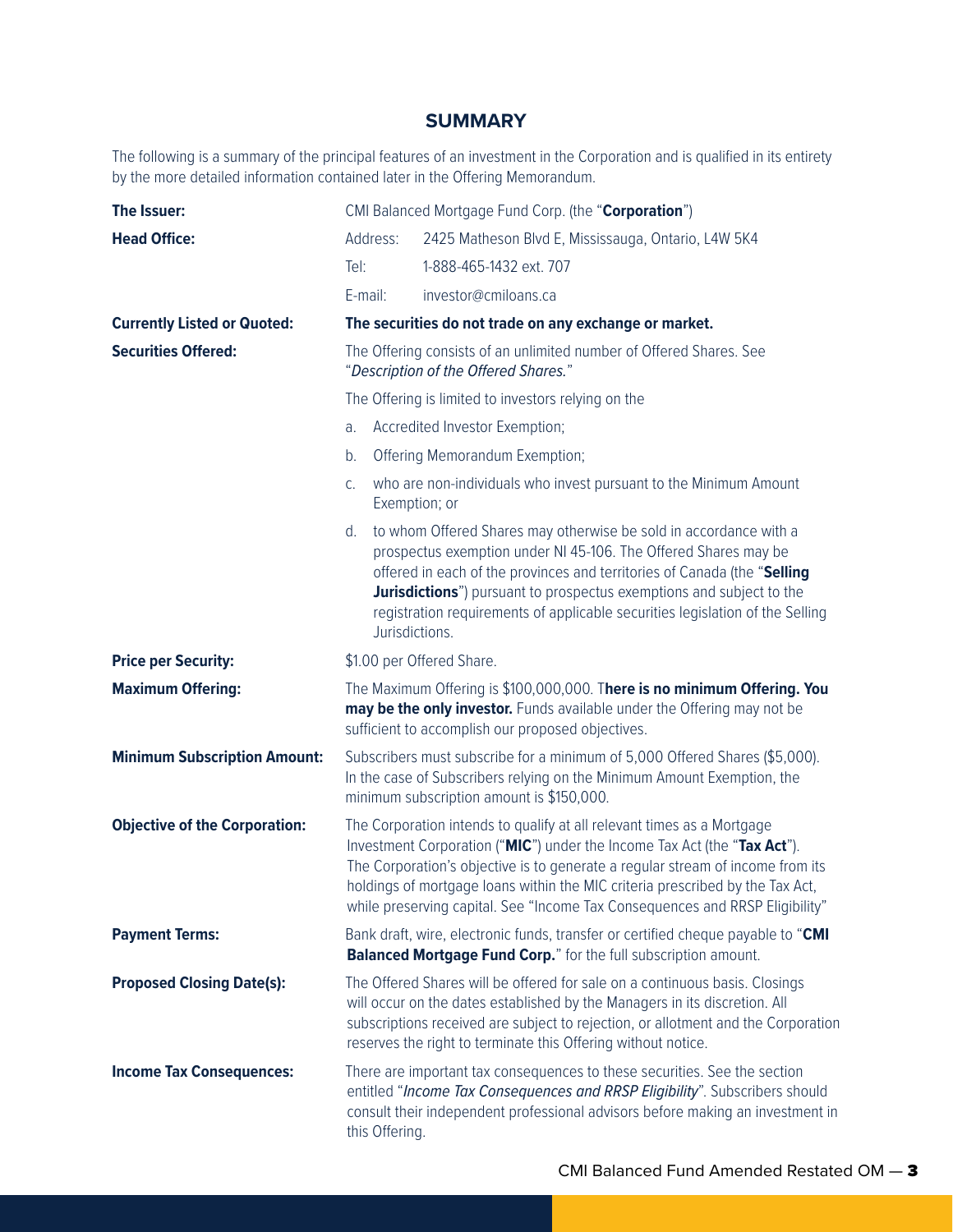## SUMMARY

The following is a summary of the principal features of an investment in the Corporation and is qualified in its entirety by the more detailed information contained later in the Offering Memorandum.

| | |
|---|---|
| **The Issuer:** | CMI Balanced Mortgage Fund Corp. (the "**Corporation**") |
| **Head Office:** | Address: 2425 Matheson Blvd E, Mississauga, Ontario, L4W 5K4<br>Tel: 1-888-465-1432 ext. 707<br>E-mail: investor@cmiloans.ca |
| **Currently Listed or Quoted:** | **The securities do not trade on any exchange or market.** |
| **Securities Offered:** | The Offering consists of an unlimited number of Offered Shares. See "*Description of the Offered Shares.*"<br>The Offering is limited to investors relying on the<br>a. Accredited Investor Exemption;<br>b. Offering Memorandum Exemption;<br>c. who are non-individuals who invest pursuant to the Minimum Amount Exemption; or<br>d. to whom Offered Shares may otherwise be sold in accordance with a prospectus exemption under NI 45-106. The Offered Shares may be offered in each of the provinces and territories of Canada (the "**Selling Jurisdictions**") pursuant to prospectus exemptions and subject to the registration requirements of applicable securities legislation of the Selling Jurisdictions. |
| **Price per Security:** | $1.00 per Offered Share. |
| **Maximum Offering:** | The Maximum Offering is $100,000,000. T**here is no minimum Offering. You may be the only investor.** Funds available under the Offering may not be sufficient to accomplish our proposed objectives. |
| **Minimum Subscription Amount:** | Subscribers must subscribe for a minimum of 5,000 Offered Shares ($5,000). In the case of Subscribers relying on the Minimum Amount Exemption, the minimum subscription amount is $150,000. |
| **Objective of the Corporation:** | The Corporation intends to qualify at all relevant times as a Mortgage Investment Corporation ("**MIC**") under the Income Tax Act (the "**Tax Act**"). The Corporation's objective is to generate a regular stream of income from its holdings of mortgage loans within the MIC criteria prescribed by the Tax Act, while preserving capital. See "Income Tax Consequences and RRSP Eligibility" |
| **Payment Terms:** | Bank draft, wire, electronic funds, transfer or certified cheque payable to "**CMI Balanced Mortgage Fund Corp.**" for the full subscription amount. |
| **Proposed Closing Date(s):** | The Offered Shares will be offered for sale on a continuous basis. Closings will occur on the dates established by the Managers in its discretion. All subscriptions received are subject to rejection, or allotment and the Corporation reserves the right to terminate this Offering without notice. |
| **Income Tax Consequences:** | There are important tax consequences to these securities. See the section entitled "*Income Tax Consequences and RRSP Eligibility*". Subscribers should consult their independent professional advisors before making an investment in this Offering. |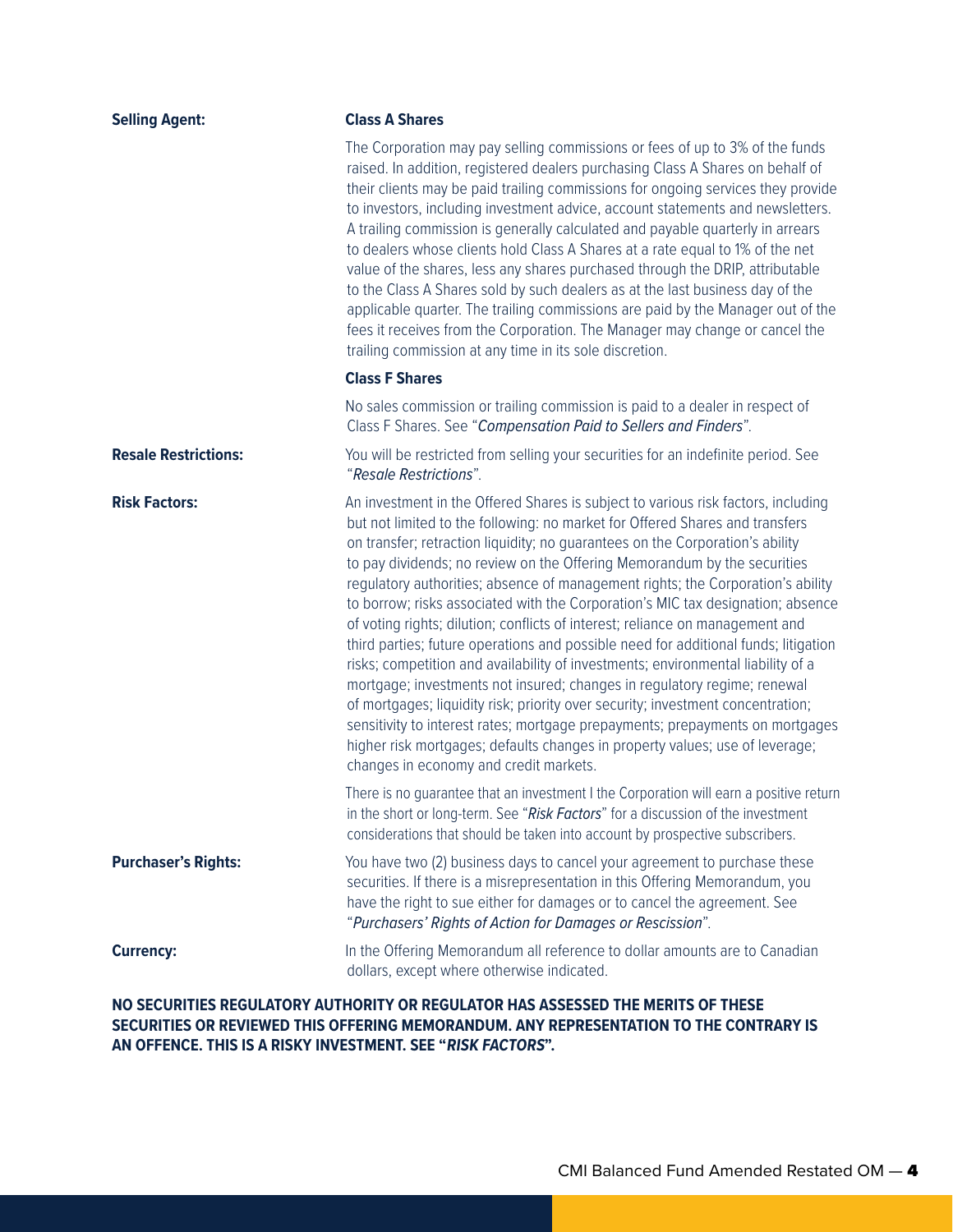**Selling Agent:**

**Class A Shares**

The Corporation may pay selling commissions or fees of up to 3% of the funds raised. In addition, registered dealers purchasing Class A Shares on behalf of their clients may be paid trailing commissions for ongoing services they provide to investors, including investment advice, account statements and newsletters. A trailing commission is generally calculated and payable quarterly in arrears to dealers whose clients hold Class A Shares at a rate equal to 1% of the net value of the shares, less any shares purchased through the DRIP, attributable to the Class A Shares sold by such dealers as at the last business day of the applicable quarter. The trailing commissions are paid by the Manager out of the fees it receives from the Corporation. The Manager may change or cancel the trailing commission at any time in its sole discretion.

**Class F Shares**

No sales commission or trailing commission is paid to a dealer in respect of Class F Shares. See "*Compensation Paid to Sellers and Finders*".

**Resale Restrictions:**

You will be restricted from selling your securities for an indefinite period. See "*Resale Restrictions*".

**Risk Factors:**

An investment in the Offered Shares is subject to various risk factors, including but not limited to the following: no market for Offered Shares and transfers on transfer; retraction liquidity; no guarantees on the Corporation's ability to pay dividends; no review on the Offering Memorandum by the securities regulatory authorities; absence of management rights; the Corporation's ability to borrow; risks associated with the Corporation's MIC tax designation; absence of voting rights; dilution; conflicts of interest; reliance on management and third parties; future operations and possible need for additional funds; litigation risks; competition and availability of investments; environmental liability of a mortgage; investments not insured; changes in regulatory regime; renewal of mortgages; liquidity risk; priority over security; investment concentration; sensitivity to interest rates; mortgage prepayments; prepayments on mortgages higher risk mortgages; defaults changes in property values; use of leverage; changes in economy and credit markets.

There is no guarantee that an investment I the Corporation will earn a positive return in the short or long-term. See "*Risk Factors*" for a discussion of the investment considerations that should be taken into account by prospective subscribers.

**Purchaser's Rights:**

You have two (2) business days to cancel your agreement to purchase these securities. If there is a misrepresentation in this Offering Memorandum, you have the right to sue either for damages or to cancel the agreement. See "*Purchasers' Rights of Action for Damages or Rescission*".

**Currency:**

In the Offering Memorandum all reference to dollar amounts are to Canadian dollars, except where otherwise indicated.

**NO SECURITIES REGULATORY AUTHORITY OR REGULATOR HAS ASSESSED THE MERITS OF THESE SECURITIES OR REVIEWED THIS OFFERING MEMORANDUM. ANY REPRESENTATION TO THE CONTRARY IS AN OFFENCE. THIS IS A RISKY INVESTMENT. SEE "*RISK FACTORS*".**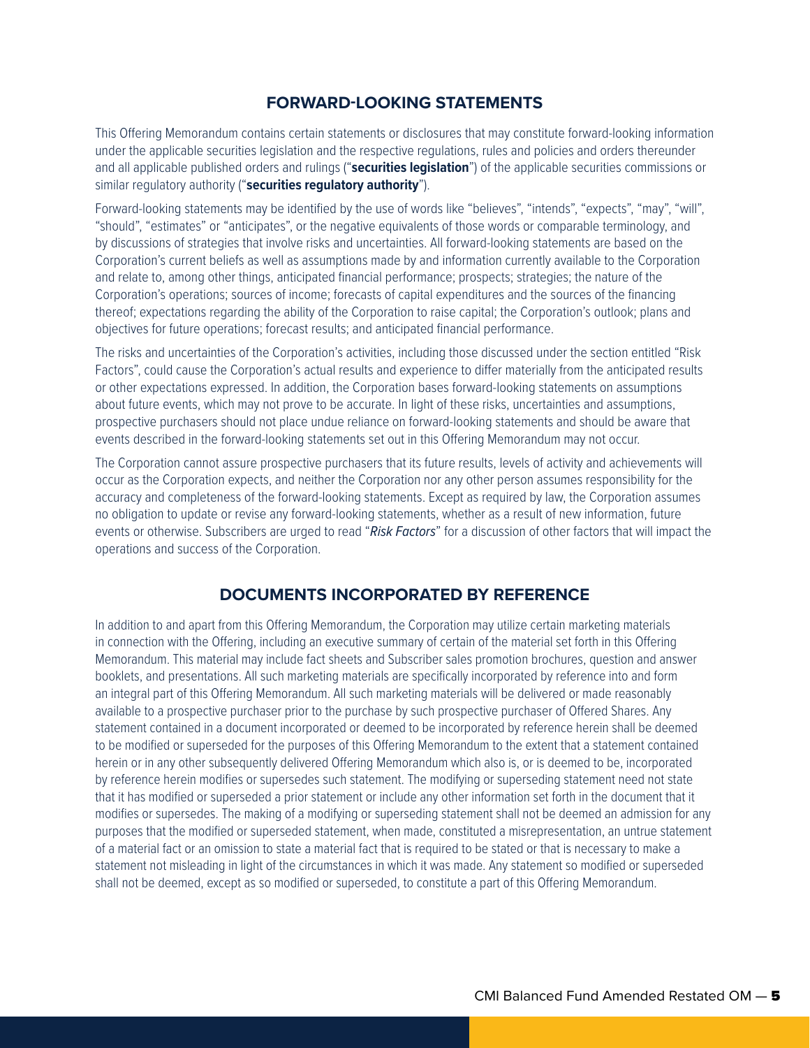## FORWARD-LOOKING STATEMENTS

This Offering Memorandum contains certain statements or disclosures that may constitute forward-looking information under the applicable securities legislation and the respective regulations, rules and policies and orders thereunder and all applicable published orders and rulings ("**securities legislation**") of the applicable securities commissions or similar regulatory authority ("**securities regulatory authority**").

Forward-looking statements may be identified by the use of words like "believes", "intends", "expects", "may", "will", "should", "estimates" or "anticipates", or the negative equivalents of those words or comparable terminology, and by discussions of strategies that involve risks and uncertainties. All forward-looking statements are based on the Corporation's current beliefs as well as assumptions made by and information currently available to the Corporation and relate to, among other things, anticipated financial performance; prospects; strategies; the nature of the Corporation's operations; sources of income; forecasts of capital expenditures and the sources of the financing thereof; expectations regarding the ability of the Corporation to raise capital; the Corporation's outlook; plans and objectives for future operations; forecast results; and anticipated financial performance.

The risks and uncertainties of the Corporation's activities, including those discussed under the section entitled "Risk Factors", could cause the Corporation's actual results and experience to differ materially from the anticipated results or other expectations expressed. In addition, the Corporation bases forward-looking statements on assumptions about future events, which may not prove to be accurate. In light of these risks, uncertainties and assumptions, prospective purchasers should not place undue reliance on forward-looking statements and should be aware that events described in the forward-looking statements set out in this Offering Memorandum may not occur.

The Corporation cannot assure prospective purchasers that its future results, levels of activity and achievements will occur as the Corporation expects, and neither the Corporation nor any other person assumes responsibility for the accuracy and completeness of the forward-looking statements. Except as required by law, the Corporation assumes no obligation to update or revise any forward-looking statements, whether as a result of new information, future events or otherwise. Subscribers are urged to read "*Risk Factors*" for a discussion of other factors that will impact the operations and success of the Corporation.

## DOCUMENTS INCORPORATED BY REFERENCE

In addition to and apart from this Offering Memorandum, the Corporation may utilize certain marketing materials in connection with the Offering, including an executive summary of certain of the material set forth in this Offering Memorandum. This material may include fact sheets and Subscriber sales promotion brochures, question and answer booklets, and presentations. All such marketing materials are specifically incorporated by reference into and form an integral part of this Offering Memorandum. All such marketing materials will be delivered or made reasonably available to a prospective purchaser prior to the purchase by such prospective purchaser of Offered Shares. Any statement contained in a document incorporated or deemed to be incorporated by reference herein shall be deemed to be modified or superseded for the purposes of this Offering Memorandum to the extent that a statement contained herein or in any other subsequently delivered Offering Memorandum which also is, or is deemed to be, incorporated by reference herein modifies or supersedes such statement. The modifying or superseding statement need not state that it has modified or superseded a prior statement or include any other information set forth in the document that it modifies or supersedes. The making of a modifying or superseding statement shall not be deemed an admission for any purposes that the modified or superseded statement, when made, constituted a misrepresentation, an untrue statement of a material fact or an omission to state a material fact that is required to be stated or that is necessary to make a statement not misleading in light of the circumstances in which it was made. Any statement so modified or superseded shall not be deemed, except as so modified or superseded, to constitute a part of this Offering Memorandum.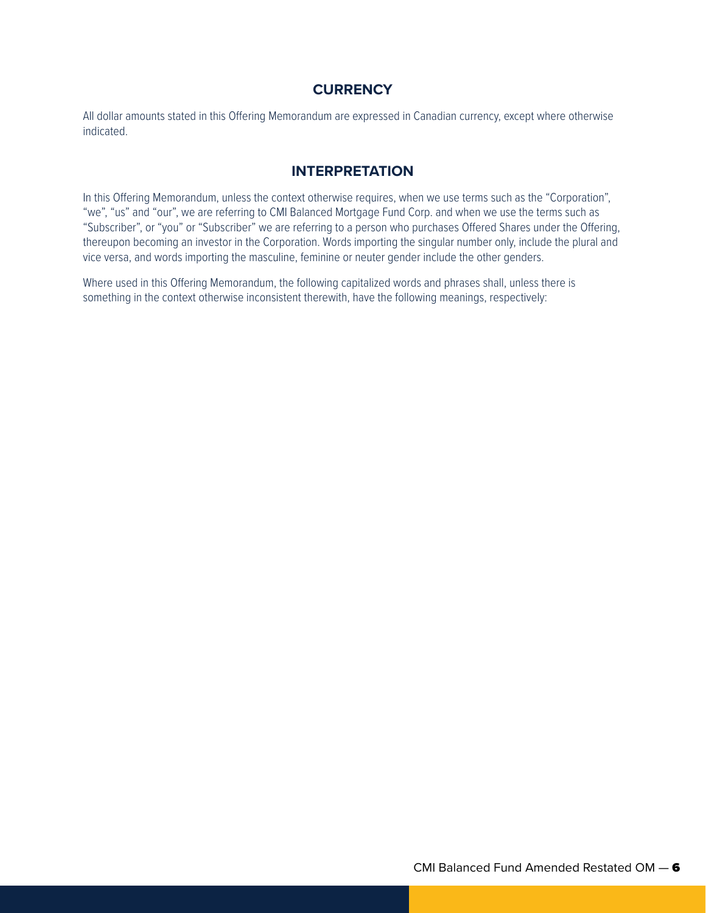## CURRENCY

All dollar amounts stated in this Offering Memorandum are expressed in Canadian currency, except where otherwise indicated.

## INTERPRETATION

In this Offering Memorandum, unless the context otherwise requires, when we use terms such as the "Corporation", "we", "us" and "our", we are referring to CMI Balanced Mortgage Fund Corp. and when we use the terms such as "Subscriber", or "you" or "Subscriber" we are referring to a person who purchases Offered Shares under the Offering, thereupon becoming an investor in the Corporation. Words importing the singular number only, include the plural and vice versa, and words importing the masculine, feminine or neuter gender include the other genders.

Where used in this Offering Memorandum, the following capitalized words and phrases shall, unless there is something in the context otherwise inconsistent therewith, have the following meanings, respectively: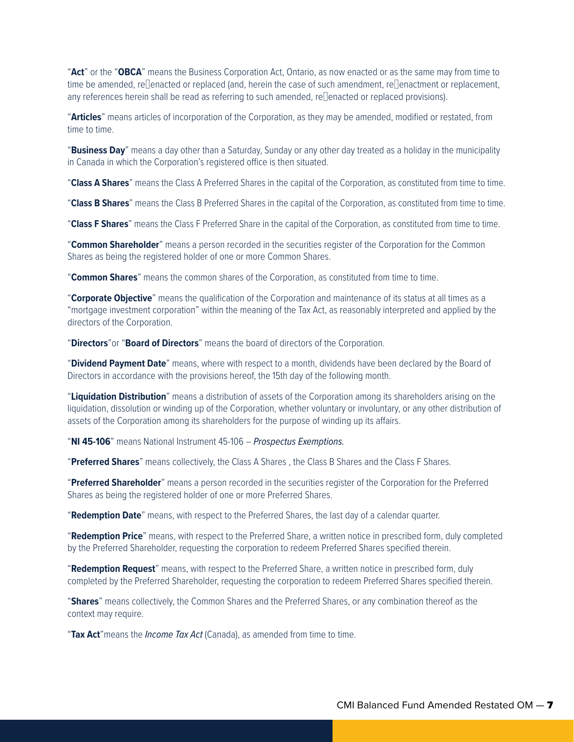"**Act**" or the "**OBCA**" means the Business Corporation Act, Ontario, as now enacted or as the same may from time to time be amended, re‑enacted or replaced (and, herein the case of such amendment, re‑enactment or replacement, any references herein shall be read as referring to such amended, re‑enacted or replaced provisions).

"**Articles**" means articles of incorporation of the Corporation, as they may be amended, modified or restated, from time to time.

"**Business Day**" means a day other than a Saturday, Sunday or any other day treated as a holiday in the municipality in Canada in which the Corporation's registered office is then situated.

"**Class A Shares**" means the Class A Preferred Shares in the capital of the Corporation, as constituted from time to time.

"**Class B Shares**" means the Class B Preferred Shares in the capital of the Corporation, as constituted from time to time.

"**Class F Shares**" means the Class F Preferred Share in the capital of the Corporation, as constituted from time to time.

"**Common Shareholder**" means a person recorded in the securities register of the Corporation for the Common Shares as being the registered holder of one or more Common Shares.

"**Common Shares**" means the common shares of the Corporation, as constituted from time to time.

"**Corporate Objective**" means the qualification of the Corporation and maintenance of its status at all times as a "mortgage investment corporation" within the meaning of the Tax Act, as reasonably interpreted and applied by the directors of the Corporation.

"**Directors**"or "**Board of Directors**" means the board of directors of the Corporation.

"**Dividend Payment Date**" means, where with respect to a month, dividends have been declared by the Board of Directors in accordance with the provisions hereof, the 15th day of the following month.

"**Liquidation Distribution**" means a distribution of assets of the Corporation among its shareholders arising on the liquidation, dissolution or winding up of the Corporation, whether voluntary or involuntary, or any other distribution of assets of the Corporation among its shareholders for the purpose of winding up its affairs.

"**NI 45-106**" means National Instrument 45-106 – *Prospectus Exemptions.*

"**Preferred Shares**" means collectively, the Class A Shares , the Class B Shares and the Class F Shares.

"**Preferred Shareholder**" means a person recorded in the securities register of the Corporation for the Preferred Shares as being the registered holder of one or more Preferred Shares.

"**Redemption Date**" means, with respect to the Preferred Shares, the last day of a calendar quarter.

"**Redemption Price**" means, with respect to the Preferred Share, a written notice in prescribed form, duly completed by the Preferred Shareholder, requesting the corporation to redeem Preferred Shares specified therein.

"**Redemption Request**" means, with respect to the Preferred Share, a written notice in prescribed form, duly completed by the Preferred Shareholder, requesting the corporation to redeem Preferred Shares specified therein.

"**Shares**" means collectively, the Common Shares and the Preferred Shares, or any combination thereof as the context may require.

"**Tax Act**"means the *Income Tax Act* (Canada), as amended from time to time.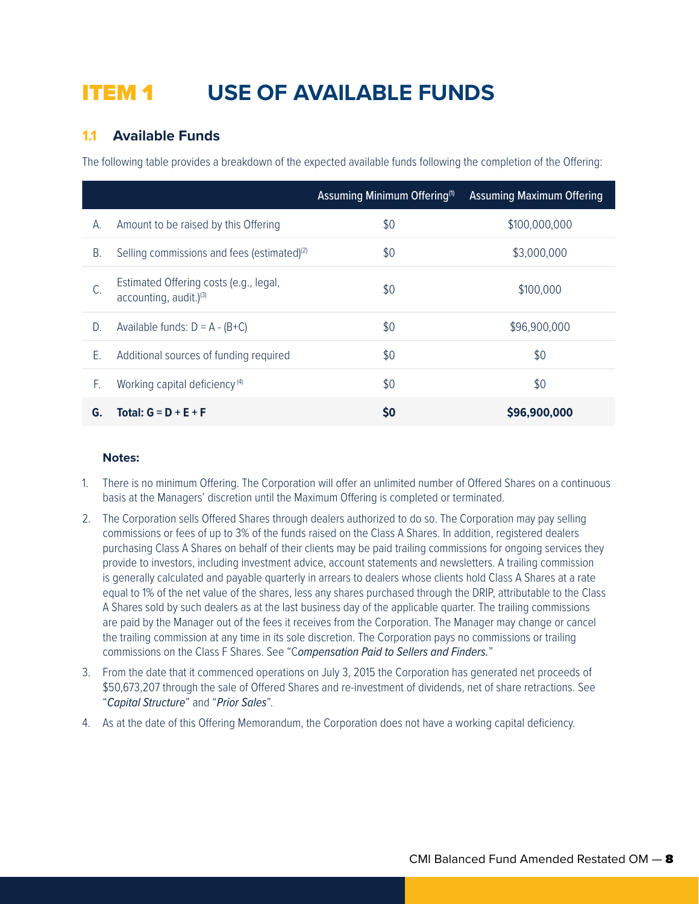# ITEM 1 USE OF AVAILABLE FUNDS

## 1.1 Available Funds

The following table provides a breakdown of the expected available funds following the completion of the Offering:

| | | Assuming Minimum Offering[1] | Assuming Maximum Offering |
|---|---|---|---|
| A. | Amount to be raised by this Offering | $0 | $100,000,000 |
| B. | Selling commissions and fees (estimated)[2] | $0 | $3,000,000 |
| C. | Estimated Offering costs (e.g., legal, accounting, audit.)[3] | $0 | $100,000 |
| D. | Available funds: D = A - (B+C) | $0 | $96,900,000 |
| E. | Additional sources of funding required | $0 | $0 |
| F. | Working capital deficiency [4] | $0 | $0 |
| **G.** | **Total: G = D + E + F** | **$0** | **$96,900,000** |

**Notes:**

1. There is no minimum Offering. The Corporation will offer an unlimited number of Offered Shares on a continuous basis at the Managers' discretion until the Maximum Offering is completed or terminated.
2. The Corporation sells Offered Shares through dealers authorized to do so. The Corporation may pay selling commissions or fees of up to 3% of the funds raised on the Class A Shares. In addition, registered dealers purchasing Class A Shares on behalf of their clients may be paid trailing commissions for ongoing services they provide to investors, including investment advice, account statements and newsletters. A trailing commission is generally calculated and payable quarterly in arrears to dealers whose clients hold Class A Shares at a rate equal to 1% of the net value of the shares, less any shares purchased through the DRIP, attributable to the Class A Shares sold by such dealers as at the last business day of the applicable quarter. The trailing commissions are paid by the Manager out of the fees it receives from the Corporation. The Manager may change or cancel the trailing commission at any time in its sole discretion. The Corporation pays no commissions or trailing commissions on the Class F Shares. See "*Compensation Paid to Sellers and Finders.*"
3. From the date that it commenced operations on July 3, 2015 the Corporation has generated net proceeds of $50,673,207 through the sale of Offered Shares and re-investment of dividends, net of share retractions. See "*Capital Structure*" and "*Prior Sales*".
4. As at the date of this Offering Memorandum, the Corporation does not have a working capital deficiency.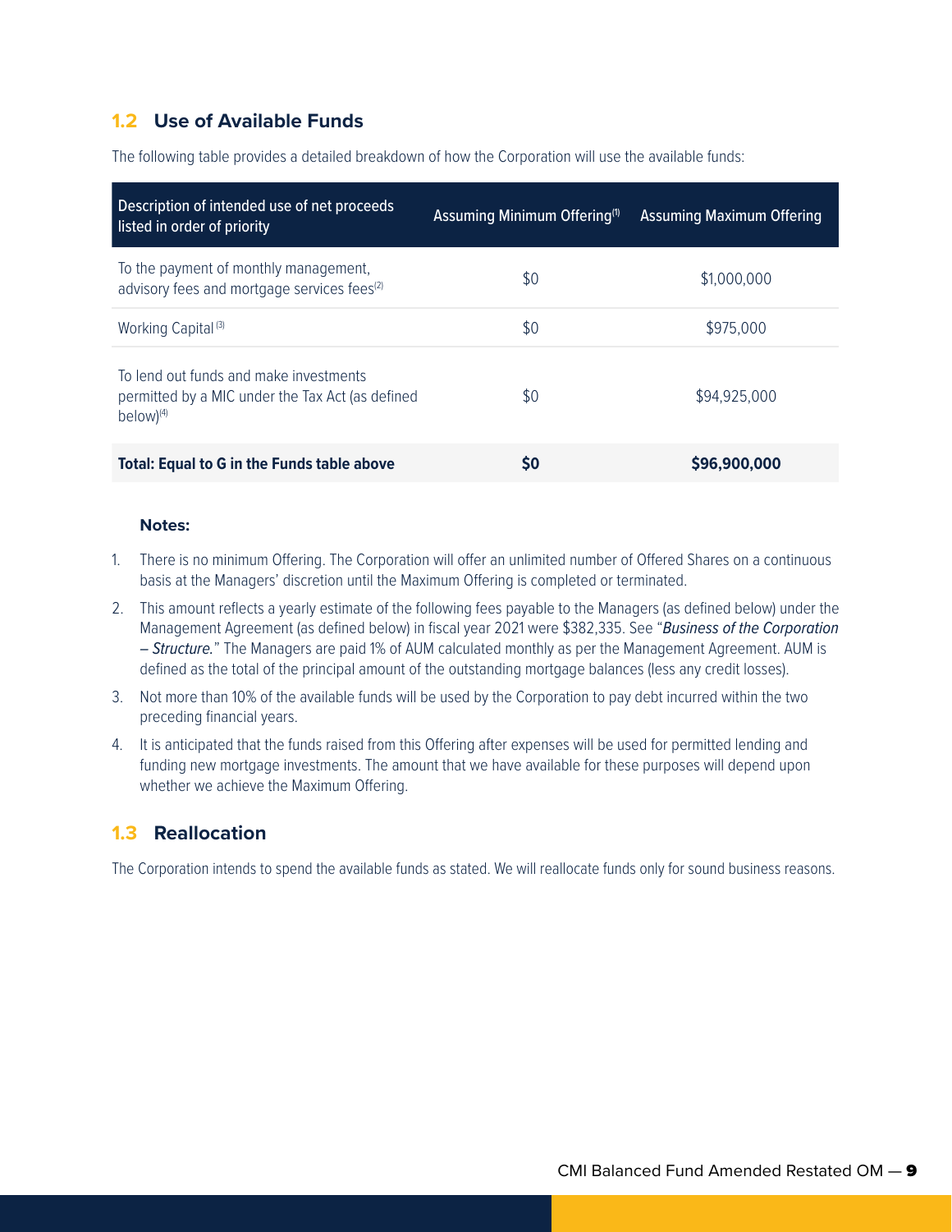## 1.2 Use of Available Funds

The following table provides a detailed breakdown of how the Corporation will use the available funds:

| Description of intended use of net proceeds listed in order of priority | Assuming Minimum Offering[1] | Assuming Maximum Offering |
|---|---|---|
| To the payment of monthly management, advisory fees and mortgage services fees[2] | $0 | $1,000,000 |
| Working Capital [3] | $0 | $975,000 |
| To lend out funds and make investments permitted by a MIC under the Tax Act (as defined below)[4] | $0 | $94,925,000 |
| **Total: Equal to G in the Funds table above** | **$0** | **$96,900,000** |

**Notes:**

1. There is no minimum Offering. The Corporation will offer an unlimited number of Offered Shares on a continuous basis at the Managers' discretion until the Maximum Offering is completed or terminated.
2. This amount reflects a yearly estimate of the following fees payable to the Managers (as defined below) under the Management Agreement (as defined below) in fiscal year 2021 were $382,335. See "*Business of the Corporation – Structure.*" The Managers are paid 1% of AUM calculated monthly as per the Management Agreement. AUM is defined as the total of the principal amount of the outstanding mortgage balances (less any credit losses).
3. Not more than 10% of the available funds will be used by the Corporation to pay debt incurred within the two preceding financial years.
4. It is anticipated that the funds raised from this Offering after expenses will be used for permitted lending and funding new mortgage investments. The amount that we have available for these purposes will depend upon whether we achieve the Maximum Offering.

## 1.3 Reallocation

The Corporation intends to spend the available funds as stated. We will reallocate funds only for sound business reasons.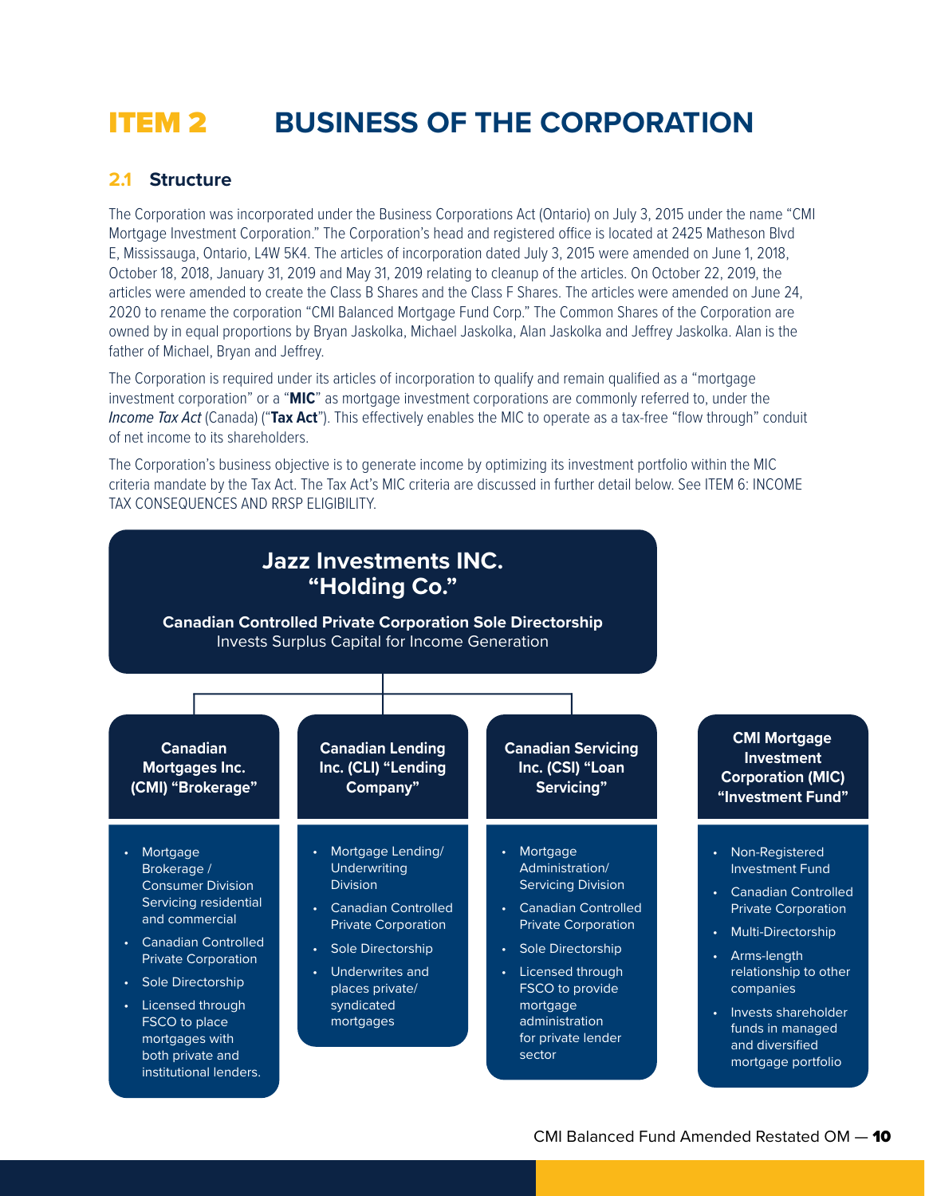# ITEM 2 BUSINESS OF THE CORPORATION

## 2.1 Structure

The Corporation was incorporated under the Business Corporations Act (Ontario) on July 3, 2015 under the name "CMI Mortgage Investment Corporation." The Corporation's head and registered office is located at 2425 Matheson Blvd E, Mississauga, Ontario, L4W 5K4. The articles of incorporation dated July 3, 2015 were amended on June 1, 2018, October 18, 2018, January 31, 2019 and May 31, 2019 relating to cleanup of the articles. On October 22, 2019, the articles were amended to create the Class B Shares and the Class F Shares. The articles were amended on June 24, 2020 to rename the corporation "CMI Balanced Mortgage Fund Corp." The Common Shares of the Corporation are owned by in equal proportions by Bryan Jaskolka, Michael Jaskolka, Alan Jaskolka and Jeffrey Jaskolka. Alan is the father of Michael, Bryan and Jeffrey.

The Corporation is required under its articles of incorporation to qualify and remain qualified as a "mortgage investment corporation" or a "**MIC**" as mortgage investment corporations are commonly referred to, under the *Income Tax Act* (Canada) ("**Tax Act**"). This effectively enables the MIC to operate as a tax-free "flow through" conduit of net income to its shareholders.

The Corporation's business objective is to generate income by optimizing its investment portfolio within the MIC criteria mandate by the Tax Act. The Tax Act's MIC criteria are discussed in further detail below. See ITEM 6: INCOME TAX CONSEQUENCES AND RRSP ELIGIBILITY.

**Jazz Investments INC. "Holding Co."**

**Canadian Controlled Private Corporation Sole Directorship**
Invests Surplus Capital for Income Generation

**Canadian Mortgages Inc. (CMI) "Brokerage"**

- Mortgage Brokerage / Consumer Division Servicing residential and commercial
- Canadian Controlled Private Corporation
- Sole Directorship
- Licensed through FSCO to place mortgages with both private and institutional lenders.

**Canadian Lending Inc. (CLI) "Lending Company"**

- Mortgage Lending/ Underwriting Division
- Canadian Controlled Private Corporation
- Sole Directorship
- Underwrites and places private/ syndicated mortgages

**Canadian Servicing Inc. (CSI) "Loan Servicing"**

- Mortgage Administration/ Servicing Division
- Canadian Controlled Private Corporation
- Sole Directorship
- Licensed through FSCO to provide mortgage administration for private lender sector

**CMI Mortgage Investment Corporation (MIC) "Investment Fund"**

- Non-Registered Investment Fund
- Canadian Controlled Private Corporation
- Multi-Directorship
- Arms-length relationship to other companies
- Invests shareholder funds in managed and diversified mortgage portfolio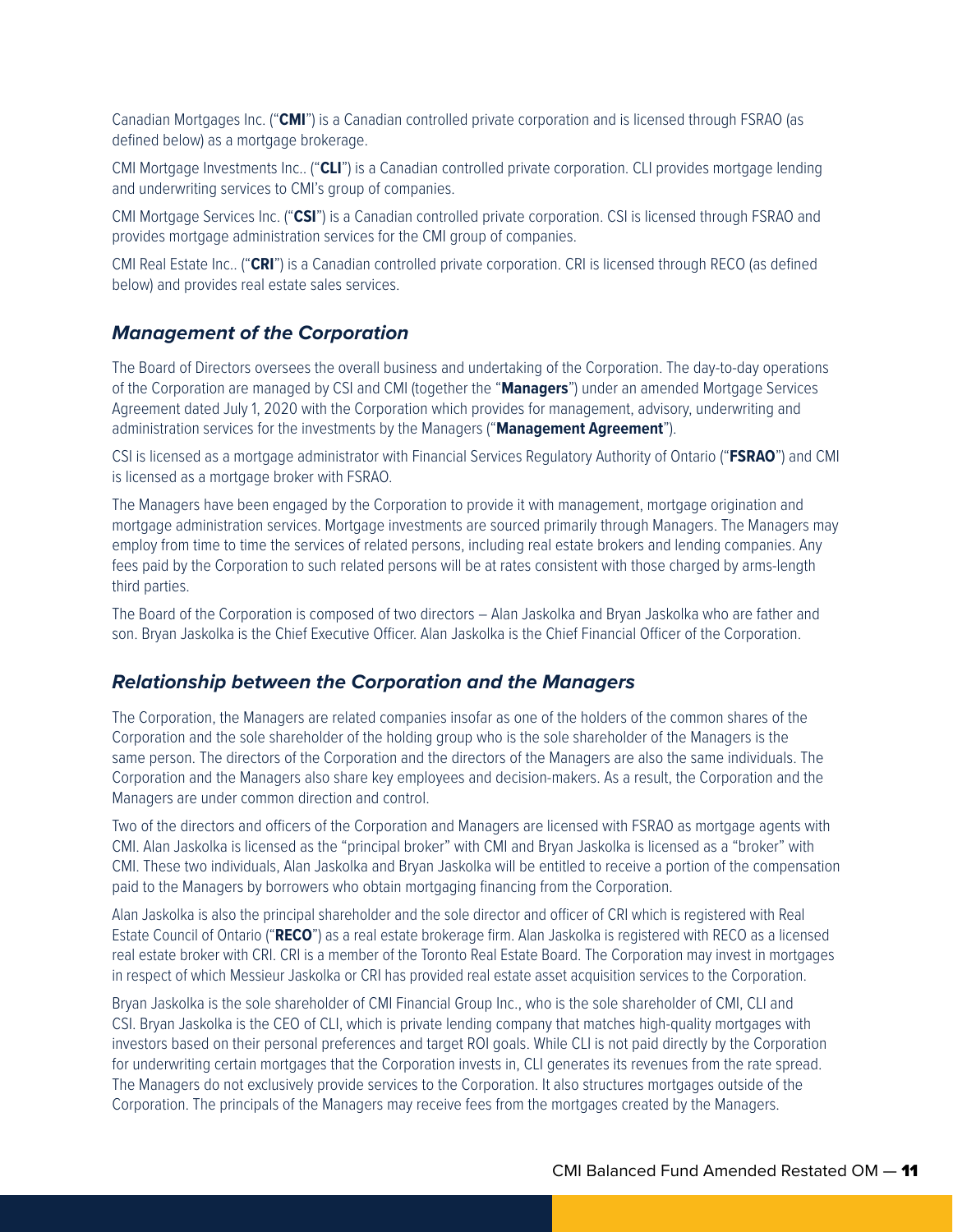Canadian Mortgages Inc. ("**CMI**") is a Canadian controlled private corporation and is licensed through FSRAO (as defined below) as a mortgage brokerage.

CMI Mortgage Investments Inc.. ("**CLI**") is a Canadian controlled private corporation. CLI provides mortgage lending and underwriting services to CMI's group of companies.

CMI Mortgage Services Inc. ("**CSI**") is a Canadian controlled private corporation. CSI is licensed through FSRAO and provides mortgage administration services for the CMI group of companies.

CMI Real Estate Inc.. ("**CRI**") is a Canadian controlled private corporation. CRI is licensed through RECO (as defined below) and provides real estate sales services.

### *Management of the Corporation*

The Board of Directors oversees the overall business and undertaking of the Corporation. The day-to-day operations of the Corporation are managed by CSI and CMI (together the "**Managers**") under an amended Mortgage Services Agreement dated July 1, 2020 with the Corporation which provides for management, advisory, underwriting and administration services for the investments by the Managers ("**Management Agreement**").

CSI is licensed as a mortgage administrator with Financial Services Regulatory Authority of Ontario ("**FSRAO**") and CMI is licensed as a mortgage broker with FSRAO.

The Managers have been engaged by the Corporation to provide it with management, mortgage origination and mortgage administration services. Mortgage investments are sourced primarily through Managers. The Managers may employ from time to time the services of related persons, including real estate brokers and lending companies. Any fees paid by the Corporation to such related persons will be at rates consistent with those charged by arms-length third parties.

The Board of the Corporation is composed of two directors – Alan Jaskolka and Bryan Jaskolka who are father and son. Bryan Jaskolka is the Chief Executive Officer. Alan Jaskolka is the Chief Financial Officer of the Corporation.

### *Relationship between the Corporation and the Managers*

The Corporation, the Managers are related companies insofar as one of the holders of the common shares of the Corporation and the sole shareholder of the holding group who is the sole shareholder of the Managers is the same person. The directors of the Corporation and the directors of the Managers are also the same individuals. The Corporation and the Managers also share key employees and decision-makers. As a result, the Corporation and the Managers are under common direction and control.

Two of the directors and officers of the Corporation and Managers are licensed with FSRAO as mortgage agents with CMI. Alan Jaskolka is licensed as the "principal broker" with CMI and Bryan Jaskolka is licensed as a "broker" with CMI. These two individuals, Alan Jaskolka and Bryan Jaskolka will be entitled to receive a portion of the compensation paid to the Managers by borrowers who obtain mortgaging financing from the Corporation.

Alan Jaskolka is also the principal shareholder and the sole director and officer of CRI which is registered with Real Estate Council of Ontario ("**RECO**") as a real estate brokerage firm. Alan Jaskolka is registered with RECO as a licensed real estate broker with CRI. CRI is a member of the Toronto Real Estate Board. The Corporation may invest in mortgages in respect of which Messieur Jaskolka or CRI has provided real estate asset acquisition services to the Corporation.

Bryan Jaskolka is the sole shareholder of CMI Financial Group Inc., who is the sole shareholder of CMI, CLI and CSI. Bryan Jaskolka is the CEO of CLI, which is private lending company that matches high-quality mortgages with investors based on their personal preferences and target ROI goals. While CLI is not paid directly by the Corporation for underwriting certain mortgages that the Corporation invests in, CLI generates its revenues from the rate spread. The Managers do not exclusively provide services to the Corporation. It also structures mortgages outside of the Corporation. The principals of the Managers may receive fees from the mortgages created by the Managers.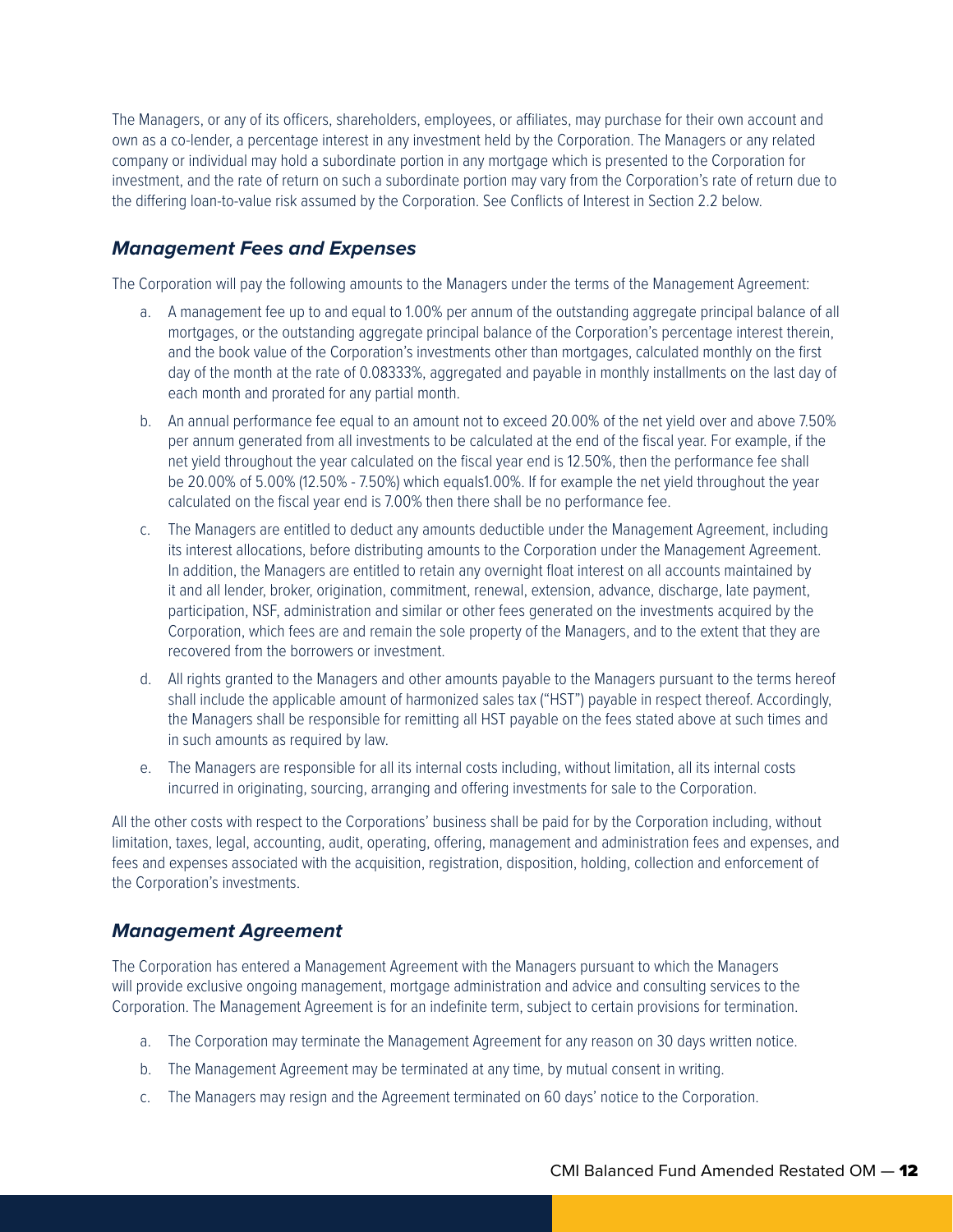The Managers, or any of its officers, shareholders, employees, or affiliates, may purchase for their own account and own as a co-lender, a percentage interest in any investment held by the Corporation. The Managers or any related company or individual may hold a subordinate portion in any mortgage which is presented to the Corporation for investment, and the rate of return on such a subordinate portion may vary from the Corporation's rate of return due to the differing loan-to-value risk assumed by the Corporation. See Conflicts of Interest in Section 2.2 below.

### *Management Fees and Expenses*

The Corporation will pay the following amounts to the Managers under the terms of the Management Agreement:

a. A management fee up to and equal to 1.00% per annum of the outstanding aggregate principal balance of all mortgages, or the outstanding aggregate principal balance of the Corporation's percentage interest therein, and the book value of the Corporation's investments other than mortgages, calculated monthly on the first day of the month at the rate of 0.08333%, aggregated and payable in monthly installments on the last day of each month and prorated for any partial month.

b. An annual performance fee equal to an amount not to exceed 20.00% of the net yield over and above 7.50% per annum generated from all investments to be calculated at the end of the fiscal year. For example, if the net yield throughout the year calculated on the fiscal year end is 12.50%, then the performance fee shall be 20.00% of 5.00% (12.50% - 7.50%) which equals1.00%. If for example the net yield throughout the year calculated on the fiscal year end is 7.00% then there shall be no performance fee.

c. The Managers are entitled to deduct any amounts deductible under the Management Agreement, including its interest allocations, before distributing amounts to the Corporation under the Management Agreement. In addition, the Managers are entitled to retain any overnight float interest on all accounts maintained by it and all lender, broker, origination, commitment, renewal, extension, advance, discharge, late payment, participation, NSF, administration and similar or other fees generated on the investments acquired by the Corporation, which fees are and remain the sole property of the Managers, and to the extent that they are recovered from the borrowers or investment.

d. All rights granted to the Managers and other amounts payable to the Managers pursuant to the terms hereof shall include the applicable amount of harmonized sales tax ("HST") payable in respect thereof. Accordingly, the Managers shall be responsible for remitting all HST payable on the fees stated above at such times and in such amounts as required by law.

e. The Managers are responsible for all its internal costs including, without limitation, all its internal costs incurred in originating, sourcing, arranging and offering investments for sale to the Corporation.

All the other costs with respect to the Corporations' business shall be paid for by the Corporation including, without limitation, taxes, legal, accounting, audit, operating, offering, management and administration fees and expenses, and fees and expenses associated with the acquisition, registration, disposition, holding, collection and enforcement of the Corporation's investments.

### *Management Agreement*

The Corporation has entered a Management Agreement with the Managers pursuant to which the Managers will provide exclusive ongoing management, mortgage administration and advice and consulting services to the Corporation. The Management Agreement is for an indefinite term, subject to certain provisions for termination.

a. The Corporation may terminate the Management Agreement for any reason on 30 days written notice.

b. The Management Agreement may be terminated at any time, by mutual consent in writing.

c. The Managers may resign and the Agreement terminated on 60 days' notice to the Corporation.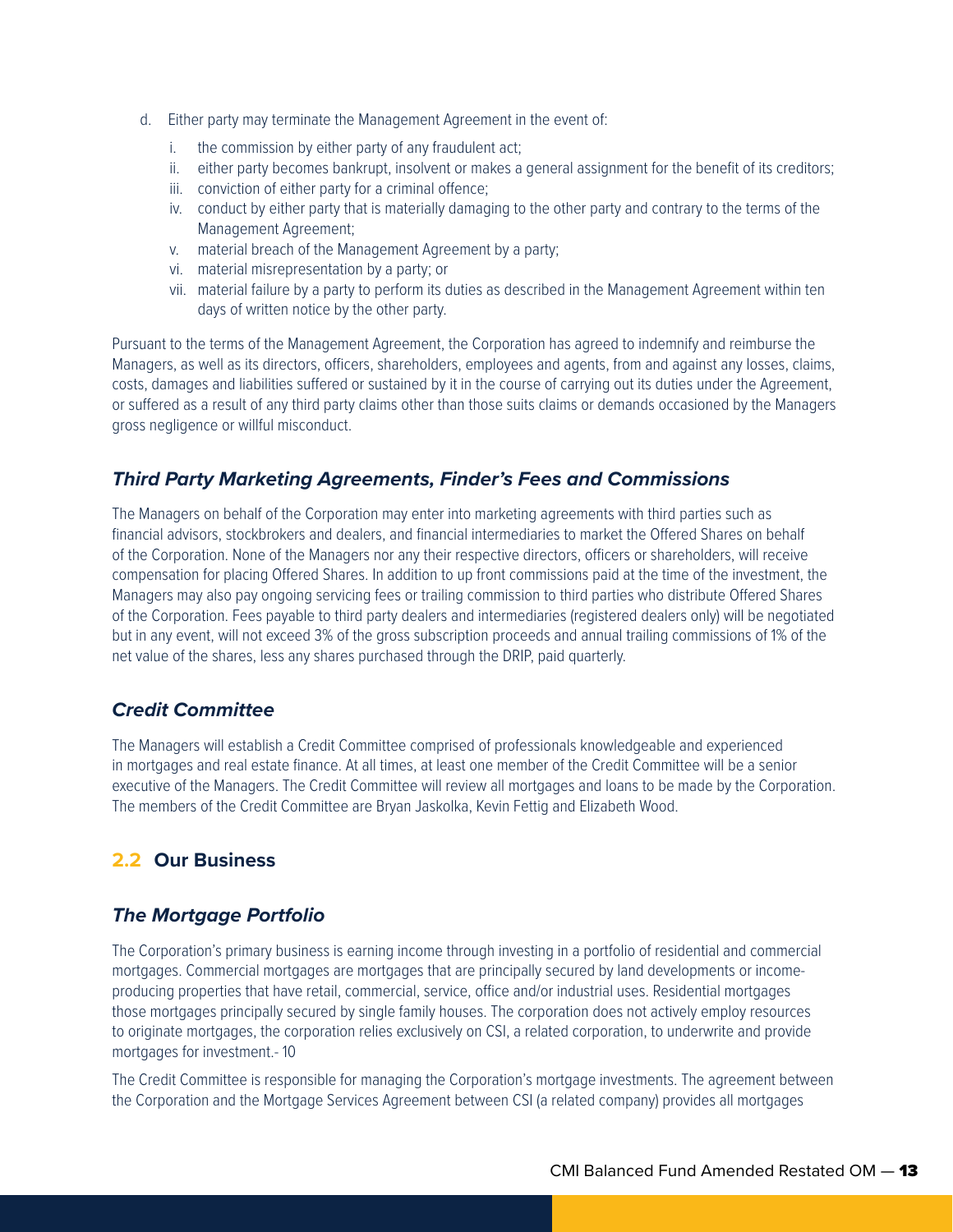d. Either party may terminate the Management Agreement in the event of:

   i. the commission by either party of any fraudulent act;
   ii. either party becomes bankrupt, insolvent or makes a general assignment for the benefit of its creditors;
   iii. conviction of either party for a criminal offence;
   iv. conduct by either party that is materially damaging to the other party and contrary to the terms of the Management Agreement;
   v. material breach of the Management Agreement by a party;
   vi. material misrepresentation by a party; or
   vii. material failure by a party to perform its duties as described in the Management Agreement within ten days of written notice by the other party.

Pursuant to the terms of the Management Agreement, the Corporation has agreed to indemnify and reimburse the Managers, as well as its directors, officers, shareholders, employees and agents, from and against any losses, claims, costs, damages and liabilities suffered or sustained by it in the course of carrying out its duties under the Agreement, or suffered as a result of any third party claims other than those suits claims or demands occasioned by the Managers gross negligence or willful misconduct.

### *Third Party Marketing Agreements, Finder's Fees and Commissions*

The Managers on behalf of the Corporation may enter into marketing agreements with third parties such as financial advisors, stockbrokers and dealers, and financial intermediaries to market the Offered Shares on behalf of the Corporation. None of the Managers nor any their respective directors, officers or shareholders, will receive compensation for placing Offered Shares. In addition to up front commissions paid at the time of the investment, the Managers may also pay ongoing servicing fees or trailing commission to third parties who distribute Offered Shares of the Corporation. Fees payable to third party dealers and intermediaries (registered dealers only) will be negotiated but in any event, will not exceed 3% of the gross subscription proceeds and annual trailing commissions of 1% of the net value of the shares, less any shares purchased through the DRIP, paid quarterly.

### *Credit Committee*

The Managers will establish a Credit Committee comprised of professionals knowledgeable and experienced in mortgages and real estate finance. At all times, at least one member of the Credit Committee will be a senior executive of the Managers. The Credit Committee will review all mortgages and loans to be made by the Corporation. The members of the Credit Committee are Bryan Jaskolka, Kevin Fettig and Elizabeth Wood.

## 2.2 Our Business

### *The Mortgage Portfolio*

The Corporation's primary business is earning income through investing in a portfolio of residential and commercial mortgages. Commercial mortgages are mortgages that are principally secured by land developments or income-producing properties that have retail, commercial, service, office and/or industrial uses. Residential mortgages those mortgages principally secured by single family houses. The corporation does not actively employ resources to originate mortgages, the corporation relies exclusively on CSI, a related corporation, to underwrite and provide mortgages for investment.- 10

The Credit Committee is responsible for managing the Corporation's mortgage investments. The agreement between the Corporation and the Mortgage Services Agreement between CSI (a related company) provides all mortgages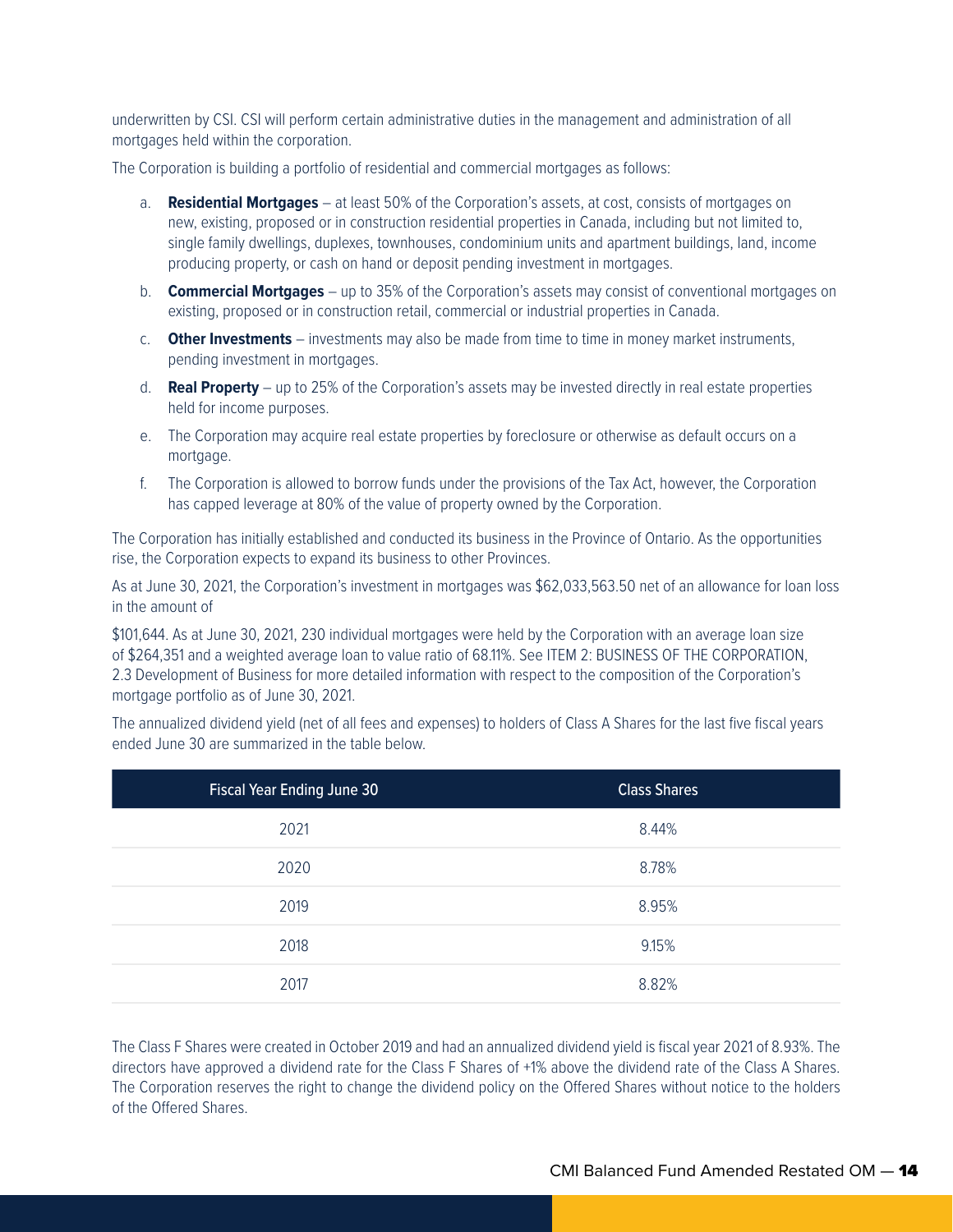underwritten by CSI. CSI will perform certain administrative duties in the management and administration of all mortgages held within the corporation.

The Corporation is building a portfolio of residential and commercial mortgages as follows:

a. **Residential Mortgages** – at least 50% of the Corporation's assets, at cost, consists of mortgages on new, existing, proposed or in construction residential properties in Canada, including but not limited to, single family dwellings, duplexes, townhouses, condominium units and apartment buildings, land, income producing property, or cash on hand or deposit pending investment in mortgages.

b. **Commercial Mortgages** – up to 35% of the Corporation's assets may consist of conventional mortgages on existing, proposed or in construction retail, commercial or industrial properties in Canada.

c. **Other Investments** – investments may also be made from time to time in money market instruments, pending investment in mortgages.

d. **Real Property** – up to 25% of the Corporation's assets may be invested directly in real estate properties held for income purposes.

e. The Corporation may acquire real estate properties by foreclosure or otherwise as default occurs on a mortgage.

f. The Corporation is allowed to borrow funds under the provisions of the Tax Act, however, the Corporation has capped leverage at 80% of the value of property owned by the Corporation.

The Corporation has initially established and conducted its business in the Province of Ontario. As the opportunities rise, the Corporation expects to expand its business to other Provinces.

As at June 30, 2021, the Corporation's investment in mortgages was $62,033,563.50 net of an allowance for loan loss in the amount of

$101,644. As at June 30, 2021, 230 individual mortgages were held by the Corporation with an average loan size of $264,351 and a weighted average loan to value ratio of 68.11%. See ITEM 2: BUSINESS OF THE CORPORATION, 2.3 Development of Business for more detailed information with respect to the composition of the Corporation's mortgage portfolio as of June 30, 2021.

The annualized dividend yield (net of all fees and expenses) to holders of Class A Shares for the last five fiscal years ended June 30 are summarized in the table below.

| Fiscal Year Ending June 30 | Class Shares |
|---|---|
| 2021 | 8.44% |
| 2020 | 8.78% |
| 2019 | 8.95% |
| 2018 | 9.15% |
| 2017 | 8.82% |

The Class F Shares were created in October 2019 and had an annualized dividend yield is fiscal year 2021 of 8.93%. The directors have approved a dividend rate for the Class F Shares of +1% above the dividend rate of the Class A Shares. The Corporation reserves the right to change the dividend policy on the Offered Shares without notice to the holders of the Offered Shares.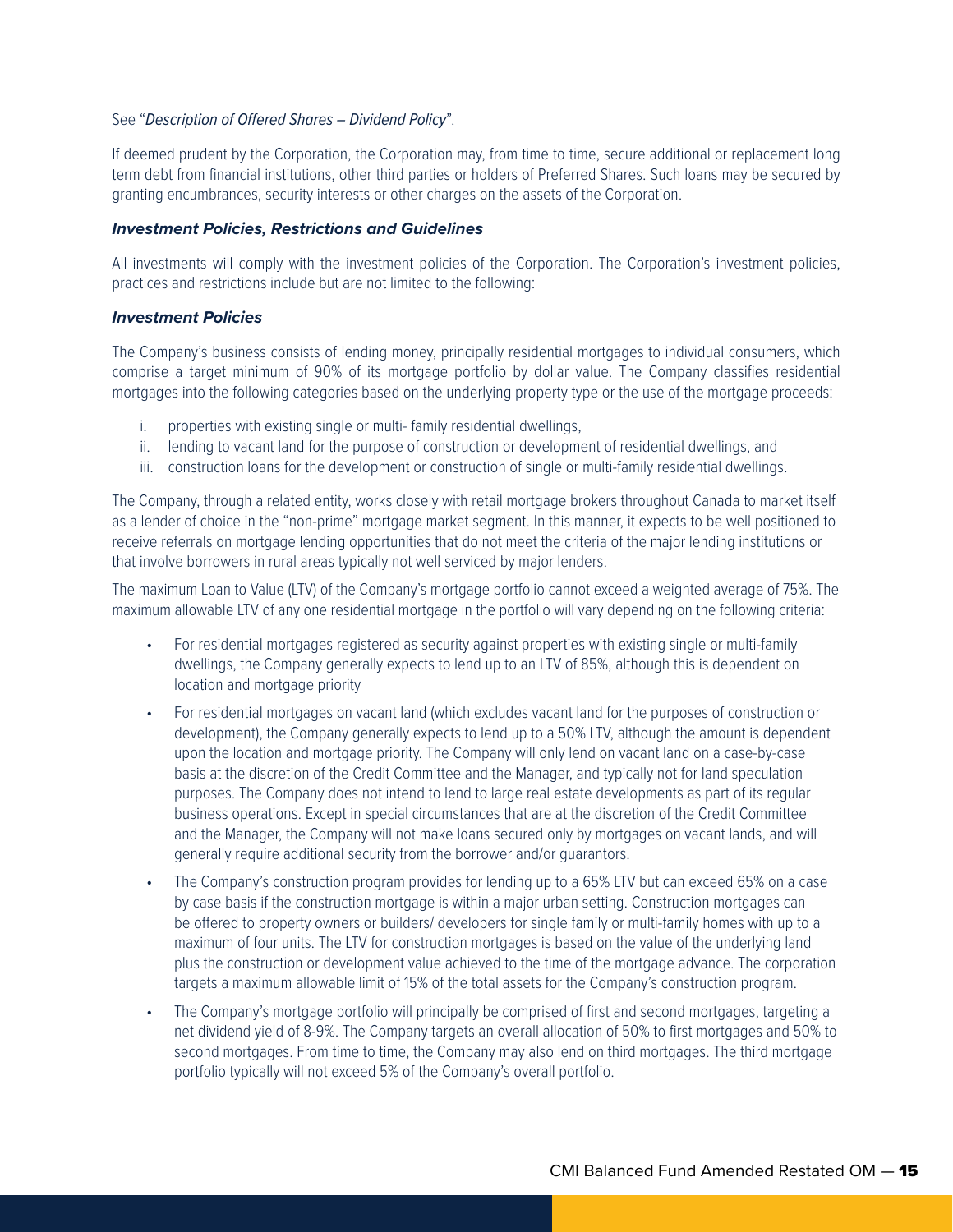See "*Description of Offered Shares – Dividend Policy*".

If deemed prudent by the Corporation, the Corporation may, from time to time, secure additional or replacement long term debt from financial institutions, other third parties or holders of Preferred Shares. Such loans may be secured by granting encumbrances, security interests or other charges on the assets of the Corporation.

### *Investment Policies, Restrictions and Guidelines*

All investments will comply with the investment policies of the Corporation. The Corporation's investment policies, practices and restrictions include but are not limited to the following:

### *Investment Policies*

The Company's business consists of lending money, principally residential mortgages to individual consumers, which comprise a target minimum of 90% of its mortgage portfolio by dollar value. The Company classifies residential mortgages into the following categories based on the underlying property type or the use of the mortgage proceeds:

i. properties with existing single or multi- family residential dwellings,
ii. lending to vacant land for the purpose of construction or development of residential dwellings, and
iii. construction loans for the development or construction of single or multi-family residential dwellings.

The Company, through a related entity, works closely with retail mortgage brokers throughout Canada to market itself as a lender of choice in the "non-prime" mortgage market segment. In this manner, it expects to be well positioned to receive referrals on mortgage lending opportunities that do not meet the criteria of the major lending institutions or that involve borrowers in rural areas typically not well serviced by major lenders.

The maximum Loan to Value (LTV) of the Company's mortgage portfolio cannot exceed a weighted average of 75%. The maximum allowable LTV of any one residential mortgage in the portfolio will vary depending on the following criteria:

- For residential mortgages registered as security against properties with existing single or multi-family dwellings, the Company generally expects to lend up to an LTV of 85%, although this is dependent on location and mortgage priority
- For residential mortgages on vacant land (which excludes vacant land for the purposes of construction or development), the Company generally expects to lend up to a 50% LTV, although the amount is dependent upon the location and mortgage priority. The Company will only lend on vacant land on a case-by-case basis at the discretion of the Credit Committee and the Manager, and typically not for land speculation purposes. The Company does not intend to lend to large real estate developments as part of its regular business operations. Except in special circumstances that are at the discretion of the Credit Committee and the Manager, the Company will not make loans secured only by mortgages on vacant lands, and will generally require additional security from the borrower and/or guarantors.
- The Company's construction program provides for lending up to a 65% LTV but can exceed 65% on a case by case basis if the construction mortgage is within a major urban setting. Construction mortgages can be offered to property owners or builders/ developers for single family or multi-family homes with up to a maximum of four units. The LTV for construction mortgages is based on the value of the underlying land plus the construction or development value achieved to the time of the mortgage advance. The corporation targets a maximum allowable limit of 15% of the total assets for the Company's construction program.
- The Company's mortgage portfolio will principally be comprised of first and second mortgages, targeting a net dividend yield of 8-9%. The Company targets an overall allocation of 50% to first mortgages and 50% to second mortgages. From time to time, the Company may also lend on third mortgages. The third mortgage portfolio typically will not exceed 5% of the Company's overall portfolio.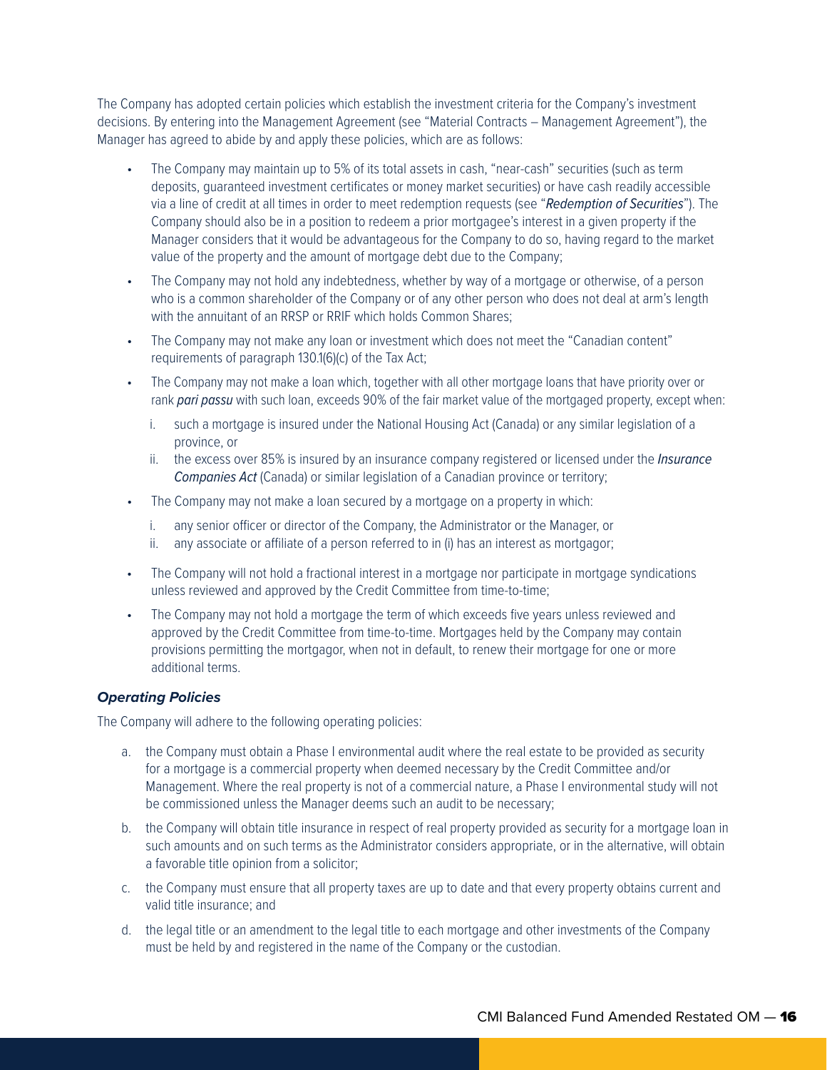The Company has adopted certain policies which establish the investment criteria for the Company's investment decisions. By entering into the Management Agreement (see "Material Contracts – Management Agreement"), the Manager has agreed to abide by and apply these policies, which are as follows:

- The Company may maintain up to 5% of its total assets in cash, "near-cash" securities (such as term deposits, guaranteed investment certificates or money market securities) or have cash readily accessible via a line of credit at all times in order to meet redemption requests (see "*Redemption of Securities*"). The Company should also be in a position to redeem a prior mortgagee's interest in a given property if the Manager considers that it would be advantageous for the Company to do so, having regard to the market value of the property and the amount of mortgage debt due to the Company;
- The Company may not hold any indebtedness, whether by way of a mortgage or otherwise, of a person who is a common shareholder of the Company or of any other person who does not deal at arm's length with the annuitant of an RRSP or RRIF which holds Common Shares;
- The Company may not make any loan or investment which does not meet the "Canadian content" requirements of paragraph 130.1(6)(c) of the Tax Act;
- The Company may not make a loan which, together with all other mortgage loans that have priority over or rank *pari passu* with such loan, exceeds 90% of the fair market value of the mortgaged property, except when:
  i. such a mortgage is insured under the National Housing Act (Canada) or any similar legislation of a province, or
  ii. the excess over 85% is insured by an insurance company registered or licensed under the *Insurance Companies Act* (Canada) or similar legislation of a Canadian province or territory;
- The Company may not make a loan secured by a mortgage on a property in which:
  i. any senior officer or director of the Company, the Administrator or the Manager, or
  ii. any associate or affiliate of a person referred to in (i) has an interest as mortgagor;
- The Company will not hold a fractional interest in a mortgage nor participate in mortgage syndications unless reviewed and approved by the Credit Committee from time-to-time;
- The Company may not hold a mortgage the term of which exceeds five years unless reviewed and approved by the Credit Committee from time-to-time. Mortgages held by the Company may contain provisions permitting the mortgagor, when not in default, to renew their mortgage for one or more additional terms.

### *Operating Policies*

The Company will adhere to the following operating policies:

a. the Company must obtain a Phase I environmental audit where the real estate to be provided as security for a mortgage is a commercial property when deemed necessary by the Credit Committee and/or Management. Where the real property is not of a commercial nature, a Phase I environmental study will not be commissioned unless the Manager deems such an audit to be necessary;

b. the Company will obtain title insurance in respect of real property provided as security for a mortgage loan in such amounts and on such terms as the Administrator considers appropriate, or in the alternative, will obtain a favorable title opinion from a solicitor;

c. the Company must ensure that all property taxes are up to date and that every property obtains current and valid title insurance; and

d. the legal title or an amendment to the legal title to each mortgage and other investments of the Company must be held by and registered in the name of the Company or the custodian.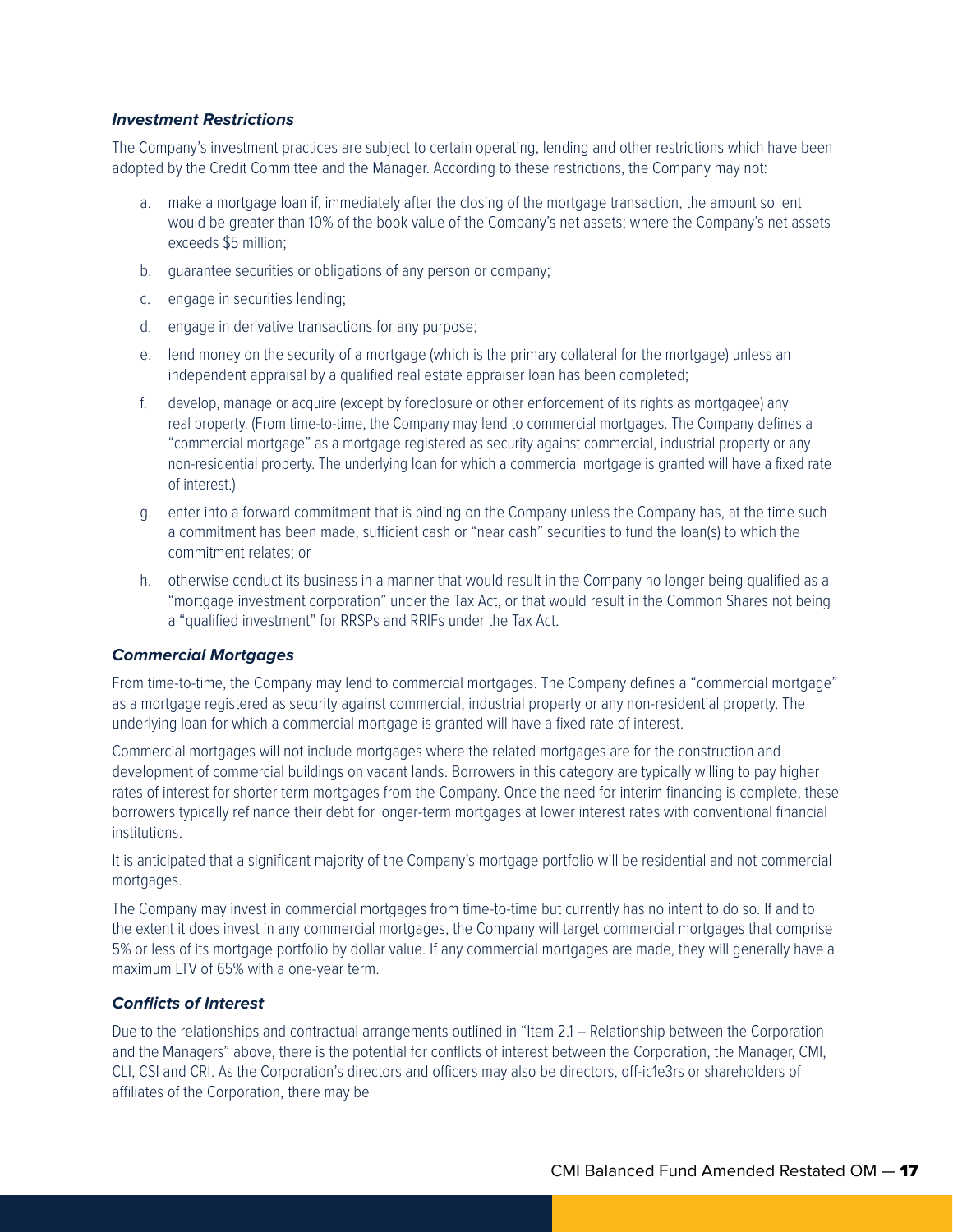### *Investment Restrictions*

The Company's investment practices are subject to certain operating, lending and other restrictions which have been adopted by the Credit Committee and the Manager. According to these restrictions, the Company may not:

a. make a mortgage loan if, immediately after the closing of the mortgage transaction, the amount so lent would be greater than 10% of the book value of the Company's net assets; where the Company's net assets exceeds $5 million;

b. guarantee securities or obligations of any person or company;

c. engage in securities lending;

d. engage in derivative transactions for any purpose;

e. lend money on the security of a mortgage (which is the primary collateral for the mortgage) unless an independent appraisal by a qualified real estate appraiser loan has been completed;

f. develop, manage or acquire (except by foreclosure or other enforcement of its rights as mortgagee) any real property. (From time-to-time, the Company may lend to commercial mortgages. The Company defines a "commercial mortgage" as a mortgage registered as security against commercial, industrial property or any non-residential property. The underlying loan for which a commercial mortgage is granted will have a fixed rate of interest.)

g. enter into a forward commitment that is binding on the Company unless the Company has, at the time such a commitment has been made, sufficient cash or "near cash" securities to fund the loan(s) to which the commitment relates; or

h. otherwise conduct its business in a manner that would result in the Company no longer being qualified as a "mortgage investment corporation" under the Tax Act, or that would result in the Common Shares not being a "qualified investment" for RRSPs and RRIFs under the Tax Act.

### *Commercial Mortgages*

From time-to-time, the Company may lend to commercial mortgages. The Company defines a "commercial mortgage" as a mortgage registered as security against commercial, industrial property or any non-residential property. The underlying loan for which a commercial mortgage is granted will have a fixed rate of interest.

Commercial mortgages will not include mortgages where the related mortgages are for the construction and development of commercial buildings on vacant lands. Borrowers in this category are typically willing to pay higher rates of interest for shorter term mortgages from the Company. Once the need for interim financing is complete, these borrowers typically refinance their debt for longer-term mortgages at lower interest rates with conventional financial institutions.

It is anticipated that a significant majority of the Company's mortgage portfolio will be residential and not commercial mortgages.

The Company may invest in commercial mortgages from time-to-time but currently has no intent to do so. If and to the extent it does invest in any commercial mortgages, the Company will target commercial mortgages that comprise 5% or less of its mortgage portfolio by dollar value. If any commercial mortgages are made, they will generally have a maximum LTV of 65% with a one-year term.

### *Conflicts of Interest*

Due to the relationships and contractual arrangements outlined in "Item 2.1 – Relationship between the Corporation and the Managers" above, there is the potential for conflicts of interest between the Corporation, the Manager, CMI, CLI, CSI and CRI. As the Corporation's directors and officers may also be directors, off-ic1e3rs or shareholders of affiliates of the Corporation, there may be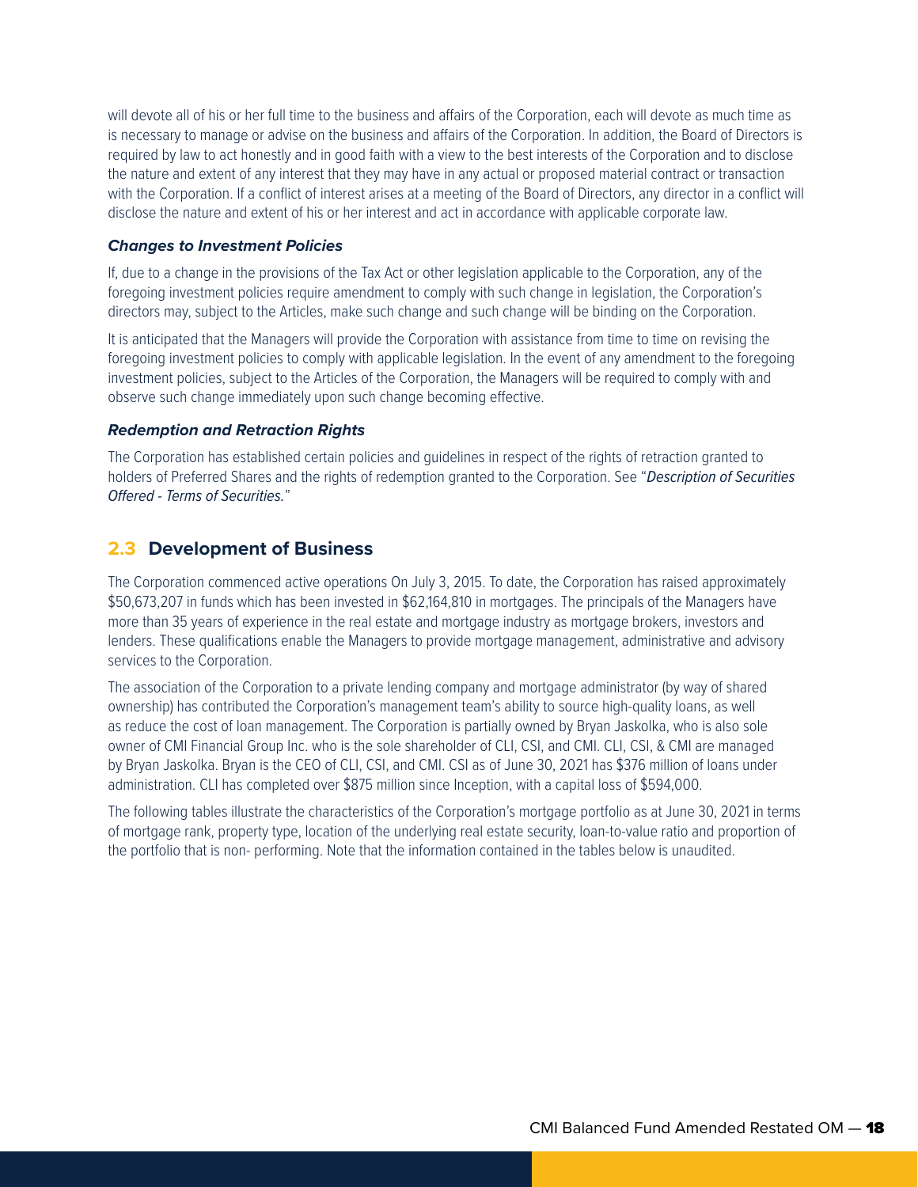will devote all of his or her full time to the business and affairs of the Corporation, each will devote as much time as is necessary to manage or advise on the business and affairs of the Corporation. In addition, the Board of Directors is required by law to act honestly and in good faith with a view to the best interests of the Corporation and to disclose the nature and extent of any interest that they may have in any actual or proposed material contract or transaction with the Corporation. If a conflict of interest arises at a meeting of the Board of Directors, any director in a conflict will disclose the nature and extent of his or her interest and act in accordance with applicable corporate law.

#### *Changes to Investment Policies*

If, due to a change in the provisions of the Tax Act or other legislation applicable to the Corporation, any of the foregoing investment policies require amendment to comply with such change in legislation, the Corporation's directors may, subject to the Articles, make such change and such change will be binding on the Corporation.

It is anticipated that the Managers will provide the Corporation with assistance from time to time on revising the foregoing investment policies to comply with applicable legislation. In the event of any amendment to the foregoing investment policies, subject to the Articles of the Corporation, the Managers will be required to comply with and observe such change immediately upon such change becoming effective.

#### *Redemption and Retraction Rights*

The Corporation has established certain policies and guidelines in respect of the rights of retraction granted to holders of Preferred Shares and the rights of redemption granted to the Corporation. See "*Description of Securities Offered - Terms of Securities.*"

## 2.3 Development of Business

The Corporation commenced active operations On July 3, 2015. To date, the Corporation has raised approximately $50,673,207 in funds which has been invested in $62,164,810 in mortgages. The principals of the Managers have more than 35 years of experience in the real estate and mortgage industry as mortgage brokers, investors and lenders. These qualifications enable the Managers to provide mortgage management, administrative and advisory services to the Corporation.

The association of the Corporation to a private lending company and mortgage administrator (by way of shared ownership) has contributed the Corporation's management team's ability to source high-quality loans, as well as reduce the cost of loan management. The Corporation is partially owned by Bryan Jaskolka, who is also sole owner of CMI Financial Group Inc. who is the sole shareholder of CLI, CSI, and CMI. CLI, CSI, & CMI are managed by Bryan Jaskolka. Bryan is the CEO of CLI, CSI, and CMI. CSI as of June 30, 2021 has $376 million of loans under administration. CLI has completed over $875 million since Inception, with a capital loss of $594,000.

The following tables illustrate the characteristics of the Corporation's mortgage portfolio as at June 30, 2021 in terms of mortgage rank, property type, location of the underlying real estate security, loan-to-value ratio and proportion of the portfolio that is non- performing. Note that the information contained in the tables below is unaudited.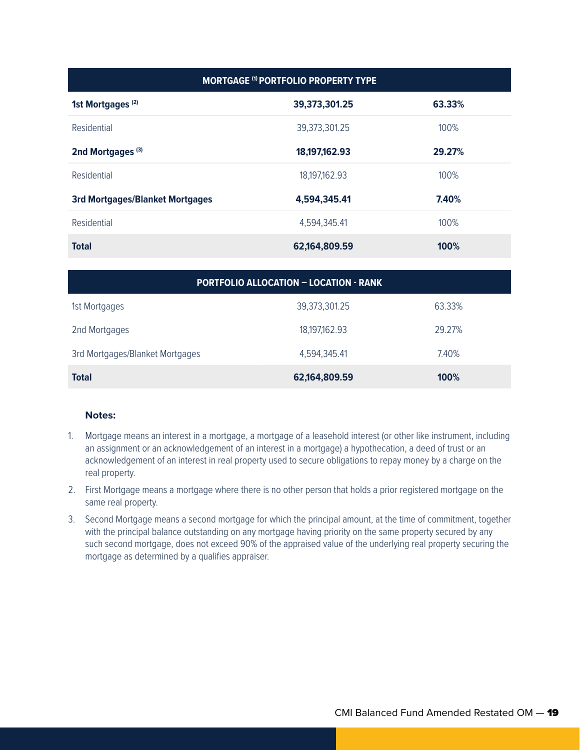| MORTGAGE [1] PORTFOLIO PROPERTY TYPE | | |
|---|---|---|
| **1st Mortgages [2]** | **39,373,301.25** | **63.33%** |
| Residential | 39,373,301.25 | 100% |
| **2nd Mortgages [3]** | **18,197,162.93** | **29.27%** |
| Residential | 18,197,162.93 | 100% |
| **3rd Mortgages/Blanket Mortgages** | **4,594,345.41** | **7.40%** |
| Residential | 4,594,345.41 | 100% |
| **Total** | **62,164,809.59** | **100%** |

| PORTFOLIO ALLOCATION – LOCATION - RANK | | |
|---|---|---|
| 1st Mortgages | 39,373,301.25 | 63.33% |
| 2nd Mortgages | 18,197,162.93 | 29.27% |
| 3rd Mortgages/Blanket Mortgages | 4,594,345.41 | 7.40% |
| **Total** | **62,164,809.59** | **100%** |

**Notes:**

1. Mortgage means an interest in a mortgage, a mortgage of a leasehold interest (or other like instrument, including an assignment or an acknowledgement of an interest in a mortgage) a hypothecation, a deed of trust or an acknowledgement of an interest in real property used to secure obligations to repay money by a charge on the real property.
2. First Mortgage means a mortgage where there is no other person that holds a prior registered mortgage on the same real property.
3. Second Mortgage means a second mortgage for which the principal amount, at the time of commitment, together with the principal balance outstanding on any mortgage having priority on the same property secured by any such second mortgage, does not exceed 90% of the appraised value of the underlying real property securing the mortgage as determined by a qualifies appraiser.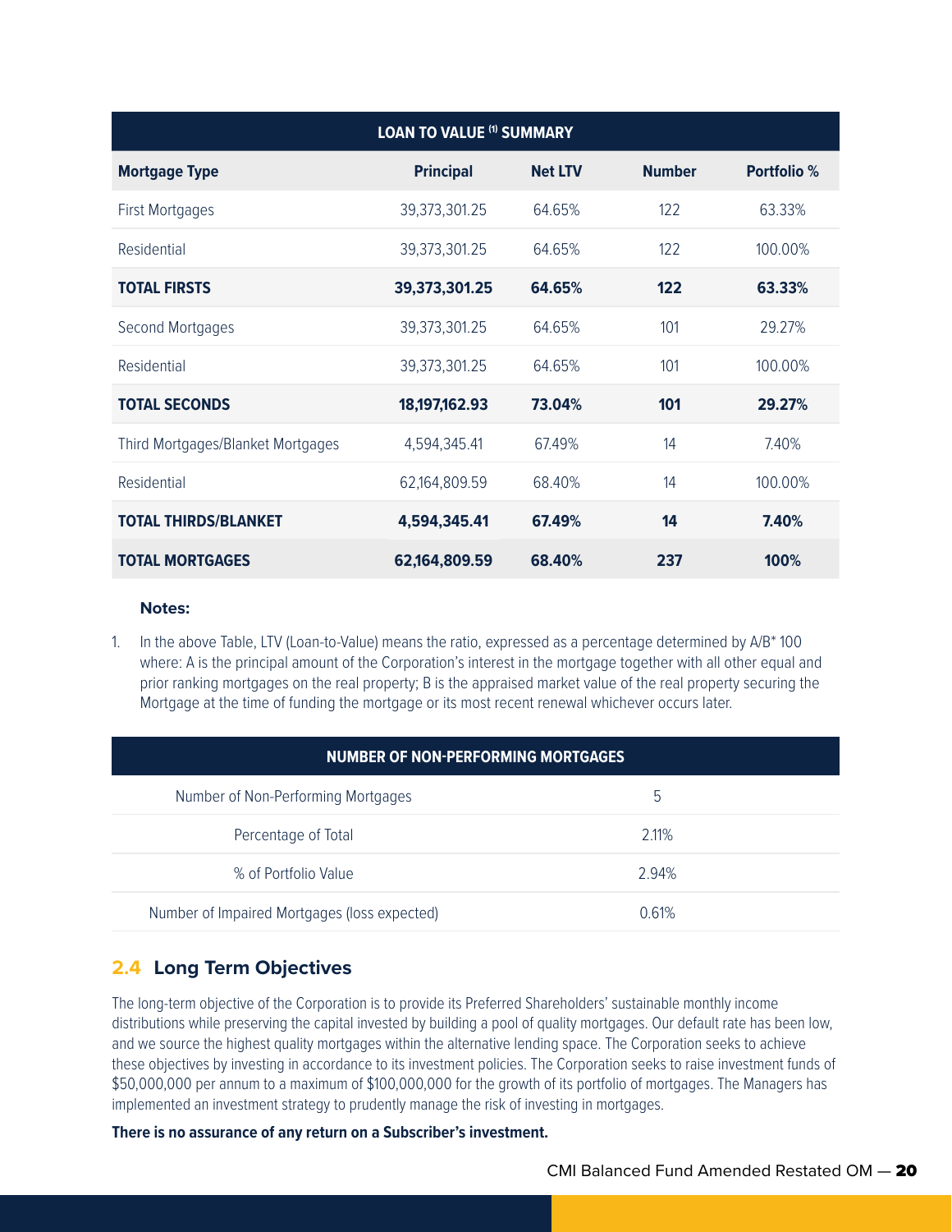| LOAN TO VALUE [(1)] SUMMARY | | | | |
|---|---|---|---|---|
| **Mortgage Type** | **Principal** | **Net LTV** | **Number** | **Portfolio %** |
| First Mortgages | 39,373,301.25 | 64.65% | 122 | 63.33% |
| Residential | 39,373,301.25 | 64.65% | 122 | 100.00% |
| **TOTAL FIRSTS** | **39,373,301.25** | **64.65%** | **122** | **63.33%** |
| Second Mortgages | 39,373,301.25 | 64.65% | 101 | 29.27% |
| Residential | 39,373,301.25 | 64.65% | 101 | 100.00% |
| **TOTAL SECONDS** | **18,197,162.93** | **73.04%** | **101** | **29.27%** |
| Third Mortgages/Blanket Mortgages | 4,594,345.41 | 67.49% | 14 | 7.40% |
| Residential | 62,164,809.59 | 68.40% | 14 | 100.00% |
| **TOTAL THIRDS/BLANKET** | **4,594,345.41** | **67.49%** | **14** | **7.40%** |
| **TOTAL MORTGAGES** | **62,164,809.59** | **68.40%** | **237** | **100%** |

**Notes:**

1. In the above Table, LTV (Loan-to-Value) means the ratio, expressed as a percentage determined by A/B* 100 where: A is the principal amount of the Corporation's interest in the mortgage together with all other equal and prior ranking mortgages on the real property; B is the appraised market value of the real property securing the Mortgage at the time of funding the mortgage or its most recent renewal whichever occurs later.

| NUMBER OF NON-PERFORMING MORTGAGES | |
|---|---|
| Number of Non-Performing Mortgages | 5 |
| Percentage of Total | 2.11% |
| % of Portfolio Value | 2.94% |
| Number of Impaired Mortgages (loss expected) | 0.61% |

## 2.4 Long Term Objectives

The long-term objective of the Corporation is to provide its Preferred Shareholders' sustainable monthly income distributions while preserving the capital invested by building a pool of quality mortgages. Our default rate has been low, and we source the highest quality mortgages within the alternative lending space. The Corporation seeks to achieve these objectives by investing in accordance to its investment policies. The Corporation seeks to raise investment funds of $50,000,000 per annum to a maximum of $100,000,000 for the growth of its portfolio of mortgages. The Managers has implemented an investment strategy to prudently manage the risk of investing in mortgages.

**There is no assurance of any return on a Subscriber's investment.**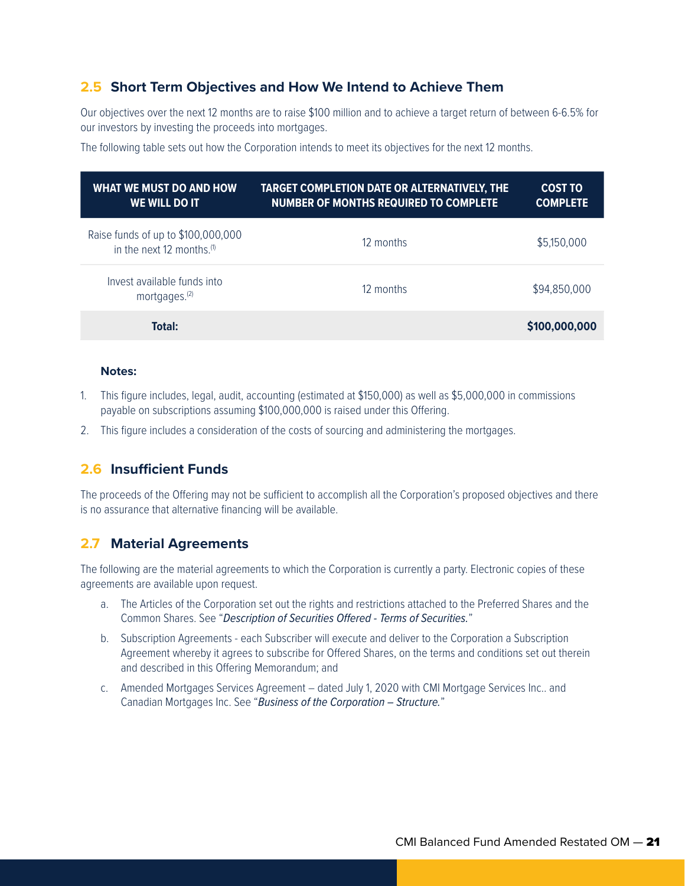## 2.5 Short Term Objectives and How We Intend to Achieve Them

Our objectives over the next 12 months are to raise $100 million and to achieve a target return of between 6-6.5% for our investors by investing the proceeds into mortgages.

The following table sets out how the Corporation intends to meet its objectives for the next 12 months.

| WHAT WE MUST DO AND HOW WE WILL DO IT | TARGET COMPLETION DATE OR ALTERNATIVELY, THE NUMBER OF MONTHS REQUIRED TO COMPLETE | COST TO COMPLETE |
|---|---|---|
| Raise funds of up to $100,000,000 in the next 12 months.[1] | 12 months | $5,150,000 |
| Invest available funds into mortgages.[2] | 12 months | $94,850,000 |
| **Total:** | | **$100,000,000** |

**Notes:**

1. This figure includes, legal, audit, accounting (estimated at $150,000) as well as $5,000,000 in commissions payable on subscriptions assuming $100,000,000 is raised under this Offering.
2. This figure includes a consideration of the costs of sourcing and administering the mortgages.

## 2.6 Insufficient Funds

The proceeds of the Offering may not be sufficient to accomplish all the Corporation's proposed objectives and there is no assurance that alternative financing will be available.

## 2.7 Material Agreements

The following are the material agreements to which the Corporation is currently a party. Electronic copies of these agreements are available upon request.

a. The Articles of the Corporation set out the rights and restrictions attached to the Preferred Shares and the Common Shares. See "*Description of Securities Offered - Terms of Securities.*"

b. Subscription Agreements - each Subscriber will execute and deliver to the Corporation a Subscription Agreement whereby it agrees to subscribe for Offered Shares, on the terms and conditions set out therein and described in this Offering Memorandum; and

c. Amended Mortgages Services Agreement – dated July 1, 2020 with CMI Mortgage Services Inc.. and Canadian Mortgages Inc. See "*Business of the Corporation – Structure.*"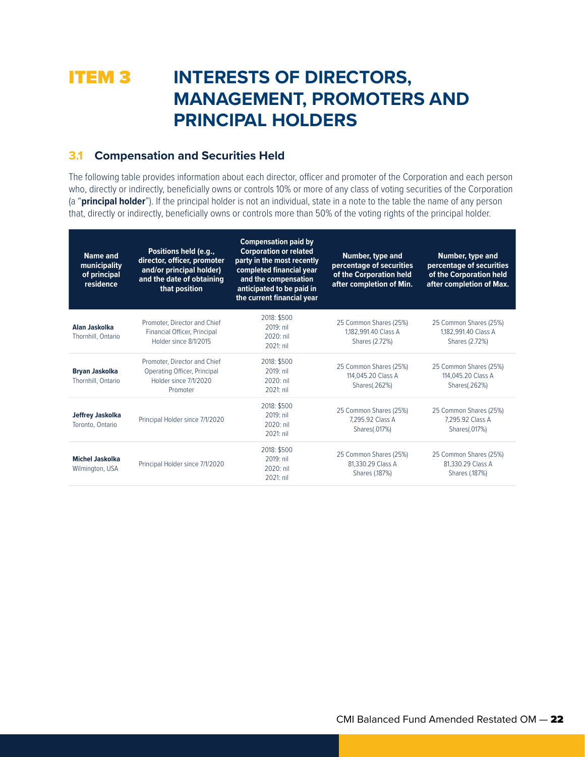# ITEM 3 INTERESTS OF DIRECTORS, MANAGEMENT, PROMOTERS AND PRINCIPAL HOLDERS

## 3.1 Compensation and Securities Held

The following table provides information about each director, officer and promoter of the Corporation and each person who, directly or indirectly, beneficially owns or controls 10% or more of any class of voting securities of the Corporation (a "**principal holder**"). If the principal holder is not an individual, state in a note to the table the name of any person that, directly or indirectly, beneficially owns or controls more than 50% of the voting rights of the principal holder.

| Name and municipality of principal residence | Positions held (e.g., director, officer, promoter and/or principal holder) and the date of obtaining that position | Compensation paid by Corporation or related party in the most recently completed financial year and the compensation anticipated to be paid in the current financial year | Number, type and percentage of securities of the Corporation held after completion of Min. | Number, type and percentage of securities of the Corporation held after completion of Max. |
|---|---|---|---|---|
| **Alan Jaskolka** Thornhill, Ontario | Promoter, Director and Chief Financial Officer, Principal Holder since 8/1/2015 | 2018: $500 2019: nil 2020: nil 2021: nil | 25 Common Shares (25%) 1,182,991.40 Class A Shares (2.72%) | 25 Common Shares (25%) 1,182,991.40 Class A Shares (2.72%) |
| **Bryan Jaskolka** Thornhill, Ontario | Promoter, Director and Chief Operating Officer, Principal Holder since 7/1/2020 Promoter | 2018: $500 2019: nil 2020: nil 2021: nil | 25 Common Shares (25%) 114,045.20 Class A Shares(.262%) | 25 Common Shares (25%) 114,045.20 Class A Shares(.262%) |
| **Jeffrey Jaskolka** Toronto, Ontario | Principal Holder since 7/1/2020 | 2018: $500 2019: nil 2020: nil 2021: nil | 25 Common Shares (25%) 7,295.92 Class A Shares(.017%) | 25 Common Shares (25%) 7,295.92 Class A Shares(.017%) |
| **Michel Jaskolka** Wilmington, USA | Principal Holder since 7/1/2020 | 2018: $500 2019: nil 2020: nil 2021: nil | 25 Common Shares (25%) 81,330.29 Class A Shares (.187%) | 25 Common Shares (25%) 81,330.29 Class A Shares (.187%) |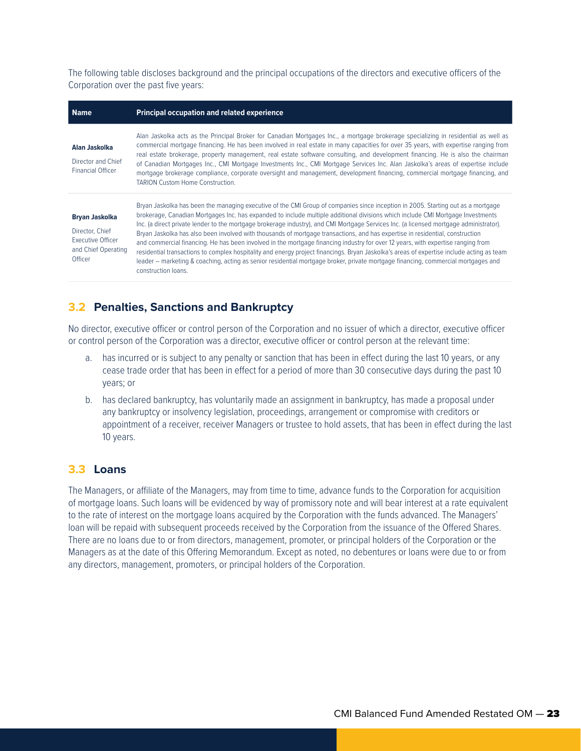The following table discloses background and the principal occupations of the directors and executive officers of the Corporation over the past five years:

| Name | Principal occupation and related experience |
|---|---|
| **Alan Jaskolka**<br><br>Director and Chief Financial Officer | Alan Jaskolka acts as the Principal Broker for Canadian Mortgages Inc., a mortgage brokerage specializing in residential as well as commercial mortgage financing. He has been involved in real estate in many capacities for over 35 years, with expertise ranging from real estate brokerage, property management, real estate software consulting, and development financing. He is also the chairman of Canadian Mortgages Inc., CMI Mortgage Investments Inc., CMI Mortgage Services Inc. Alan Jaskolka's areas of expertise include mortgage brokerage compliance, corporate oversight and management, development financing, commercial mortgage financing, and TARION Custom Home Construction. |
| **Bryan Jaskolka**<br><br>Director, Chief Executive Officer and Chief Operating Officer | Bryan Jaskolka has been the managing executive of the CMI Group of companies since inception in 2005. Starting out as a mortgage brokerage, Canadian Mortgages Inc. has expanded to include multiple additional divisions which include CMI Mortgage Investments Inc. (a direct private lender to the mortgage brokerage industry), and CMI Mortgage Services Inc. (a licensed mortgage administrator). Bryan Jaskolka has also been involved with thousands of mortgage transactions, and has expertise in residential, construction and commercial financing. He has been involved in the mortgage financing industry for over 12 years, with expertise ranging from residential transactions to complex hospitality and energy project financings. Bryan Jaskolka's areas of expertise include acting as team leader – marketing & coaching, acting as senior residential mortgage broker, private mortgage financing, commercial mortgages and construction loans. |

## 3.2 Penalties, Sanctions and Bankruptcy

No director, executive officer or control person of the Corporation and no issuer of which a director, executive officer or control person of the Corporation was a director, executive officer or control person at the relevant time:

a. has incurred or is subject to any penalty or sanction that has been in effect during the last 10 years, or any cease trade order that has been in effect for a period of more than 30 consecutive days during the past 10 years; or

b. has declared bankruptcy, has voluntarily made an assignment in bankruptcy, has made a proposal under any bankruptcy or insolvency legislation, proceedings, arrangement or compromise with creditors or appointment of a receiver, receiver Managers or trustee to hold assets, that has been in effect during the last 10 years.

## 3.3 Loans

The Managers, or affiliate of the Managers, may from time to time, advance funds to the Corporation for acquisition of mortgage loans. Such loans will be evidenced by way of promissory note and will bear interest at a rate equivalent to the rate of interest on the mortgage loans acquired by the Corporation with the funds advanced. The Managers' loan will be repaid with subsequent proceeds received by the Corporation from the issuance of the Offered Shares. There are no loans due to or from directors, management, promoter, or principal holders of the Corporation or the Managers as at the date of this Offering Memorandum. Except as noted, no debentures or loans were due to or from any directors, management, promoters, or principal holders of the Corporation.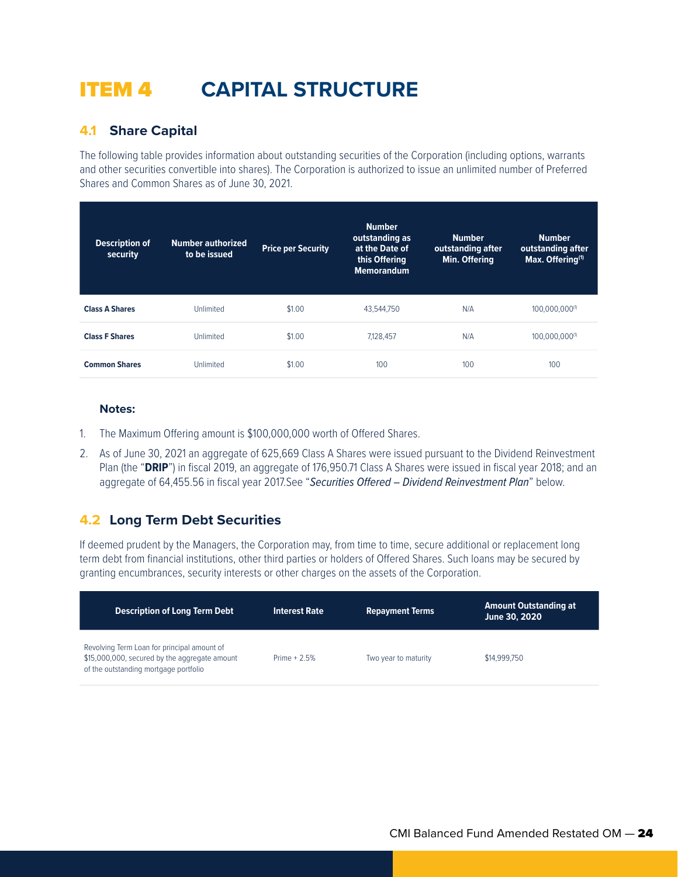# ITEM 4 CAPITAL STRUCTURE

## 4.1 Share Capital

The following table provides information about outstanding securities of the Corporation (including options, warrants and other securities convertible into shares). The Corporation is authorized to issue an unlimited number of Preferred Shares and Common Shares as of June 30, 2021.

| Description of security | Number authorized to be issued | Price per Security | Number outstanding as at the Date of this Offering Memorandum | Number outstanding after Min. Offering | Number outstanding after Max. Offering[1] |
|---|---|---|---|---|---|
| **Class A Shares** | Unlimited | $1.00 | 43,544,750 | N/A | 100,000,000[1] |
| **Class F Shares** | Unlimited | $1.00 | 7,128,457 | N/A | 100,000,000[1] |
| **Common Shares** | Unlimited | $1.00 | 100 | 100 | 100 |

**Notes:**

1. The Maximum Offering amount is $100,000,000 worth of Offered Shares.
2. As of June 30, 2021 an aggregate of 625,669 Class A Shares were issued pursuant to the Dividend Reinvestment Plan (the "**DRIP**") in fiscal 2019, an aggregate of 176,950.71 Class A Shares were issued in fiscal year 2018; and an aggregate of 64,455.56 in fiscal year 2017.See "*Securities Offered – Dividend Reinvestment Plan*" below.

## 4.2 Long Term Debt Securities

If deemed prudent by the Managers, the Corporation may, from time to time, secure additional or replacement long term debt from financial institutions, other third parties or holders of Offered Shares. Such loans may be secured by granting encumbrances, security interests or other charges on the assets of the Corporation.

| Description of Long Term Debt | Interest Rate | Repayment Terms | Amount Outstanding at June 30, 2020 |
|---|---|---|---|
| Revolving Term Loan for principal amount of $15,000,000, secured by the aggregate amount of the outstanding mortgage portfolio | Prime + 2.5% | Two year to maturity | $14,999,750 |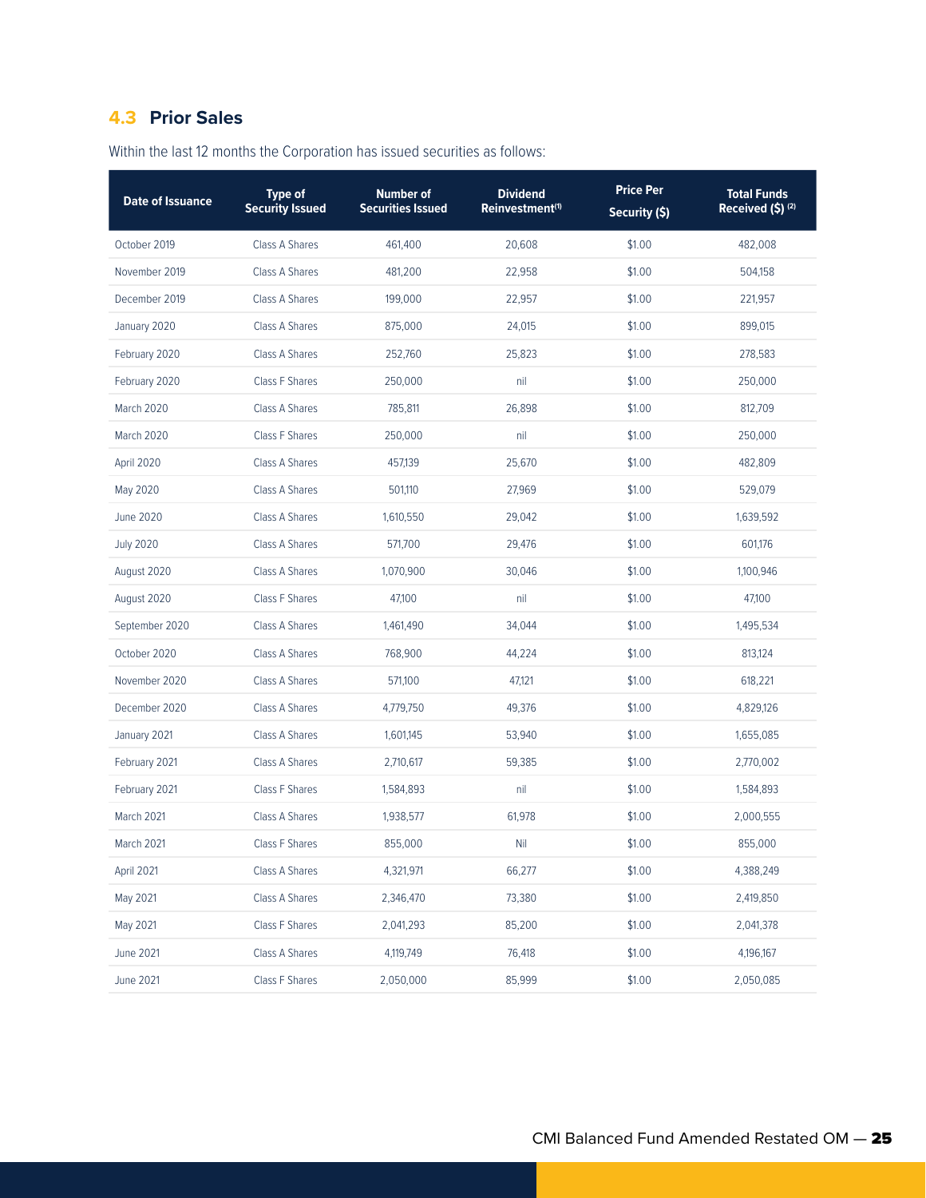## 4.3 Prior Sales

Within the last 12 months the Corporation has issued securities as follows:

| Date of Issuance | Type of Security Issued | Number of Securities Issued | Dividend Reinvestment[1] | Price Per Security ($) | Total Funds Received ($) [2] |
|---|---|---|---|---|---|
| October 2019 | Class A Shares | 461,400 | 20,608 | $1.00 | 482,008 |
| November 2019 | Class A Shares | 481,200 | 22,958 | $1.00 | 504,158 |
| December 2019 | Class A Shares | 199,000 | 22,957 | $1.00 | 221,957 |
| January 2020 | Class A Shares | 875,000 | 24,015 | $1.00 | 899,015 |
| February 2020 | Class A Shares | 252,760 | 25,823 | $1.00 | 278,583 |
| February 2020 | Class F Shares | 250,000 | nil | $1.00 | 250,000 |
| March 2020 | Class A Shares | 785,811 | 26,898 | $1.00 | 812,709 |
| March 2020 | Class F Shares | 250,000 | nil | $1.00 | 250,000 |
| April 2020 | Class A Shares | 457,139 | 25,670 | $1.00 | 482,809 |
| May 2020 | Class A Shares | 501,110 | 27,969 | $1.00 | 529,079 |
| June 2020 | Class A Shares | 1,610,550 | 29,042 | $1.00 | 1,639,592 |
| July 2020 | Class A Shares | 571,700 | 29,476 | $1.00 | 601,176 |
| August 2020 | Class A Shares | 1,070,900 | 30,046 | $1.00 | 1,100,946 |
| August 2020 | Class F Shares | 47,100 | nil | $1.00 | 47,100 |
| September 2020 | Class A Shares | 1,461,490 | 34,044 | $1.00 | 1,495,534 |
| October 2020 | Class A Shares | 768,900 | 44,224 | $1.00 | 813,124 |
| November 2020 | Class A Shares | 571,100 | 47,121 | $1.00 | 618,221 |
| December 2020 | Class A Shares | 4,779,750 | 49,376 | $1.00 | 4,829,126 |
| January 2021 | Class A Shares | 1,601,145 | 53,940 | $1.00 | 1,655,085 |
| February 2021 | Class A Shares | 2,710,617 | 59,385 | $1.00 | 2,770,002 |
| February 2021 | Class F Shares | 1,584,893 | nil | $1.00 | 1,584,893 |
| March 2021 | Class A Shares | 1,938,577 | 61,978 | $1.00 | 2,000,555 |
| March 2021 | Class F Shares | 855,000 | Nil | $1.00 | 855,000 |
| April 2021 | Class A Shares | 4,321,971 | 66,277 | $1.00 | 4,388,249 |
| May 2021 | Class A Shares | 2,346,470 | 73,380 | $1.00 | 2,419,850 |
| May 2021 | Class F Shares | 2,041,293 | 85,200 | $1.00 | 2,041,378 |
| June 2021 | Class A Shares | 4,119,749 | 76,418 | $1.00 | 4,196,167 |
| June 2021 | Class F Shares | 2,050,000 | 85,999 | $1.00 | 2,050,085 |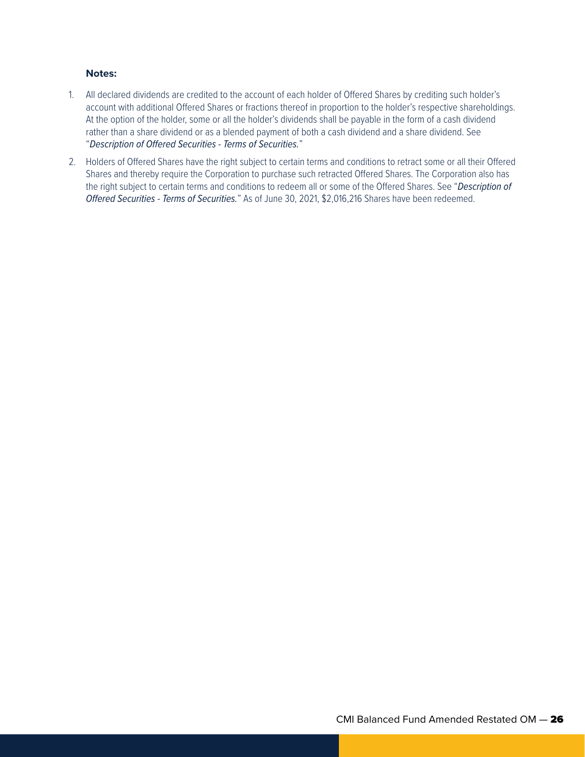**Notes:**

1. All declared dividends are credited to the account of each holder of Offered Shares by crediting such holder's account with additional Offered Shares or fractions thereof in proportion to the holder's respective shareholdings. At the option of the holder, some or all the holder's dividends shall be payable in the form of a cash dividend rather than a share dividend or as a blended payment of both a cash dividend and a share dividend. See "*Description of Offered Securities - Terms of Securities.*"
2. Holders of Offered Shares have the right subject to certain terms and conditions to retract some or all their Offered Shares and thereby require the Corporation to purchase such retracted Offered Shares. The Corporation also has the right subject to certain terms and conditions to redeem all or some of the Offered Shares. See "*Description of Offered Securities - Terms of Securities.*" As of June 30, 2021, $2,016,216 Shares have been redeemed.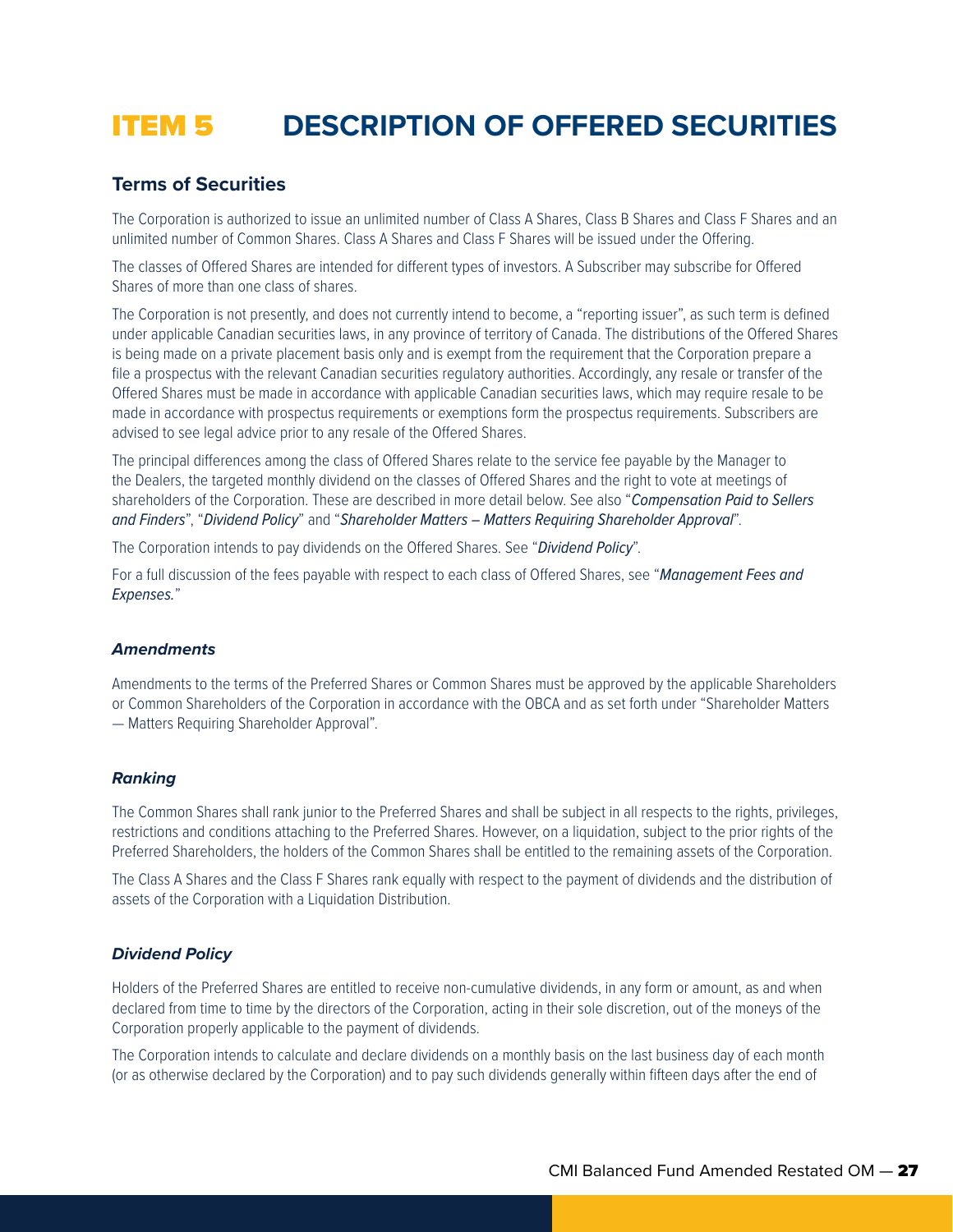# ITEM 5 DESCRIPTION OF OFFERED SECURITIES

## Terms of Securities

The Corporation is authorized to issue an unlimited number of Class A Shares, Class B Shares and Class F Shares and an unlimited number of Common Shares. Class A Shares and Class F Shares will be issued under the Offering.

The classes of Offered Shares are intended for different types of investors. A Subscriber may subscribe for Offered Shares of more than one class of shares.

The Corporation is not presently, and does not currently intend to become, a "reporting issuer", as such term is defined under applicable Canadian securities laws, in any province of territory of Canada. The distributions of the Offered Shares is being made on a private placement basis only and is exempt from the requirement that the Corporation prepare a file a prospectus with the relevant Canadian securities regulatory authorities. Accordingly, any resale or transfer of the Offered Shares must be made in accordance with applicable Canadian securities laws, which may require resale to be made in accordance with prospectus requirements or exemptions form the prospectus requirements. Subscribers are advised to see legal advice prior to any resale of the Offered Shares.

The principal differences among the class of Offered Shares relate to the service fee payable by the Manager to the Dealers, the targeted monthly dividend on the classes of Offered Shares and the right to vote at meetings of shareholders of the Corporation. These are described in more detail below. See also "*Compensation Paid to Sellers and Finders*", "*Dividend Policy*" and "*Shareholder Matters – Matters Requiring Shareholder Approval*".

The Corporation intends to pay dividends on the Offered Shares. See "*Dividend Policy*".

For a full discussion of the fees payable with respect to each class of Offered Shares, see "*Management Fees and Expenses.*"

### *Amendments*

Amendments to the terms of the Preferred Shares or Common Shares must be approved by the applicable Shareholders or Common Shareholders of the Corporation in accordance with the OBCA and as set forth under "Shareholder Matters — Matters Requiring Shareholder Approval".

### *Ranking*

The Common Shares shall rank junior to the Preferred Shares and shall be subject in all respects to the rights, privileges, restrictions and conditions attaching to the Preferred Shares. However, on a liquidation, subject to the prior rights of the Preferred Shareholders, the holders of the Common Shares shall be entitled to the remaining assets of the Corporation.

The Class A Shares and the Class F Shares rank equally with respect to the payment of dividends and the distribution of assets of the Corporation with a Liquidation Distribution.

### *Dividend Policy*

Holders of the Preferred Shares are entitled to receive non-cumulative dividends, in any form or amount, as and when declared from time to time by the directors of the Corporation, acting in their sole discretion, out of the moneys of the Corporation properly applicable to the payment of dividends.

The Corporation intends to calculate and declare dividends on a monthly basis on the last business day of each month (or as otherwise declared by the Corporation) and to pay such dividends generally within fifteen days after the end of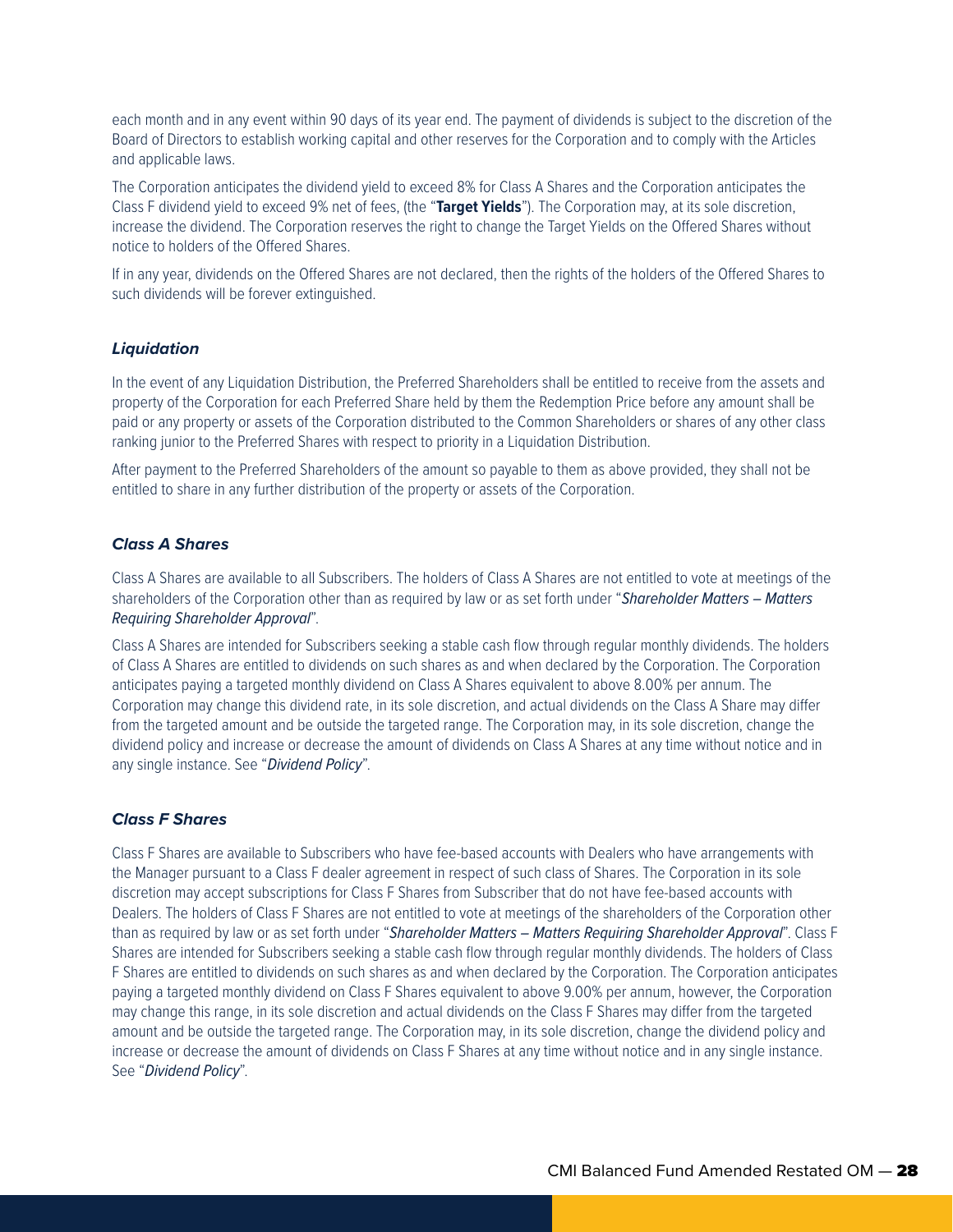each month and in any event within 90 days of its year end. The payment of dividends is subject to the discretion of the Board of Directors to establish working capital and other reserves for the Corporation and to comply with the Articles and applicable laws.

The Corporation anticipates the dividend yield to exceed 8% for Class A Shares and the Corporation anticipates the Class F dividend yield to exceed 9% net of fees, (the "**Target Yields**"). The Corporation may, at its sole discretion, increase the dividend. The Corporation reserves the right to change the Target Yields on the Offered Shares without notice to holders of the Offered Shares.

If in any year, dividends on the Offered Shares are not declared, then the rights of the holders of the Offered Shares to such dividends will be forever extinguished.

### *Liquidation*

In the event of any Liquidation Distribution, the Preferred Shareholders shall be entitled to receive from the assets and property of the Corporation for each Preferred Share held by them the Redemption Price before any amount shall be paid or any property or assets of the Corporation distributed to the Common Shareholders or shares of any other class ranking junior to the Preferred Shares with respect to priority in a Liquidation Distribution.

After payment to the Preferred Shareholders of the amount so payable to them as above provided, they shall not be entitled to share in any further distribution of the property or assets of the Corporation.

### *Class A Shares*

Class A Shares are available to all Subscribers. The holders of Class A Shares are not entitled to vote at meetings of the shareholders of the Corporation other than as required by law or as set forth under "*Shareholder Matters – Matters Requiring Shareholder Approval*".

Class A Shares are intended for Subscribers seeking a stable cash flow through regular monthly dividends. The holders of Class A Shares are entitled to dividends on such shares as and when declared by the Corporation. The Corporation anticipates paying a targeted monthly dividend on Class A Shares equivalent to above 8.00% per annum. The Corporation may change this dividend rate, in its sole discretion, and actual dividends on the Class A Share may differ from the targeted amount and be outside the targeted range. The Corporation may, in its sole discretion, change the dividend policy and increase or decrease the amount of dividends on Class A Shares at any time without notice and in any single instance. See "*Dividend Policy*".

### *Class F Shares*

Class F Shares are available to Subscribers who have fee-based accounts with Dealers who have arrangements with the Manager pursuant to a Class F dealer agreement in respect of such class of Shares. The Corporation in its sole discretion may accept subscriptions for Class F Shares from Subscriber that do not have fee-based accounts with Dealers. The holders of Class F Shares are not entitled to vote at meetings of the shareholders of the Corporation other than as required by law or as set forth under "*Shareholder Matters – Matters Requiring Shareholder Approval*". Class F Shares are intended for Subscribers seeking a stable cash flow through regular monthly dividends. The holders of Class F Shares are entitled to dividends on such shares as and when declared by the Corporation. The Corporation anticipates paying a targeted monthly dividend on Class F Shares equivalent to above 9.00% per annum, however, the Corporation may change this range, in its sole discretion and actual dividends on the Class F Shares may differ from the targeted amount and be outside the targeted range. The Corporation may, in its sole discretion, change the dividend policy and increase or decrease the amount of dividends on Class F Shares at any time without notice and in any single instance. See "*Dividend Policy*".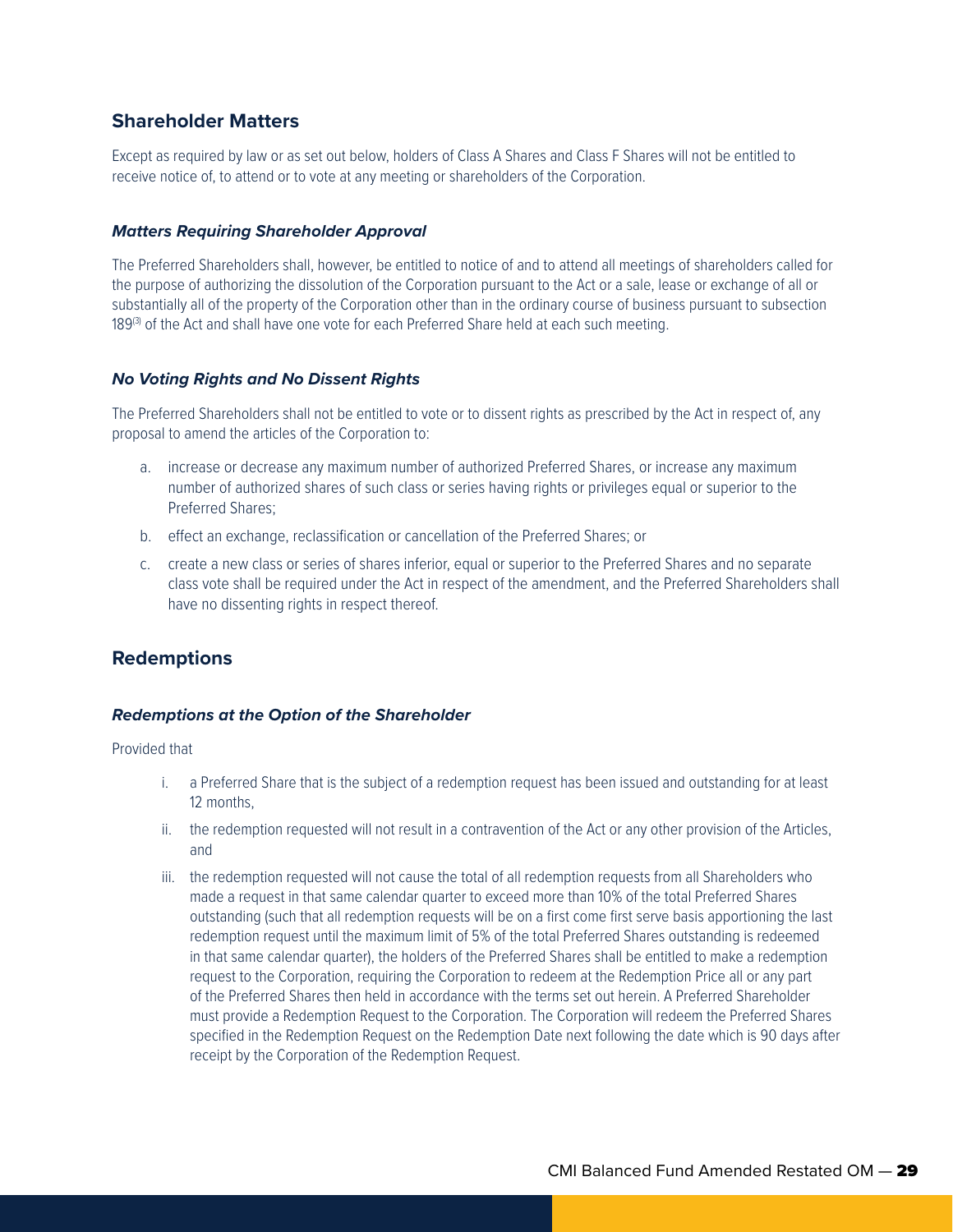## Shareholder Matters

Except as required by law or as set out below, holders of Class A Shares and Class F Shares will not be entitled to receive notice of, to attend or to vote at any meeting or shareholders of the Corporation.

### *Matters Requiring Shareholder Approval*

The Preferred Shareholders shall, however, be entitled to notice of and to attend all meetings of shareholders called for the purpose of authorizing the dissolution of the Corporation pursuant to the Act or a sale, lease or exchange of all or substantially all of the property of the Corporation other than in the ordinary course of business pursuant to subsection 189(3) of the Act and shall have one vote for each Preferred Share held at each such meeting.

### *No Voting Rights and No Dissent Rights*

The Preferred Shareholders shall not be entitled to vote or to dissent rights as prescribed by the Act in respect of, any proposal to amend the articles of the Corporation to:

a. increase or decrease any maximum number of authorized Preferred Shares, or increase any maximum number of authorized shares of such class or series having rights or privileges equal or superior to the Preferred Shares;

b. effect an exchange, reclassification or cancellation of the Preferred Shares; or

c. create a new class or series of shares inferior, equal or superior to the Preferred Shares and no separate class vote shall be required under the Act in respect of the amendment, and the Preferred Shareholders shall have no dissenting rights in respect thereof.

## Redemptions

### *Redemptions at the Option of the Shareholder*

Provided that

i. a Preferred Share that is the subject of a redemption request has been issued and outstanding for at least 12 months,

ii. the redemption requested will not result in a contravention of the Act or any other provision of the Articles, and

iii. the redemption requested will not cause the total of all redemption requests from all Shareholders who made a request in that same calendar quarter to exceed more than 10% of the total Preferred Shares outstanding (such that all redemption requests will be on a first come first serve basis apportioning the last redemption request until the maximum limit of 5% of the total Preferred Shares outstanding is redeemed in that same calendar quarter), the holders of the Preferred Shares shall be entitled to make a redemption request to the Corporation, requiring the Corporation to redeem at the Redemption Price all or any part of the Preferred Shares then held in accordance with the terms set out herein. A Preferred Shareholder must provide a Redemption Request to the Corporation. The Corporation will redeem the Preferred Shares specified in the Redemption Request on the Redemption Date next following the date which is 90 days after receipt by the Corporation of the Redemption Request.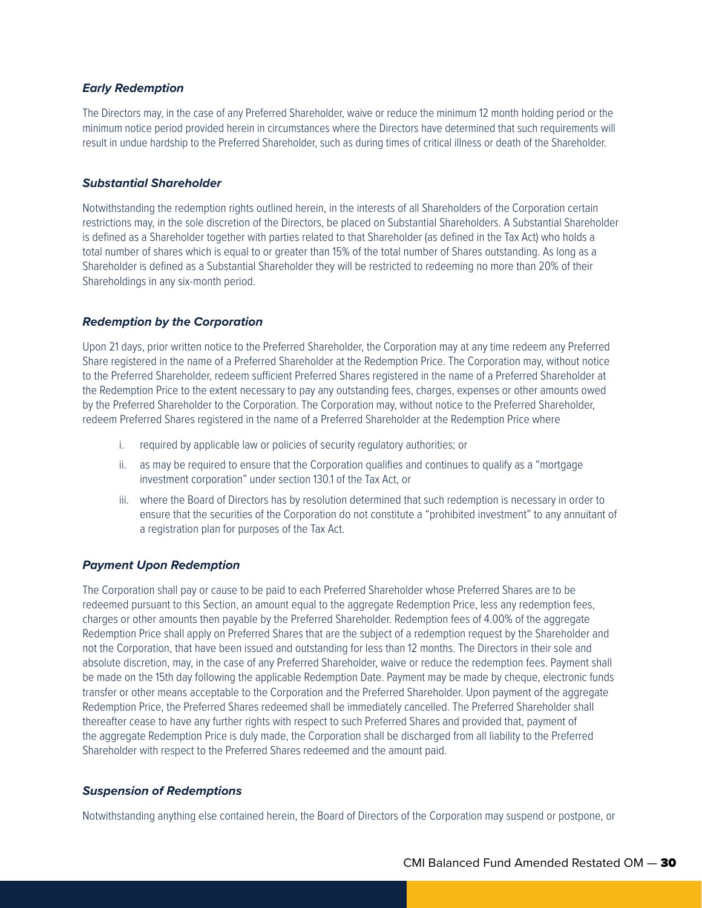### *Early Redemption*

The Directors may, in the case of any Preferred Shareholder, waive or reduce the minimum 12 month holding period or the minimum notice period provided herein in circumstances where the Directors have determined that such requirements will result in undue hardship to the Preferred Shareholder, such as during times of critical illness or death of the Shareholder.

### *Substantial Shareholder*

Notwithstanding the redemption rights outlined herein, in the interests of all Shareholders of the Corporation certain restrictions may, in the sole discretion of the Directors, be placed on Substantial Shareholders. A Substantial Shareholder is defined as a Shareholder together with parties related to that Shareholder (as defined in the Tax Act) who holds a total number of shares which is equal to or greater than 15% of the total number of Shares outstanding. As long as a Shareholder is defined as a Substantial Shareholder they will be restricted to redeeming no more than 20% of their Shareholdings in any six-month period.

### *Redemption by the Corporation*

Upon 21 days, prior written notice to the Preferred Shareholder, the Corporation may at any time redeem any Preferred Share registered in the name of a Preferred Shareholder at the Redemption Price. The Corporation may, without notice to the Preferred Shareholder, redeem sufficient Preferred Shares registered in the name of a Preferred Shareholder at the Redemption Price to the extent necessary to pay any outstanding fees, charges, expenses or other amounts owed by the Preferred Shareholder to the Corporation. The Corporation may, without notice to the Preferred Shareholder, redeem Preferred Shares registered in the name of a Preferred Shareholder at the Redemption Price where

i. required by applicable law or policies of security regulatory authorities; or
ii. as may be required to ensure that the Corporation qualifies and continues to qualify as a "mortgage investment corporation" under section 130.1 of the Tax Act, or
iii. where the Board of Directors has by resolution determined that such redemption is necessary in order to ensure that the securities of the Corporation do not constitute a "prohibited investment" to any annuitant of a registration plan for purposes of the Tax Act.

### *Payment Upon Redemption*

The Corporation shall pay or cause to be paid to each Preferred Shareholder whose Preferred Shares are to be redeemed pursuant to this Section, an amount equal to the aggregate Redemption Price, less any redemption fees, charges or other amounts then payable by the Preferred Shareholder. Redemption fees of 4.00% of the aggregate Redemption Price shall apply on Preferred Shares that are the subject of a redemption request by the Shareholder and not the Corporation, that have been issued and outstanding for less than 12 months. The Directors in their sole and absolute discretion, may, in the case of any Preferred Shareholder, waive or reduce the redemption fees. Payment shall be made on the 15th day following the applicable Redemption Date. Payment may be made by cheque, electronic funds transfer or other means acceptable to the Corporation and the Preferred Shareholder. Upon payment of the aggregate Redemption Price, the Preferred Shares redeemed shall be immediately cancelled. The Preferred Shareholder shall thereafter cease to have any further rights with respect to such Preferred Shares and provided that, payment of the aggregate Redemption Price is duly made, the Corporation shall be discharged from all liability to the Preferred Shareholder with respect to the Preferred Shares redeemed and the amount paid.

### *Suspension of Redemptions*

Notwithstanding anything else contained herein, the Board of Directors of the Corporation may suspend or postpone, or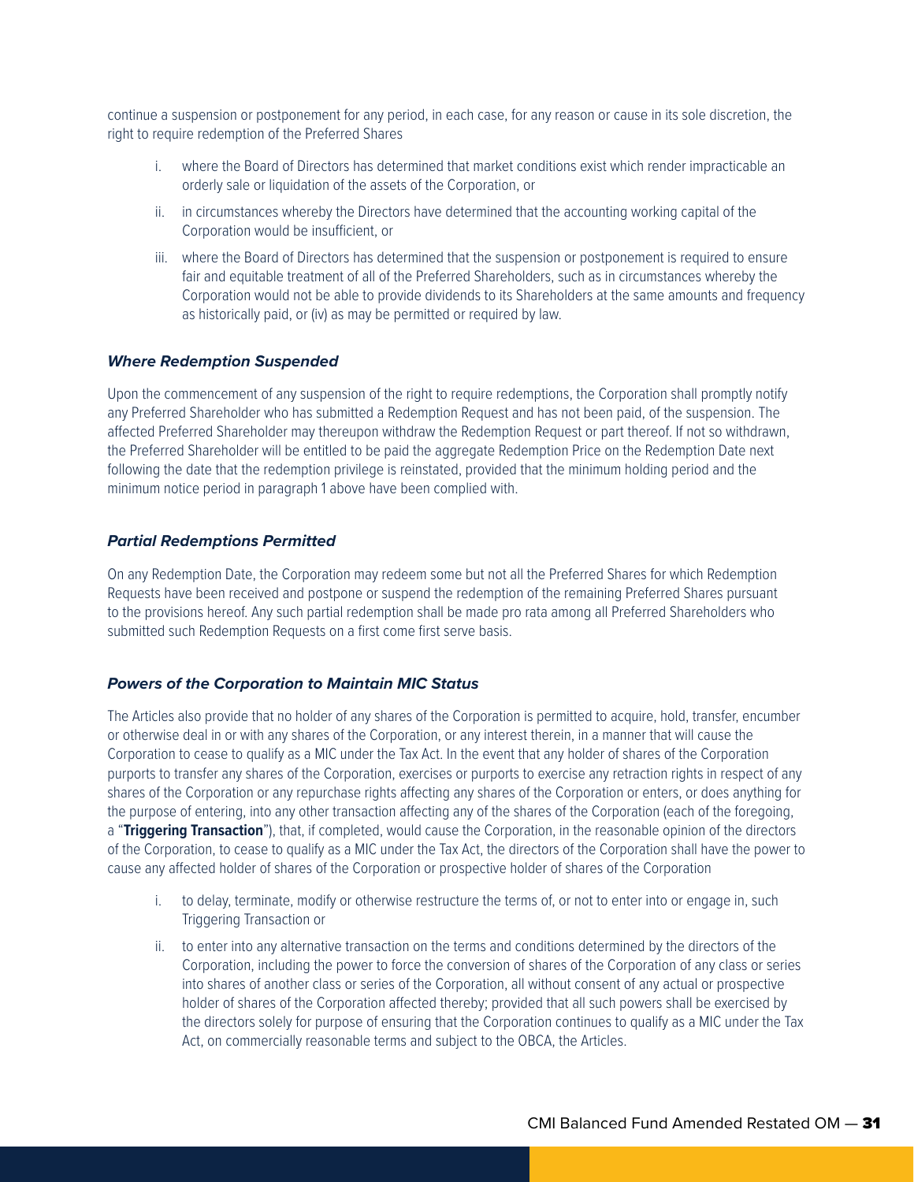continue a suspension or postponement for any period, in each case, for any reason or cause in its sole discretion, the right to require redemption of the Preferred Shares

i. where the Board of Directors has determined that market conditions exist which render impracticable an orderly sale or liquidation of the assets of the Corporation, or

ii. in circumstances whereby the Directors have determined that the accounting working capital of the Corporation would be insufficient, or

iii. where the Board of Directors has determined that the suspension or postponement is required to ensure fair and equitable treatment of all of the Preferred Shareholders, such as in circumstances whereby the Corporation would not be able to provide dividends to its Shareholders at the same amounts and frequency as historically paid, or (iv) as may be permitted or required by law.

### *Where Redemption Suspended*

Upon the commencement of any suspension of the right to require redemptions, the Corporation shall promptly notify any Preferred Shareholder who has submitted a Redemption Request and has not been paid, of the suspension. The affected Preferred Shareholder may thereupon withdraw the Redemption Request or part thereof. If not so withdrawn, the Preferred Shareholder will be entitled to be paid the aggregate Redemption Price on the Redemption Date next following the date that the redemption privilege is reinstated, provided that the minimum holding period and the minimum notice period in paragraph 1 above have been complied with.

### *Partial Redemptions Permitted*

On any Redemption Date, the Corporation may redeem some but not all the Preferred Shares for which Redemption Requests have been received and postpone or suspend the redemption of the remaining Preferred Shares pursuant to the provisions hereof. Any such partial redemption shall be made pro rata among all Preferred Shareholders who submitted such Redemption Requests on a first come first serve basis.

### *Powers of the Corporation to Maintain MIC Status*

The Articles also provide that no holder of any shares of the Corporation is permitted to acquire, hold, transfer, encumber or otherwise deal in or with any shares of the Corporation, or any interest therein, in a manner that will cause the Corporation to cease to qualify as a MIC under the Tax Act. In the event that any holder of shares of the Corporation purports to transfer any shares of the Corporation, exercises or purports to exercise any retraction rights in respect of any shares of the Corporation or any repurchase rights affecting any shares of the Corporation or enters, or does anything for the purpose of entering, into any other transaction affecting any of the shares of the Corporation (each of the foregoing, a "**Triggering Transaction**"), that, if completed, would cause the Corporation, in the reasonable opinion of the directors of the Corporation, to cease to qualify as a MIC under the Tax Act, the directors of the Corporation shall have the power to cause any affected holder of shares of the Corporation or prospective holder of shares of the Corporation

i. to delay, terminate, modify or otherwise restructure the terms of, or not to enter into or engage in, such Triggering Transaction or

ii. to enter into any alternative transaction on the terms and conditions determined by the directors of the Corporation, including the power to force the conversion of shares of the Corporation of any class or series into shares of another class or series of the Corporation, all without consent of any actual or prospective holder of shares of the Corporation affected thereby; provided that all such powers shall be exercised by the directors solely for purpose of ensuring that the Corporation continues to qualify as a MIC under the Tax Act, on commercially reasonable terms and subject to the OBCA, the Articles.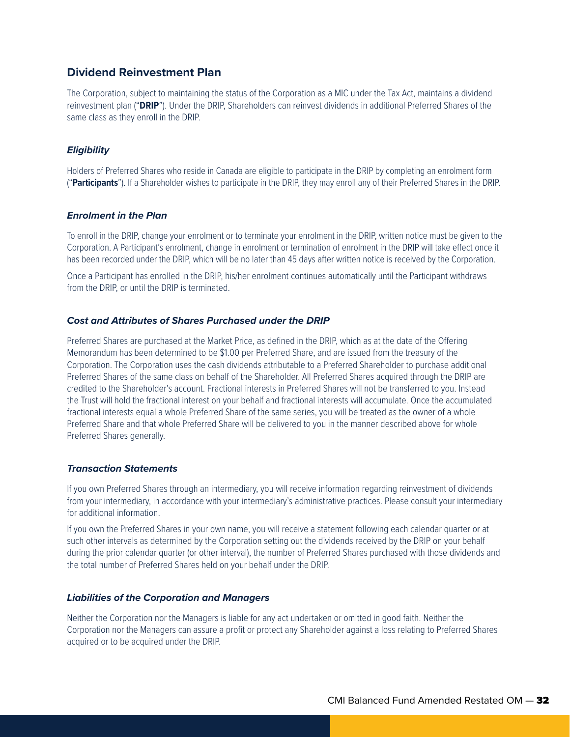## Dividend Reinvestment Plan

The Corporation, subject to maintaining the status of the Corporation as a MIC under the Tax Act, maintains a dividend reinvestment plan ("**DRIP**"). Under the DRIP, Shareholders can reinvest dividends in additional Preferred Shares of the same class as they enroll in the DRIP.

### *Eligibility*

Holders of Preferred Shares who reside in Canada are eligible to participate in the DRIP by completing an enrolment form ("**Participants**"). If a Shareholder wishes to participate in the DRIP, they may enroll any of their Preferred Shares in the DRIP.

### *Enrolment in the Plan*

To enroll in the DRIP, change your enrolment or to terminate your enrolment in the DRIP, written notice must be given to the Corporation. A Participant's enrolment, change in enrolment or termination of enrolment in the DRIP will take effect once it has been recorded under the DRIP, which will be no later than 45 days after written notice is received by the Corporation.

Once a Participant has enrolled in the DRIP, his/her enrolment continues automatically until the Participant withdraws from the DRIP, or until the DRIP is terminated.

### *Cost and Attributes of Shares Purchased under the DRIP*

Preferred Shares are purchased at the Market Price, as defined in the DRIP, which as at the date of the Offering Memorandum has been determined to be $1.00 per Preferred Share, and are issued from the treasury of the Corporation. The Corporation uses the cash dividends attributable to a Preferred Shareholder to purchase additional Preferred Shares of the same class on behalf of the Shareholder. All Preferred Shares acquired through the DRIP are credited to the Shareholder's account. Fractional interests in Preferred Shares will not be transferred to you. Instead the Trust will hold the fractional interest on your behalf and fractional interests will accumulate. Once the accumulated fractional interests equal a whole Preferred Share of the same series, you will be treated as the owner of a whole Preferred Share and that whole Preferred Share will be delivered to you in the manner described above for whole Preferred Shares generally.

### *Transaction Statements*

If you own Preferred Shares through an intermediary, you will receive information regarding reinvestment of dividends from your intermediary, in accordance with your intermediary's administrative practices. Please consult your intermediary for additional information.

If you own the Preferred Shares in your own name, you will receive a statement following each calendar quarter or at such other intervals as determined by the Corporation setting out the dividends received by the DRIP on your behalf during the prior calendar quarter (or other interval), the number of Preferred Shares purchased with those dividends and the total number of Preferred Shares held on your behalf under the DRIP.

### *Liabilities of the Corporation and Managers*

Neither the Corporation nor the Managers is liable for any act undertaken or omitted in good faith. Neither the Corporation nor the Managers can assure a profit or protect any Shareholder against a loss relating to Preferred Shares acquired or to be acquired under the DRIP.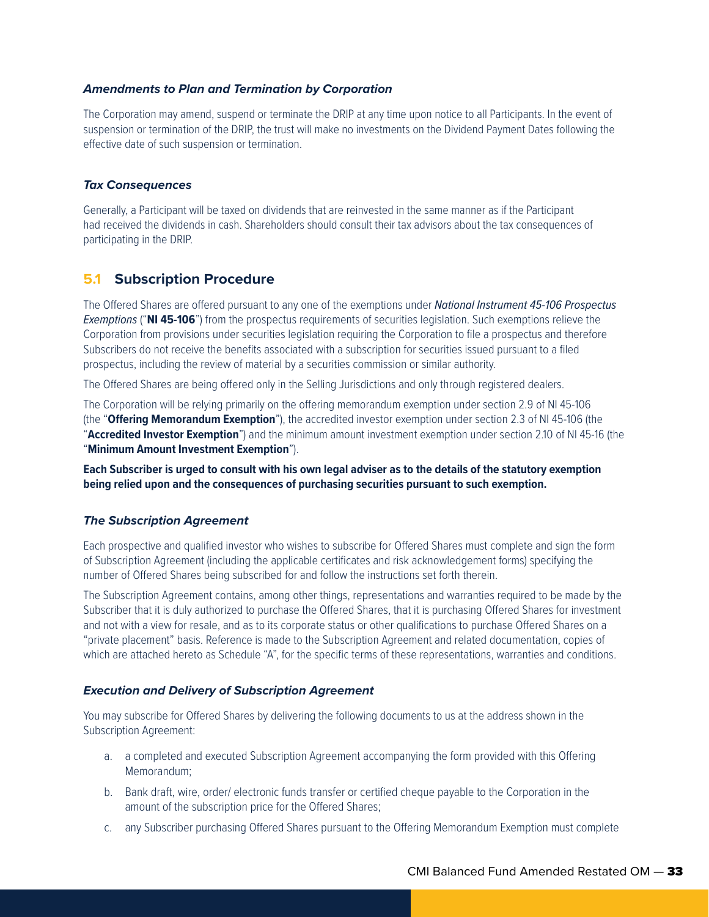#### *Amendments to Plan and Termination by Corporation*

The Corporation may amend, suspend or terminate the DRIP at any time upon notice to all Participants. In the event of suspension or termination of the DRIP, the trust will make no investments on the Dividend Payment Dates following the effective date of such suspension or termination.

#### *Tax Consequences*

Generally, a Participant will be taxed on dividends that are reinvested in the same manner as if the Participant had received the dividends in cash. Shareholders should consult their tax advisors about the tax consequences of participating in the DRIP.

## 5.1 Subscription Procedure

The Offered Shares are offered pursuant to any one of the exemptions under *National Instrument 45-106 Prospectus Exemptions* ("**NI 45-106**") from the prospectus requirements of securities legislation. Such exemptions relieve the Corporation from provisions under securities legislation requiring the Corporation to file a prospectus and therefore Subscribers do not receive the benefits associated with a subscription for securities issued pursuant to a filed prospectus, including the review of material by a securities commission or similar authority.

The Offered Shares are being offered only in the Selling Jurisdictions and only through registered dealers.

The Corporation will be relying primarily on the offering memorandum exemption under section 2.9 of NI 45-106 (the "**Offering Memorandum Exemption**"), the accredited investor exemption under section 2.3 of NI 45-106 (the "**Accredited Investor Exemption**") and the minimum amount investment exemption under section 2.10 of NI 45-16 (the "**Minimum Amount Investment Exemption**").

**Each Subscriber is urged to consult with his own legal adviser as to the details of the statutory exemption being relied upon and the consequences of purchasing securities pursuant to such exemption.**

#### *The Subscription Agreement*

Each prospective and qualified investor who wishes to subscribe for Offered Shares must complete and sign the form of Subscription Agreement (including the applicable certificates and risk acknowledgement forms) specifying the number of Offered Shares being subscribed for and follow the instructions set forth therein.

The Subscription Agreement contains, among other things, representations and warranties required to be made by the Subscriber that it is duly authorized to purchase the Offered Shares, that it is purchasing Offered Shares for investment and not with a view for resale, and as to its corporate status or other qualifications to purchase Offered Shares on a "private placement" basis. Reference is made to the Subscription Agreement and related documentation, copies of which are attached hereto as Schedule "A", for the specific terms of these representations, warranties and conditions.

#### *Execution and Delivery of Subscription Agreement*

You may subscribe for Offered Shares by delivering the following documents to us at the address shown in the Subscription Agreement:

a. a completed and executed Subscription Agreement accompanying the form provided with this Offering Memorandum;
b. Bank draft, wire, order/ electronic funds transfer or certified cheque payable to the Corporation in the amount of the subscription price for the Offered Shares;
c. any Subscriber purchasing Offered Shares pursuant to the Offering Memorandum Exemption must complete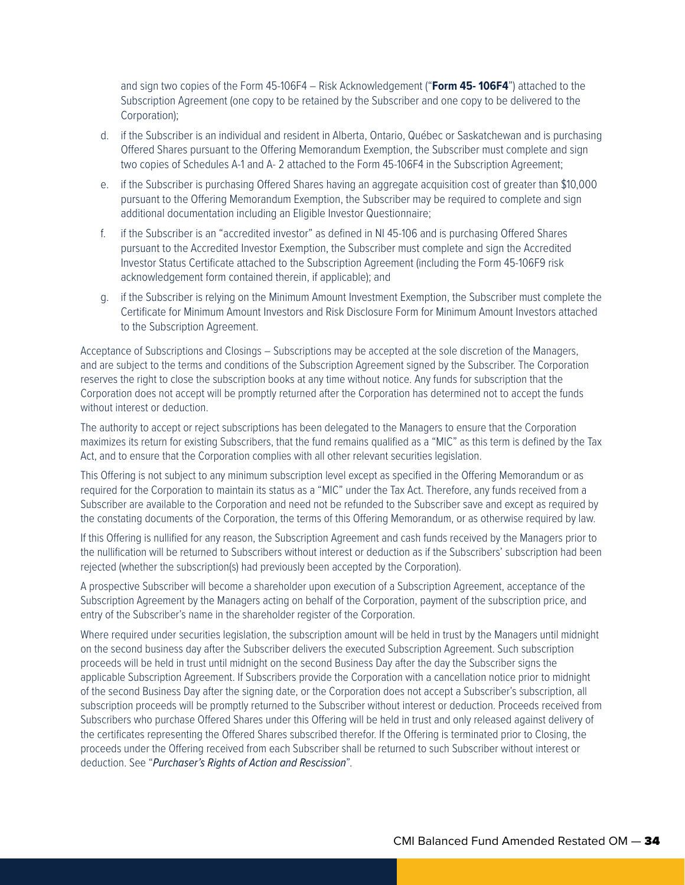and sign two copies of the Form 45-106F4 – Risk Acknowledgement ("**Form 45- 106F4**") attached to the Subscription Agreement (one copy to be retained by the Subscriber and one copy to be delivered to the Corporation);

d. if the Subscriber is an individual and resident in Alberta, Ontario, Québec or Saskatchewan and is purchasing Offered Shares pursuant to the Offering Memorandum Exemption, the Subscriber must complete and sign two copies of Schedules A-1 and A- 2 attached to the Form 45-106F4 in the Subscription Agreement;

e. if the Subscriber is purchasing Offered Shares having an aggregate acquisition cost of greater than $10,000 pursuant to the Offering Memorandum Exemption, the Subscriber may be required to complete and sign additional documentation including an Eligible Investor Questionnaire;

f. if the Subscriber is an "accredited investor" as defined in NI 45-106 and is purchasing Offered Shares pursuant to the Accredited Investor Exemption, the Subscriber must complete and sign the Accredited Investor Status Certificate attached to the Subscription Agreement (including the Form 45-106F9 risk acknowledgement form contained therein, if applicable); and

g. if the Subscriber is relying on the Minimum Amount Investment Exemption, the Subscriber must complete the Certificate for Minimum Amount Investors and Risk Disclosure Form for Minimum Amount Investors attached to the Subscription Agreement.

Acceptance of Subscriptions and Closings – Subscriptions may be accepted at the sole discretion of the Managers, and are subject to the terms and conditions of the Subscription Agreement signed by the Subscriber. The Corporation reserves the right to close the subscription books at any time without notice. Any funds for subscription that the Corporation does not accept will be promptly returned after the Corporation has determined not to accept the funds without interest or deduction.

The authority to accept or reject subscriptions has been delegated to the Managers to ensure that the Corporation maximizes its return for existing Subscribers, that the fund remains qualified as a "MIC" as this term is defined by the Tax Act, and to ensure that the Corporation complies with all other relevant securities legislation.

This Offering is not subject to any minimum subscription level except as specified in the Offering Memorandum or as required for the Corporation to maintain its status as a "MIC" under the Tax Act. Therefore, any funds received from a Subscriber are available to the Corporation and need not be refunded to the Subscriber save and except as required by the constating documents of the Corporation, the terms of this Offering Memorandum, or as otherwise required by law.

If this Offering is nullified for any reason, the Subscription Agreement and cash funds received by the Managers prior to the nullification will be returned to Subscribers without interest or deduction as if the Subscribers' subscription had been rejected (whether the subscription(s) had previously been accepted by the Corporation).

A prospective Subscriber will become a shareholder upon execution of a Subscription Agreement, acceptance of the Subscription Agreement by the Managers acting on behalf of the Corporation, payment of the subscription price, and entry of the Subscriber's name in the shareholder register of the Corporation.

Where required under securities legislation, the subscription amount will be held in trust by the Managers until midnight on the second business day after the Subscriber delivers the executed Subscription Agreement. Such subscription proceeds will be held in trust until midnight on the second Business Day after the day the Subscriber signs the applicable Subscription Agreement. If Subscribers provide the Corporation with a cancellation notice prior to midnight of the second Business Day after the signing date, or the Corporation does not accept a Subscriber's subscription, all subscription proceeds will be promptly returned to the Subscriber without interest or deduction. Proceeds received from Subscribers who purchase Offered Shares under this Offering will be held in trust and only released against delivery of the certificates representing the Offered Shares subscribed therefor. If the Offering is terminated prior to Closing, the proceeds under the Offering received from each Subscriber shall be returned to such Subscriber without interest or deduction. See "*Purchaser's Rights of Action and Rescission*".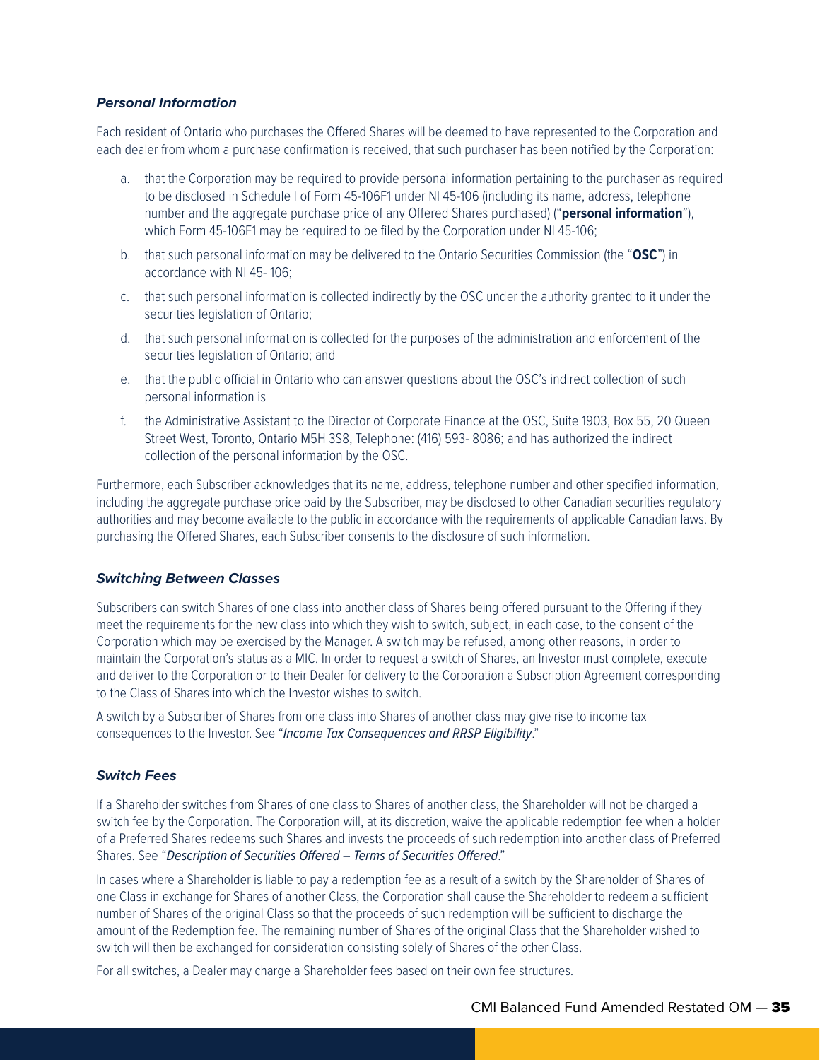### ***Personal Information***

Each resident of Ontario who purchases the Offered Shares will be deemed to have represented to the Corporation and each dealer from whom a purchase confirmation is received, that such purchaser has been notified by the Corporation:

a. that the Corporation may be required to provide personal information pertaining to the purchaser as required to be disclosed in Schedule I of Form 45-106F1 under NI 45-106 (including its name, address, telephone number and the aggregate purchase price of any Offered Shares purchased) ("**personal information**"), which Form 45-106F1 may be required to be filed by the Corporation under NI 45-106;

b. that such personal information may be delivered to the Ontario Securities Commission (the "**OSC**") in accordance with NI 45- 106;

c. that such personal information is collected indirectly by the OSC under the authority granted to it under the securities legislation of Ontario;

d. that such personal information is collected for the purposes of the administration and enforcement of the securities legislation of Ontario; and

e. that the public official in Ontario who can answer questions about the OSC's indirect collection of such personal information is

f. the Administrative Assistant to the Director of Corporate Finance at the OSC, Suite 1903, Box 55, 20 Queen Street West, Toronto, Ontario M5H 3S8, Telephone: (416) 593- 8086; and has authorized the indirect collection of the personal information by the OSC.

Furthermore, each Subscriber acknowledges that its name, address, telephone number and other specified information, including the aggregate purchase price paid by the Subscriber, may be disclosed to other Canadian securities regulatory authorities and may become available to the public in accordance with the requirements of applicable Canadian laws. By purchasing the Offered Shares, each Subscriber consents to the disclosure of such information.

### ***Switching Between Classes***

Subscribers can switch Shares of one class into another class of Shares being offered pursuant to the Offering if they meet the requirements for the new class into which they wish to switch, subject, in each case, to the consent of the Corporation which may be exercised by the Manager. A switch may be refused, among other reasons, in order to maintain the Corporation's status as a MIC. In order to request a switch of Shares, an Investor must complete, execute and deliver to the Corporation or to their Dealer for delivery to the Corporation a Subscription Agreement corresponding to the Class of Shares into which the Investor wishes to switch.

A switch by a Subscriber of Shares from one class into Shares of another class may give rise to income tax consequences to the Investor. See "*Income Tax Consequences and RRSP Eligibility*."

### ***Switch Fees***

If a Shareholder switches from Shares of one class to Shares of another class, the Shareholder will not be charged a switch fee by the Corporation. The Corporation will, at its discretion, waive the applicable redemption fee when a holder of a Preferred Shares redeems such Shares and invests the proceeds of such redemption into another class of Preferred Shares. See "*Description of Securities Offered – Terms of Securities Offered*."

In cases where a Shareholder is liable to pay a redemption fee as a result of a switch by the Shareholder of Shares of one Class in exchange for Shares of another Class, the Corporation shall cause the Shareholder to redeem a sufficient number of Shares of the original Class so that the proceeds of such redemption will be sufficient to discharge the amount of the Redemption fee. The remaining number of Shares of the original Class that the Shareholder wished to switch will then be exchanged for consideration consisting solely of Shares of the other Class.

For all switches, a Dealer may charge a Shareholder fees based on their own fee structures.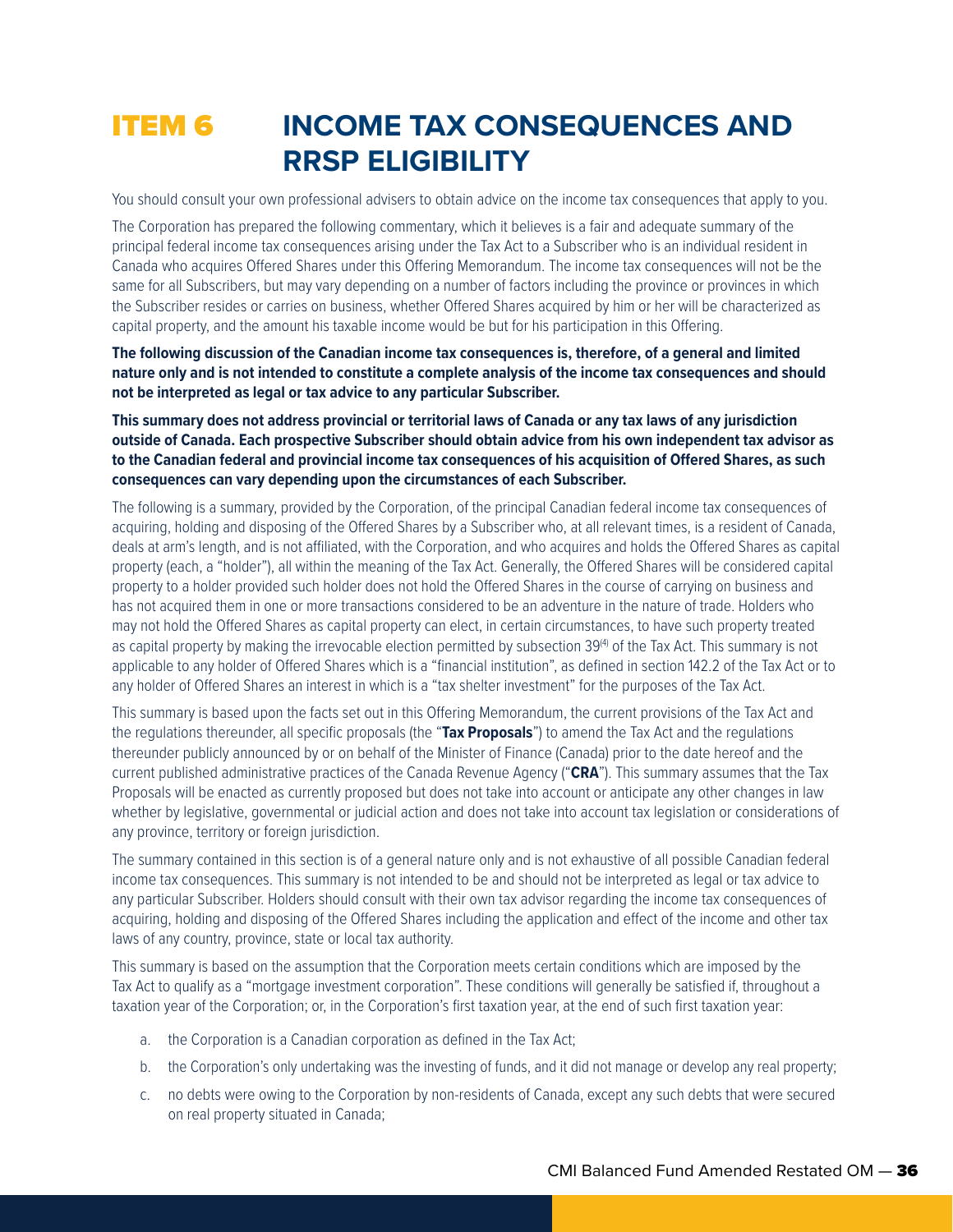# ITEM 6 INCOME TAX CONSEQUENCES AND RRSP ELIGIBILITY

You should consult your own professional advisers to obtain advice on the income tax consequences that apply to you.

The Corporation has prepared the following commentary, which it believes is a fair and adequate summary of the principal federal income tax consequences arising under the Tax Act to a Subscriber who is an individual resident in Canada who acquires Offered Shares under this Offering Memorandum. The income tax consequences will not be the same for all Subscribers, but may vary depending on a number of factors including the province or provinces in which the Subscriber resides or carries on business, whether Offered Shares acquired by him or her will be characterized as capital property, and the amount his taxable income would be but for his participation in this Offering.

**The following discussion of the Canadian income tax consequences is, therefore, of a general and limited nature only and is not intended to constitute a complete analysis of the income tax consequences and should not be interpreted as legal or tax advice to any particular Subscriber.**

**This summary does not address provincial or territorial laws of Canada or any tax laws of any jurisdiction outside of Canada. Each prospective Subscriber should obtain advice from his own independent tax advisor as to the Canadian federal and provincial income tax consequences of his acquisition of Offered Shares, as such consequences can vary depending upon the circumstances of each Subscriber.**

The following is a summary, provided by the Corporation, of the principal Canadian federal income tax consequences of acquiring, holding and disposing of the Offered Shares by a Subscriber who, at all relevant times, is a resident of Canada, deals at arm's length, and is not affiliated, with the Corporation, and who acquires and holds the Offered Shares as capital property (each, a "holder"), all within the meaning of the Tax Act. Generally, the Offered Shares will be considered capital property to a holder provided such holder does not hold the Offered Shares in the course of carrying on business and has not acquired them in one or more transactions considered to be an adventure in the nature of trade. Holders who may not hold the Offered Shares as capital property can elect, in certain circumstances, to have such property treated as capital property by making the irrevocable election permitted by subsection 39(4) of the Tax Act. This summary is not applicable to any holder of Offered Shares which is a "financial institution", as defined in section 142.2 of the Tax Act or to any holder of Offered Shares an interest in which is a "tax shelter investment" for the purposes of the Tax Act.

This summary is based upon the facts set out in this Offering Memorandum, the current provisions of the Tax Act and the regulations thereunder, all specific proposals (the "**Tax Proposals**") to amend the Tax Act and the regulations thereunder publicly announced by or on behalf of the Minister of Finance (Canada) prior to the date hereof and the current published administrative practices of the Canada Revenue Agency ("**CRA**"). This summary assumes that the Tax Proposals will be enacted as currently proposed but does not take into account or anticipate any other changes in law whether by legislative, governmental or judicial action and does not take into account tax legislation or considerations of any province, territory or foreign jurisdiction.

The summary contained in this section is of a general nature only and is not exhaustive of all possible Canadian federal income tax consequences. This summary is not intended to be and should not be interpreted as legal or tax advice to any particular Subscriber. Holders should consult with their own tax advisor regarding the income tax consequences of acquiring, holding and disposing of the Offered Shares including the application and effect of the income and other tax laws of any country, province, state or local tax authority.

This summary is based on the assumption that the Corporation meets certain conditions which are imposed by the Tax Act to qualify as a "mortgage investment corporation". These conditions will generally be satisfied if, throughout a taxation year of the Corporation; or, in the Corporation's first taxation year, at the end of such first taxation year:

a. the Corporation is a Canadian corporation as defined in the Tax Act;
b. the Corporation's only undertaking was the investing of funds, and it did not manage or develop any real property;
c. no debts were owing to the Corporation by non-residents of Canada, except any such debts that were secured on real property situated in Canada;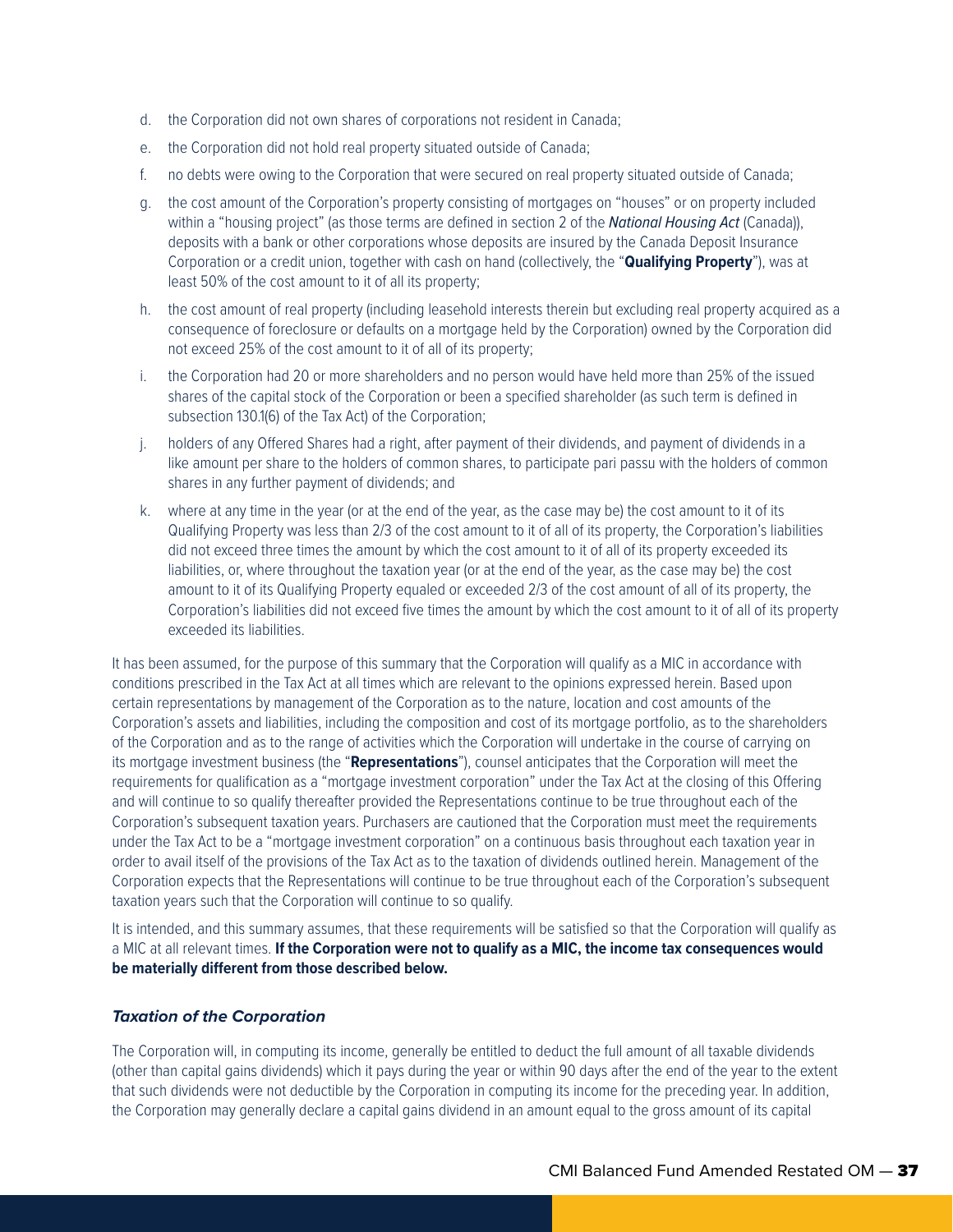d. the Corporation did not own shares of corporations not resident in Canada;

e. the Corporation did not hold real property situated outside of Canada;

f. no debts were owing to the Corporation that were secured on real property situated outside of Canada;

g. the cost amount of the Corporation's property consisting of mortgages on "houses" or on property included within a "housing project" (as those terms are defined in section 2 of the *National Housing Act* (Canada)), deposits with a bank or other corporations whose deposits are insured by the Canada Deposit Insurance Corporation or a credit union, together with cash on hand (collectively, the "**Qualifying Property**"), was at least 50% of the cost amount to it of all its property;

h. the cost amount of real property (including leasehold interests therein but excluding real property acquired as a consequence of foreclosure or defaults on a mortgage held by the Corporation) owned by the Corporation did not exceed 25% of the cost amount to it of all of its property;

i. the Corporation had 20 or more shareholders and no person would have held more than 25% of the issued shares of the capital stock of the Corporation or been a specified shareholder (as such term is defined in subsection 130.1(6) of the Tax Act) of the Corporation;

j. holders of any Offered Shares had a right, after payment of their dividends, and payment of dividends in a like amount per share to the holders of common shares, to participate pari passu with the holders of common shares in any further payment of dividends; and

k. where at any time in the year (or at the end of the year, as the case may be) the cost amount to it of its Qualifying Property was less than 2/3 of the cost amount to it of all of its property, the Corporation's liabilities did not exceed three times the amount by which the cost amount to it of all of its property exceeded its liabilities, or, where throughout the taxation year (or at the end of the year, as the case may be) the cost amount to it of its Qualifying Property equaled or exceeded 2/3 of the cost amount of all of its property, the Corporation's liabilities did not exceed five times the amount by which the cost amount to it of all of its property exceeded its liabilities.

It has been assumed, for the purpose of this summary that the Corporation will qualify as a MIC in accordance with conditions prescribed in the Tax Act at all times which are relevant to the opinions expressed herein. Based upon certain representations by management of the Corporation as to the nature, location and cost amounts of the Corporation's assets and liabilities, including the composition and cost of its mortgage portfolio, as to the shareholders of the Corporation and as to the range of activities which the Corporation will undertake in the course of carrying on its mortgage investment business (the "**Representations**"), counsel anticipates that the Corporation will meet the requirements for qualification as a "mortgage investment corporation" under the Tax Act at the closing of this Offering and will continue to so qualify thereafter provided the Representations continue to be true throughout each of the Corporation's subsequent taxation years. Purchasers are cautioned that the Corporation must meet the requirements under the Tax Act to be a "mortgage investment corporation" on a continuous basis throughout each taxation year in order to avail itself of the provisions of the Tax Act as to the taxation of dividends outlined herein. Management of the Corporation expects that the Representations will continue to be true throughout each of the Corporation's subsequent taxation years such that the Corporation will continue to so qualify.

It is intended, and this summary assumes, that these requirements will be satisfied so that the Corporation will qualify as a MIC at all relevant times. **If the Corporation were not to qualify as a MIC, the income tax consequences would be materially different from those described below.**

### *Taxation of the Corporation*

The Corporation will, in computing its income, generally be entitled to deduct the full amount of all taxable dividends (other than capital gains dividends) which it pays during the year or within 90 days after the end of the year to the extent that such dividends were not deductible by the Corporation in computing its income for the preceding year. In addition, the Corporation may generally declare a capital gains dividend in an amount equal to the gross amount of its capital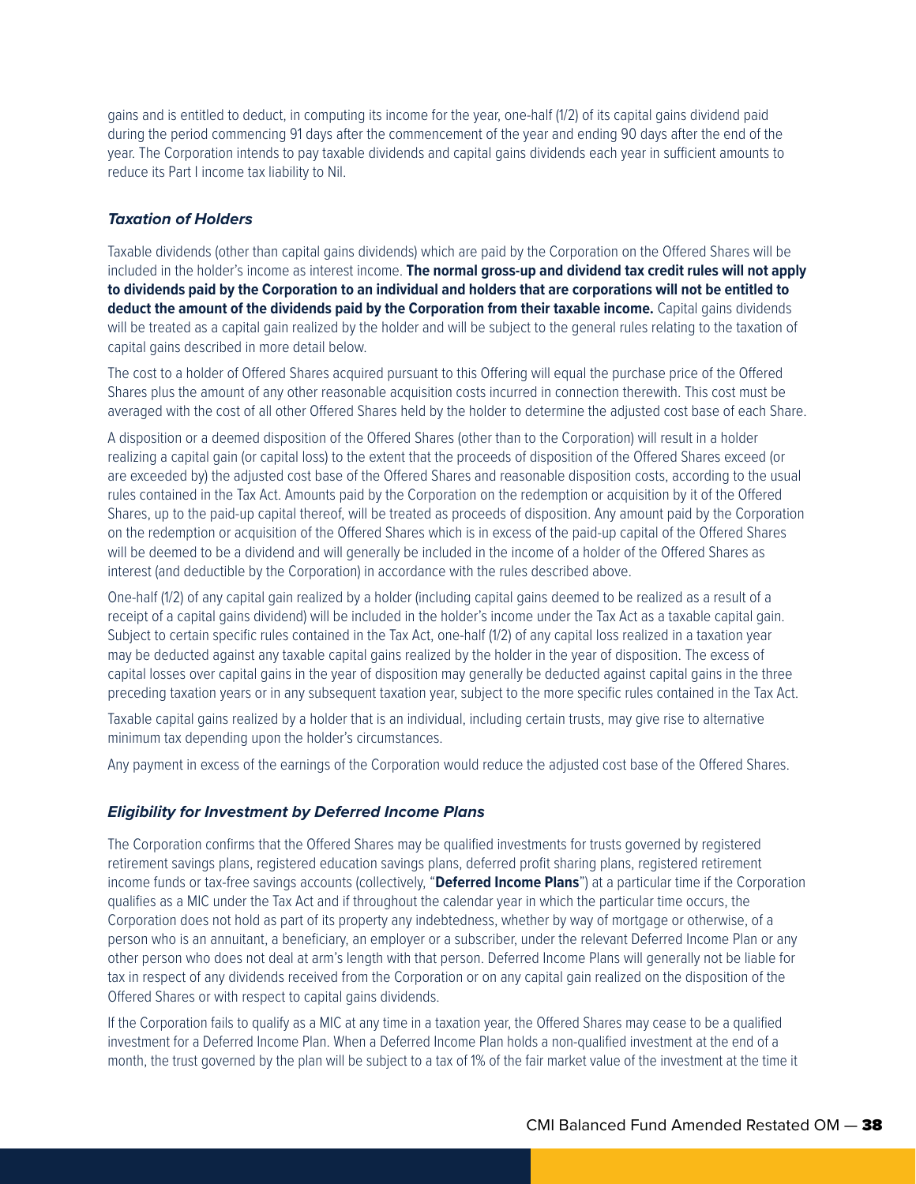gains and is entitled to deduct, in computing its income for the year, one-half (1/2) of its capital gains dividend paid during the period commencing 91 days after the commencement of the year and ending 90 days after the end of the year. The Corporation intends to pay taxable dividends and capital gains dividends each year in sufficient amounts to reduce its Part I income tax liability to Nil.

### *Taxation of Holders*

Taxable dividends (other than capital gains dividends) which are paid by the Corporation on the Offered Shares will be included in the holder's income as interest income. **The normal gross-up and dividend tax credit rules will not apply to dividends paid by the Corporation to an individual and holders that are corporations will not be entitled to deduct the amount of the dividends paid by the Corporation from their taxable income.** Capital gains dividends will be treated as a capital gain realized by the holder and will be subject to the general rules relating to the taxation of capital gains described in more detail below.

The cost to a holder of Offered Shares acquired pursuant to this Offering will equal the purchase price of the Offered Shares plus the amount of any other reasonable acquisition costs incurred in connection therewith. This cost must be averaged with the cost of all other Offered Shares held by the holder to determine the adjusted cost base of each Share.

A disposition or a deemed disposition of the Offered Shares (other than to the Corporation) will result in a holder realizing a capital gain (or capital loss) to the extent that the proceeds of disposition of the Offered Shares exceed (or are exceeded by) the adjusted cost base of the Offered Shares and reasonable disposition costs, according to the usual rules contained in the Tax Act. Amounts paid by the Corporation on the redemption or acquisition by it of the Offered Shares, up to the paid-up capital thereof, will be treated as proceeds of disposition. Any amount paid by the Corporation on the redemption or acquisition of the Offered Shares which is in excess of the paid-up capital of the Offered Shares will be deemed to be a dividend and will generally be included in the income of a holder of the Offered Shares as interest (and deductible by the Corporation) in accordance with the rules described above.

One-half (1/2) of any capital gain realized by a holder (including capital gains deemed to be realized as a result of a receipt of a capital gains dividend) will be included in the holder's income under the Tax Act as a taxable capital gain. Subject to certain specific rules contained in the Tax Act, one-half (1/2) of any capital loss realized in a taxation year may be deducted against any taxable capital gains realized by the holder in the year of disposition. The excess of capital losses over capital gains in the year of disposition may generally be deducted against capital gains in the three preceding taxation years or in any subsequent taxation year, subject to the more specific rules contained in the Tax Act.

Taxable capital gains realized by a holder that is an individual, including certain trusts, may give rise to alternative minimum tax depending upon the holder's circumstances.

Any payment in excess of the earnings of the Corporation would reduce the adjusted cost base of the Offered Shares.

### *Eligibility for Investment by Deferred Income Plans*

The Corporation confirms that the Offered Shares may be qualified investments for trusts governed by registered retirement savings plans, registered education savings plans, deferred profit sharing plans, registered retirement income funds or tax-free savings accounts (collectively, "**Deferred Income Plans**") at a particular time if the Corporation qualifies as a MIC under the Tax Act and if throughout the calendar year in which the particular time occurs, the Corporation does not hold as part of its property any indebtedness, whether by way of mortgage or otherwise, of a person who is an annuitant, a beneficiary, an employer or a subscriber, under the relevant Deferred Income Plan or any other person who does not deal at arm's length with that person. Deferred Income Plans will generally not be liable for tax in respect of any dividends received from the Corporation or on any capital gain realized on the disposition of the Offered Shares or with respect to capital gains dividends.

If the Corporation fails to qualify as a MIC at any time in a taxation year, the Offered Shares may cease to be a qualified investment for a Deferred Income Plan. When a Deferred Income Plan holds a non-qualified investment at the end of a month, the trust governed by the plan will be subject to a tax of 1% of the fair market value of the investment at the time it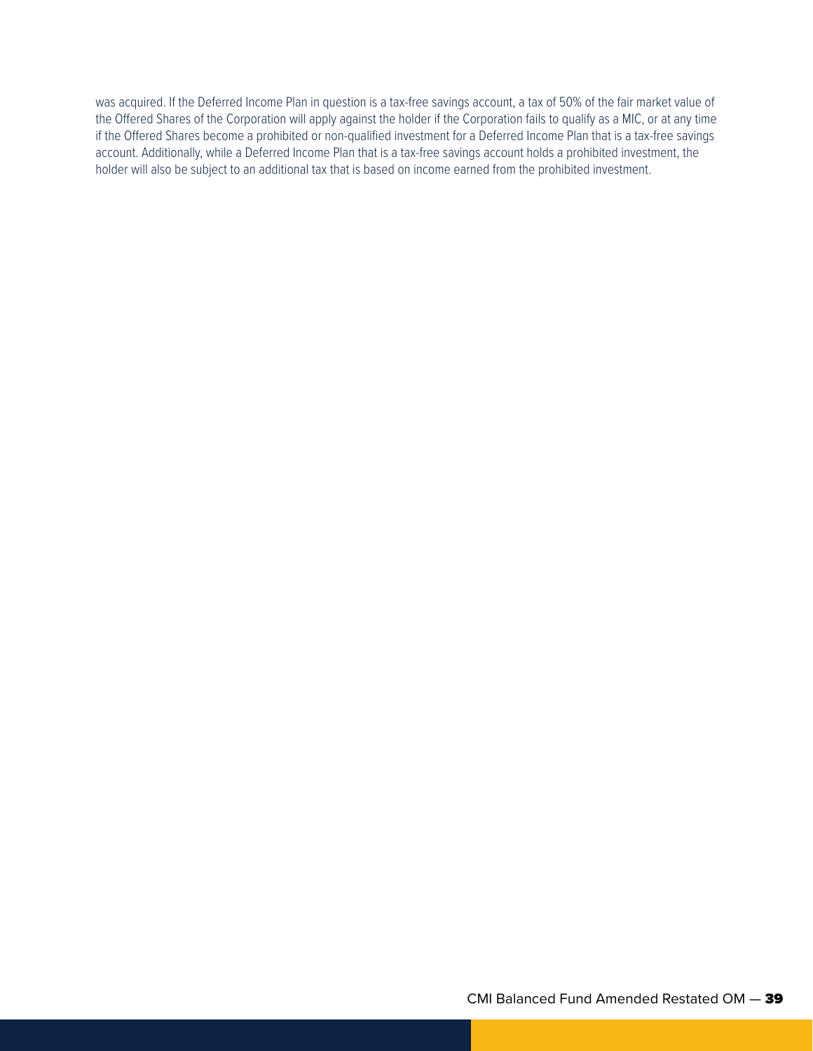was acquired. If the Deferred Income Plan in question is a tax-free savings account, a tax of 50% of the fair market value of the Offered Shares of the Corporation will apply against the holder if the Corporation fails to qualify as a MIC, or at any time if the Offered Shares become a prohibited or non-qualified investment for a Deferred Income Plan that is a tax-free savings account. Additionally, while a Deferred Income Plan that is a tax-free savings account holds a prohibited investment, the holder will also be subject to an additional tax that is based on income earned from the prohibited investment.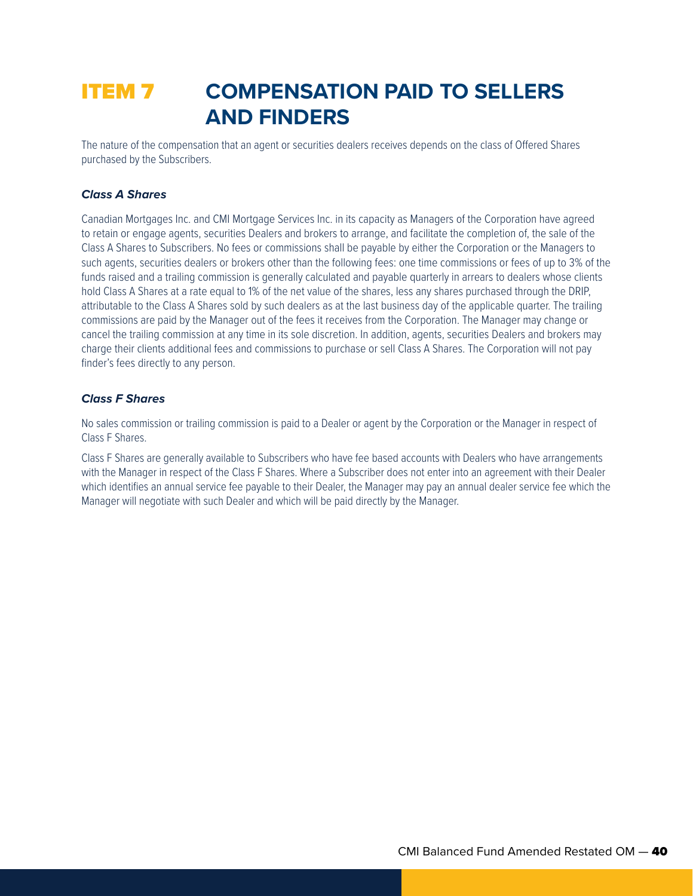# ITEM 7 COMPENSATION PAID TO SELLERS AND FINDERS

The nature of the compensation that an agent or securities dealers receives depends on the class of Offered Shares purchased by the Subscribers.

### *Class A Shares*

Canadian Mortgages Inc. and CMI Mortgage Services Inc. in its capacity as Managers of the Corporation have agreed to retain or engage agents, securities Dealers and brokers to arrange, and facilitate the completion of, the sale of the Class A Shares to Subscribers. No fees or commissions shall be payable by either the Corporation or the Managers to such agents, securities dealers or brokers other than the following fees: one time commissions or fees of up to 3% of the funds raised and a trailing commission is generally calculated and payable quarterly in arrears to dealers whose clients hold Class A Shares at a rate equal to 1% of the net value of the shares, less any shares purchased through the DRIP, attributable to the Class A Shares sold by such dealers as at the last business day of the applicable quarter. The trailing commissions are paid by the Manager out of the fees it receives from the Corporation. The Manager may change or cancel the trailing commission at any time in its sole discretion. In addition, agents, securities Dealers and brokers may charge their clients additional fees and commissions to purchase or sell Class A Shares. The Corporation will not pay finder's fees directly to any person.

### *Class F Shares*

No sales commission or trailing commission is paid to a Dealer or agent by the Corporation or the Manager in respect of Class F Shares.

Class F Shares are generally available to Subscribers who have fee based accounts with Dealers who have arrangements with the Manager in respect of the Class F Shares. Where a Subscriber does not enter into an agreement with their Dealer which identifies an annual service fee payable to their Dealer, the Manager may pay an annual dealer service fee which the Manager will negotiate with such Dealer and which will be paid directly by the Manager.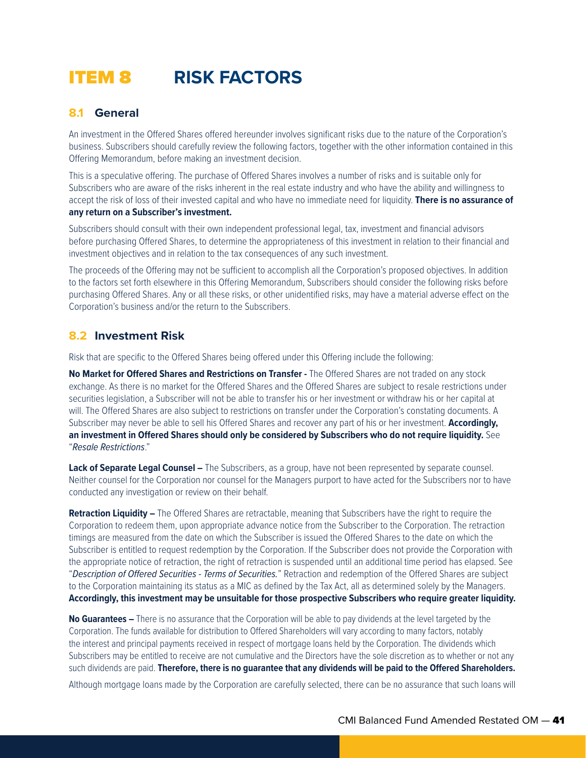# ITEM 8 RISK FACTORS

## 8.1 General

An investment in the Offered Shares offered hereunder involves significant risks due to the nature of the Corporation's business. Subscribers should carefully review the following factors, together with the other information contained in this Offering Memorandum, before making an investment decision.

This is a speculative offering. The purchase of Offered Shares involves a number of risks and is suitable only for Subscribers who are aware of the risks inherent in the real estate industry and who have the ability and willingness to accept the risk of loss of their invested capital and who have no immediate need for liquidity. **There is no assurance of any return on a Subscriber's investment.**

Subscribers should consult with their own independent professional legal, tax, investment and financial advisors before purchasing Offered Shares, to determine the appropriateness of this investment in relation to their financial and investment objectives and in relation to the tax consequences of any such investment.

The proceeds of the Offering may not be sufficient to accomplish all the Corporation's proposed objectives. In addition to the factors set forth elsewhere in this Offering Memorandum, Subscribers should consider the following risks before purchasing Offered Shares. Any or all these risks, or other unidentified risks, may have a material adverse effect on the Corporation's business and/or the return to the Subscribers.

## 8.2 Investment Risk

Risk that are specific to the Offered Shares being offered under this Offering include the following:

**No Market for Offered Shares and Restrictions on Transfer -** The Offered Shares are not traded on any stock exchange. As there is no market for the Offered Shares and the Offered Shares are subject to resale restrictions under securities legislation, a Subscriber will not be able to transfer his or her investment or withdraw his or her capital at will. The Offered Shares are also subject to restrictions on transfer under the Corporation's constating documents. A Subscriber may never be able to sell his Offered Shares and recover any part of his or her investment. **Accordingly, an investment in Offered Shares should only be considered by Subscribers who do not require liquidity.** See "*Resale Restrictions*."

**Lack of Separate Legal Counsel –** The Subscribers, as a group, have not been represented by separate counsel. Neither counsel for the Corporation nor counsel for the Managers purport to have acted for the Subscribers nor to have conducted any investigation or review on their behalf.

**Retraction Liquidity –** The Offered Shares are retractable, meaning that Subscribers have the right to require the Corporation to redeem them, upon appropriate advance notice from the Subscriber to the Corporation. The retraction timings are measured from the date on which the Subscriber is issued the Offered Shares to the date on which the Subscriber is entitled to request redemption by the Corporation. If the Subscriber does not provide the Corporation with the appropriate notice of retraction, the right of retraction is suspended until an additional time period has elapsed. See "*Description of Offered Securities - Terms of Securities.*" Retraction and redemption of the Offered Shares are subject to the Corporation maintaining its status as a MIC as defined by the Tax Act, all as determined solely by the Managers. **Accordingly, this investment may be unsuitable for those prospective Subscribers who require greater liquidity.**

**No Guarantees –** There is no assurance that the Corporation will be able to pay dividends at the level targeted by the Corporation. The funds available for distribution to Offered Shareholders will vary according to many factors, notably the interest and principal payments received in respect of mortgage loans held by the Corporation. The dividends which Subscribers may be entitled to receive are not cumulative and the Directors have the sole discretion as to whether or not any such dividends are paid. **Therefore, there is no guarantee that any dividends will be paid to the Offered Shareholders.**

Although mortgage loans made by the Corporation are carefully selected, there can be no assurance that such loans will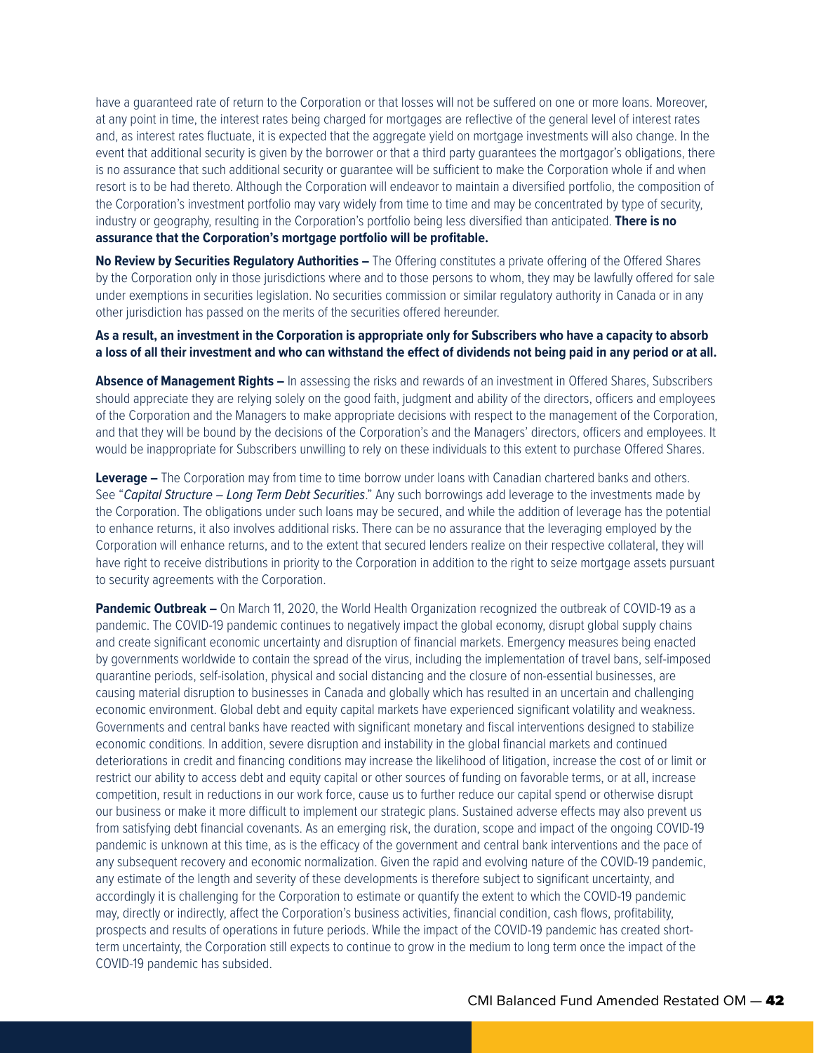have a guaranteed rate of return to the Corporation or that losses will not be suffered on one or more loans. Moreover, at any point in time, the interest rates being charged for mortgages are reflective of the general level of interest rates and, as interest rates fluctuate, it is expected that the aggregate yield on mortgage investments will also change. In the event that additional security is given by the borrower or that a third party guarantees the mortgagor's obligations, there is no assurance that such additional security or guarantee will be sufficient to make the Corporation whole if and when resort is to be had thereto. Although the Corporation will endeavor to maintain a diversified portfolio, the composition of the Corporation's investment portfolio may vary widely from time to time and may be concentrated by type of security, industry or geography, resulting in the Corporation's portfolio being less diversified than anticipated. **There is no assurance that the Corporation's mortgage portfolio will be profitable.**

**No Review by Securities Regulatory Authorities –** The Offering constitutes a private offering of the Offered Shares by the Corporation only in those jurisdictions where and to those persons to whom, they may be lawfully offered for sale under exemptions in securities legislation. No securities commission or similar regulatory authority in Canada or in any other jurisdiction has passed on the merits of the securities offered hereunder.

**As a result, an investment in the Corporation is appropriate only for Subscribers who have a capacity to absorb a loss of all their investment and who can withstand the effect of dividends not being paid in any period or at all.**

**Absence of Management Rights –** In assessing the risks and rewards of an investment in Offered Shares, Subscribers should appreciate they are relying solely on the good faith, judgment and ability of the directors, officers and employees of the Corporation and the Managers to make appropriate decisions with respect to the management of the Corporation, and that they will be bound by the decisions of the Corporation's and the Managers' directors, officers and employees. It would be inappropriate for Subscribers unwilling to rely on these individuals to this extent to purchase Offered Shares.

**Leverage –** The Corporation may from time to time borrow under loans with Canadian chartered banks and others. See "*Capital Structure – Long Term Debt Securities*." Any such borrowings add leverage to the investments made by the Corporation. The obligations under such loans may be secured, and while the addition of leverage has the potential to enhance returns, it also involves additional risks. There can be no assurance that the leveraging employed by the Corporation will enhance returns, and to the extent that secured lenders realize on their respective collateral, they will have right to receive distributions in priority to the Corporation in addition to the right to seize mortgage assets pursuant to security agreements with the Corporation.

**Pandemic Outbreak –** On March 11, 2020, the World Health Organization recognized the outbreak of COVID-19 as a pandemic. The COVID-19 pandemic continues to negatively impact the global economy, disrupt global supply chains and create significant economic uncertainty and disruption of financial markets. Emergency measures being enacted by governments worldwide to contain the spread of the virus, including the implementation of travel bans, self-imposed quarantine periods, self-isolation, physical and social distancing and the closure of non-essential businesses, are causing material disruption to businesses in Canada and globally which has resulted in an uncertain and challenging economic environment. Global debt and equity capital markets have experienced significant volatility and weakness. Governments and central banks have reacted with significant monetary and fiscal interventions designed to stabilize economic conditions. In addition, severe disruption and instability in the global financial markets and continued deteriorations in credit and financing conditions may increase the likelihood of litigation, increase the cost of or limit or restrict our ability to access debt and equity capital or other sources of funding on favorable terms, or at all, increase competition, result in reductions in our work force, cause us to further reduce our capital spend or otherwise disrupt our business or make it more difficult to implement our strategic plans. Sustained adverse effects may also prevent us from satisfying debt financial covenants. As an emerging risk, the duration, scope and impact of the ongoing COVID-19 pandemic is unknown at this time, as is the efficacy of the government and central bank interventions and the pace of any subsequent recovery and economic normalization. Given the rapid and evolving nature of the COVID-19 pandemic, any estimate of the length and severity of these developments is therefore subject to significant uncertainty, and accordingly it is challenging for the Corporation to estimate or quantify the extent to which the COVID-19 pandemic may, directly or indirectly, affect the Corporation's business activities, financial condition, cash flows, profitability, prospects and results of operations in future periods. While the impact of the COVID-19 pandemic has created short-term uncertainty, the Corporation still expects to continue to grow in the medium to long term once the impact of the COVID-19 pandemic has subsided.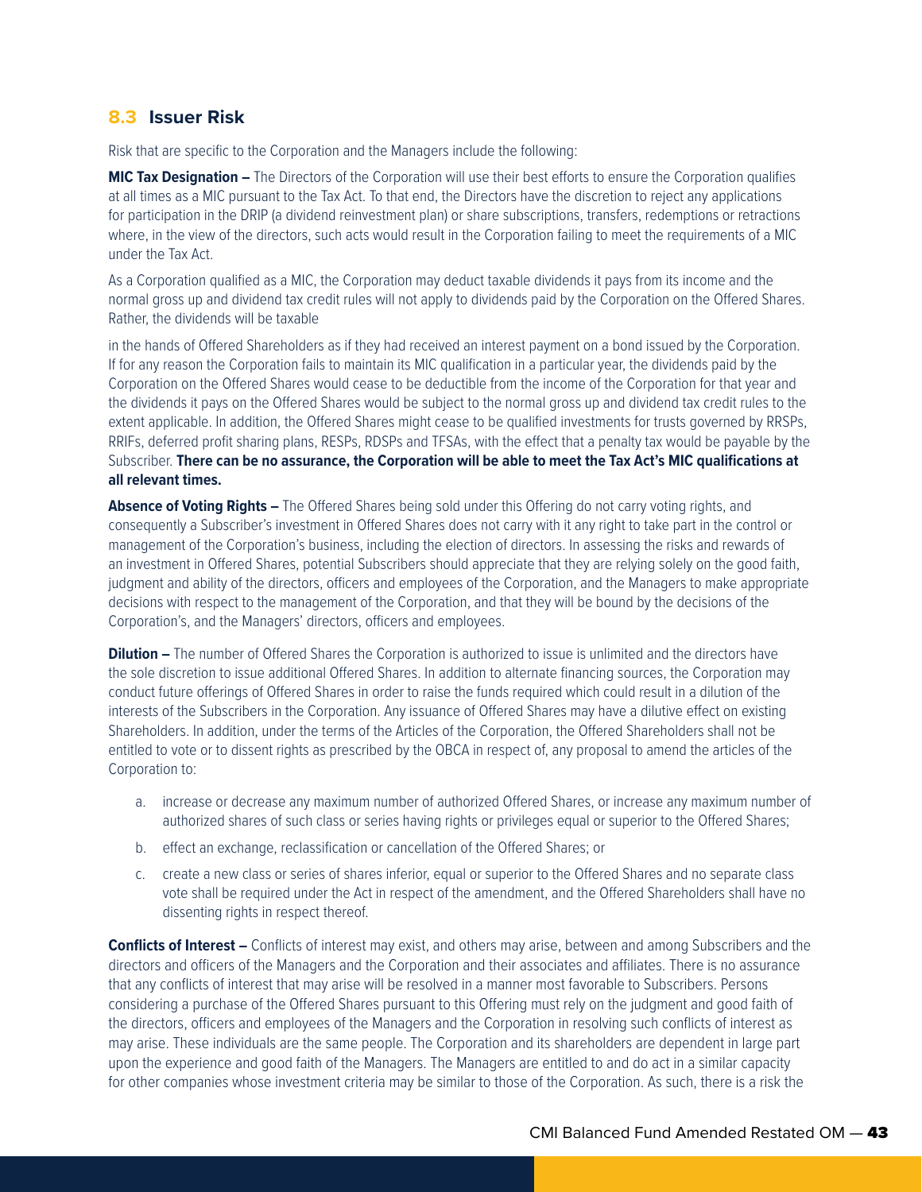## 8.3 Issuer Risk

Risk that are specific to the Corporation and the Managers include the following:

**MIC Tax Designation –** The Directors of the Corporation will use their best efforts to ensure the Corporation qualifies at all times as a MIC pursuant to the Tax Act. To that end, the Directors have the discretion to reject any applications for participation in the DRIP (a dividend reinvestment plan) or share subscriptions, transfers, redemptions or retractions where, in the view of the directors, such acts would result in the Corporation failing to meet the requirements of a MIC under the Tax Act.

As a Corporation qualified as a MIC, the Corporation may deduct taxable dividends it pays from its income and the normal gross up and dividend tax credit rules will not apply to dividends paid by the Corporation on the Offered Shares. Rather, the dividends will be taxable

in the hands of Offered Shareholders as if they had received an interest payment on a bond issued by the Corporation. If for any reason the Corporation fails to maintain its MIC qualification in a particular year, the dividends paid by the Corporation on the Offered Shares would cease to be deductible from the income of the Corporation for that year and the dividends it pays on the Offered Shares would be subject to the normal gross up and dividend tax credit rules to the extent applicable. In addition, the Offered Shares might cease to be qualified investments for trusts governed by RRSPs, RRIFs, deferred profit sharing plans, RESPs, RDSPs and TFSAs, with the effect that a penalty tax would be payable by the Subscriber. **There can be no assurance, the Corporation will be able to meet the Tax Act's MIC qualifications at all relevant times.**

**Absence of Voting Rights –** The Offered Shares being sold under this Offering do not carry voting rights, and consequently a Subscriber's investment in Offered Shares does not carry with it any right to take part in the control or management of the Corporation's business, including the election of directors. In assessing the risks and rewards of an investment in Offered Shares, potential Subscribers should appreciate that they are relying solely on the good faith, judgment and ability of the directors, officers and employees of the Corporation, and the Managers to make appropriate decisions with respect to the management of the Corporation, and that they will be bound by the decisions of the Corporation's, and the Managers' directors, officers and employees.

**Dilution –** The number of Offered Shares the Corporation is authorized to issue is unlimited and the directors have the sole discretion to issue additional Offered Shares. In addition to alternate financing sources, the Corporation may conduct future offerings of Offered Shares in order to raise the funds required which could result in a dilution of the interests of the Subscribers in the Corporation. Any issuance of Offered Shares may have a dilutive effect on existing Shareholders. In addition, under the terms of the Articles of the Corporation, the Offered Shareholders shall not be entitled to vote or to dissent rights as prescribed by the OBCA in respect of, any proposal to amend the articles of the Corporation to:

a. increase or decrease any maximum number of authorized Offered Shares, or increase any maximum number of authorized shares of such class or series having rights or privileges equal or superior to the Offered Shares;
b. effect an exchange, reclassification or cancellation of the Offered Shares; or
c. create a new class or series of shares inferior, equal or superior to the Offered Shares and no separate class vote shall be required under the Act in respect of the amendment, and the Offered Shareholders shall have no dissenting rights in respect thereof.

**Conflicts of Interest –** Conflicts of interest may exist, and others may arise, between and among Subscribers and the directors and officers of the Managers and the Corporation and their associates and affiliates. There is no assurance that any conflicts of interest that may arise will be resolved in a manner most favorable to Subscribers. Persons considering a purchase of the Offered Shares pursuant to this Offering must rely on the judgment and good faith of the directors, officers and employees of the Managers and the Corporation in resolving such conflicts of interest as may arise. These individuals are the same people. The Corporation and its shareholders are dependent in large part upon the experience and good faith of the Managers. The Managers are entitled to and do act in a similar capacity for other companies whose investment criteria may be similar to those of the Corporation. As such, there is a risk the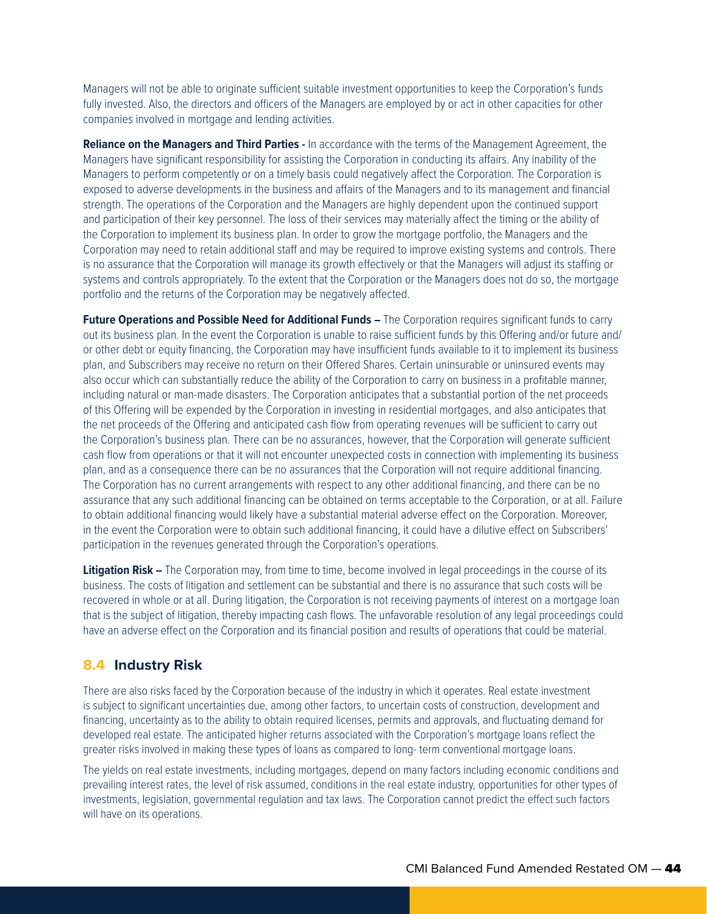Managers will not be able to originate sufficient suitable investment opportunities to keep the Corporation's funds fully invested. Also, the directors and officers of the Managers are employed by or act in other capacities for other companies involved in mortgage and lending activities.

**Reliance on the Managers and Third Parties -** In accordance with the terms of the Management Agreement, the Managers have significant responsibility for assisting the Corporation in conducting its affairs. Any inability of the Managers to perform competently or on a timely basis could negatively affect the Corporation. The Corporation is exposed to adverse developments in the business and affairs of the Managers and to its management and financial strength. The operations of the Corporation and the Managers are highly dependent upon the continued support and participation of their key personnel. The loss of their services may materially affect the timing or the ability of the Corporation to implement its business plan. In order to grow the mortgage portfolio, the Managers and the Corporation may need to retain additional staff and may be required to improve existing systems and controls. There is no assurance that the Corporation will manage its growth effectively or that the Managers will adjust its staffing or systems and controls appropriately. To the extent that the Corporation or the Managers does not do so, the mortgage portfolio and the returns of the Corporation may be negatively affected.

**Future Operations and Possible Need for Additional Funds –** The Corporation requires significant funds to carry out its business plan. In the event the Corporation is unable to raise sufficient funds by this Offering and/or future and/or other debt or equity financing, the Corporation may have insufficient funds available to it to implement its business plan, and Subscribers may receive no return on their Offered Shares. Certain uninsurable or uninsured events may also occur which can substantially reduce the ability of the Corporation to carry on business in a profitable manner, including natural or man-made disasters. The Corporation anticipates that a substantial portion of the net proceeds of this Offering will be expended by the Corporation in investing in residential mortgages, and also anticipates that the net proceeds of the Offering and anticipated cash flow from operating revenues will be sufficient to carry out the Corporation's business plan. There can be no assurances, however, that the Corporation will generate sufficient cash flow from operations or that it will not encounter unexpected costs in connection with implementing its business plan, and as a consequence there can be no assurances that the Corporation will not require additional financing. The Corporation has no current arrangements with respect to any other additional financing, and there can be no assurance that any such additional financing can be obtained on terms acceptable to the Corporation, or at all. Failure to obtain additional financing would likely have a substantial material adverse effect on the Corporation. Moreover, in the event the Corporation were to obtain such additional financing, it could have a dilutive effect on Subscribers' participation in the revenues generated through the Corporation's operations.

**Litigation Risk –** The Corporation may, from time to time, become involved in legal proceedings in the course of its business. The costs of litigation and settlement can be substantial and there is no assurance that such costs will be recovered in whole or at all. During litigation, the Corporation is not receiving payments of interest on a mortgage loan that is the subject of litigation, thereby impacting cash flows. The unfavorable resolution of any legal proceedings could have an adverse effect on the Corporation and its financial position and results of operations that could be material.

## 8.4 Industry Risk

There are also risks faced by the Corporation because of the industry in which it operates. Real estate investment is subject to significant uncertainties due, among other factors, to uncertain costs of construction, development and financing, uncertainty as to the ability to obtain required licenses, permits and approvals, and fluctuating demand for developed real estate. The anticipated higher returns associated with the Corporation's mortgage loans reflect the greater risks involved in making these types of loans as compared to long- term conventional mortgage loans.

The yields on real estate investments, including mortgages, depend on many factors including economic conditions and prevailing interest rates, the level of risk assumed, conditions in the real estate industry, opportunities for other types of investments, legislation, governmental regulation and tax laws. The Corporation cannot predict the effect such factors will have on its operations.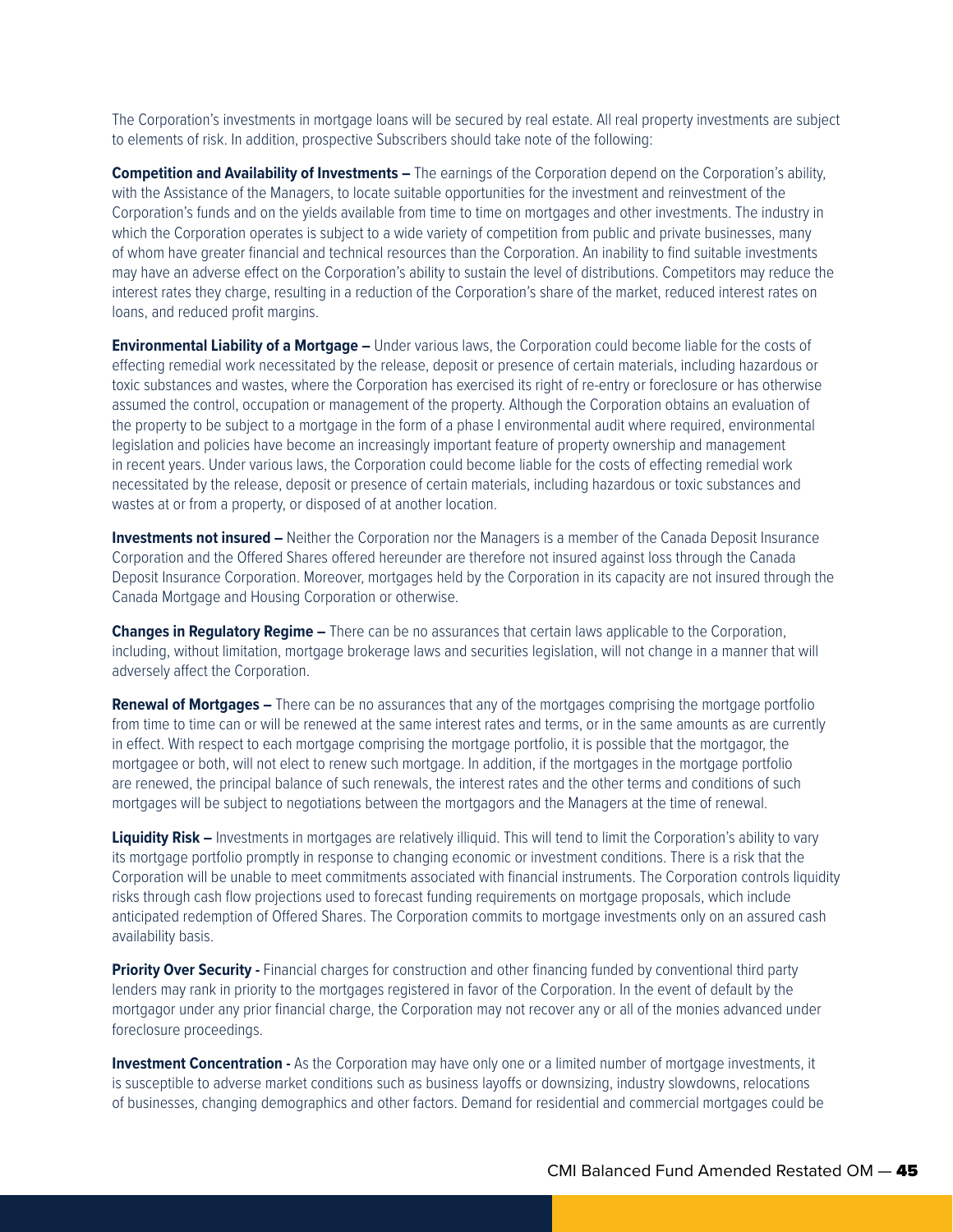The Corporation's investments in mortgage loans will be secured by real estate. All real property investments are subject to elements of risk. In addition, prospective Subscribers should take note of the following:

**Competition and Availability of Investments –** The earnings of the Corporation depend on the Corporation's ability, with the Assistance of the Managers, to locate suitable opportunities for the investment and reinvestment of the Corporation's funds and on the yields available from time to time on mortgages and other investments. The industry in which the Corporation operates is subject to a wide variety of competition from public and private businesses, many of whom have greater financial and technical resources than the Corporation. An inability to find suitable investments may have an adverse effect on the Corporation's ability to sustain the level of distributions. Competitors may reduce the interest rates they charge, resulting in a reduction of the Corporation's share of the market, reduced interest rates on loans, and reduced profit margins.

**Environmental Liability of a Mortgage –** Under various laws, the Corporation could become liable for the costs of effecting remedial work necessitated by the release, deposit or presence of certain materials, including hazardous or toxic substances and wastes, where the Corporation has exercised its right of re-entry or foreclosure or has otherwise assumed the control, occupation or management of the property. Although the Corporation obtains an evaluation of the property to be subject to a mortgage in the form of a phase I environmental audit where required, environmental legislation and policies have become an increasingly important feature of property ownership and management in recent years. Under various laws, the Corporation could become liable for the costs of effecting remedial work necessitated by the release, deposit or presence of certain materials, including hazardous or toxic substances and wastes at or from a property, or disposed of at another location.

**Investments not insured –** Neither the Corporation nor the Managers is a member of the Canada Deposit Insurance Corporation and the Offered Shares offered hereunder are therefore not insured against loss through the Canada Deposit Insurance Corporation. Moreover, mortgages held by the Corporation in its capacity are not insured through the Canada Mortgage and Housing Corporation or otherwise.

**Changes in Regulatory Regime –** There can be no assurances that certain laws applicable to the Corporation, including, without limitation, mortgage brokerage laws and securities legislation, will not change in a manner that will adversely affect the Corporation.

**Renewal of Mortgages –** There can be no assurances that any of the mortgages comprising the mortgage portfolio from time to time can or will be renewed at the same interest rates and terms, or in the same amounts as are currently in effect. With respect to each mortgage comprising the mortgage portfolio, it is possible that the mortgagor, the mortgagee or both, will not elect to renew such mortgage. In addition, if the mortgages in the mortgage portfolio are renewed, the principal balance of such renewals, the interest rates and the other terms and conditions of such mortgages will be subject to negotiations between the mortgagors and the Managers at the time of renewal.

**Liquidity Risk –** Investments in mortgages are relatively illiquid. This will tend to limit the Corporation's ability to vary its mortgage portfolio promptly in response to changing economic or investment conditions. There is a risk that the Corporation will be unable to meet commitments associated with financial instruments. The Corporation controls liquidity risks through cash flow projections used to forecast funding requirements on mortgage proposals, which include anticipated redemption of Offered Shares. The Corporation commits to mortgage investments only on an assured cash availability basis.

**Priority Over Security -** Financial charges for construction and other financing funded by conventional third party lenders may rank in priority to the mortgages registered in favor of the Corporation. In the event of default by the mortgagor under any prior financial charge, the Corporation may not recover any or all of the monies advanced under foreclosure proceedings.

**Investment Concentration -** As the Corporation may have only one or a limited number of mortgage investments, it is susceptible to adverse market conditions such as business layoffs or downsizing, industry slowdowns, relocations of businesses, changing demographics and other factors. Demand for residential and commercial mortgages could be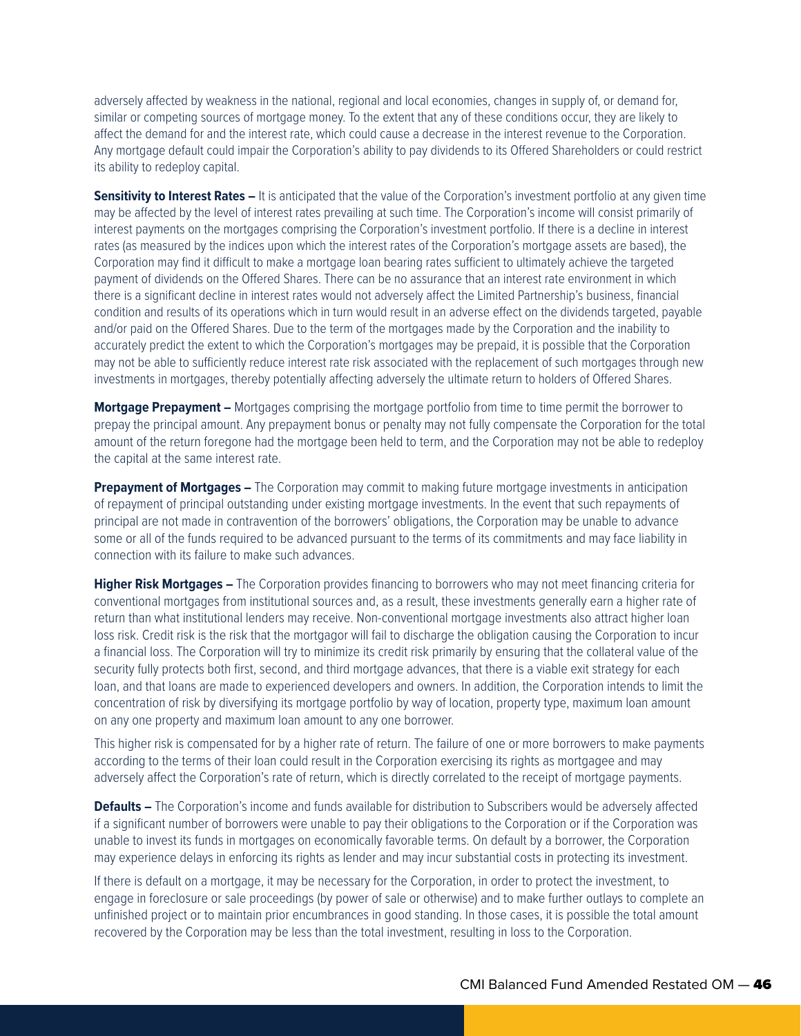adversely affected by weakness in the national, regional and local economies, changes in supply of, or demand for, similar or competing sources of mortgage money. To the extent that any of these conditions occur, they are likely to affect the demand for and the interest rate, which could cause a decrease in the interest revenue to the Corporation. Any mortgage default could impair the Corporation's ability to pay dividends to its Offered Shareholders or could restrict its ability to redeploy capital.

**Sensitivity to Interest Rates –** It is anticipated that the value of the Corporation's investment portfolio at any given time may be affected by the level of interest rates prevailing at such time. The Corporation's income will consist primarily of interest payments on the mortgages comprising the Corporation's investment portfolio. If there is a decline in interest rates (as measured by the indices upon which the interest rates of the Corporation's mortgage assets are based), the Corporation may find it difficult to make a mortgage loan bearing rates sufficient to ultimately achieve the targeted payment of dividends on the Offered Shares. There can be no assurance that an interest rate environment in which there is a significant decline in interest rates would not adversely affect the Limited Partnership's business, financial condition and results of its operations which in turn would result in an adverse effect on the dividends targeted, payable and/or paid on the Offered Shares. Due to the term of the mortgages made by the Corporation and the inability to accurately predict the extent to which the Corporation's mortgages may be prepaid, it is possible that the Corporation may not be able to sufficiently reduce interest rate risk associated with the replacement of such mortgages through new investments in mortgages, thereby potentially affecting adversely the ultimate return to holders of Offered Shares.

**Mortgage Prepayment –** Mortgages comprising the mortgage portfolio from time to time permit the borrower to prepay the principal amount. Any prepayment bonus or penalty may not fully compensate the Corporation for the total amount of the return foregone had the mortgage been held to term, and the Corporation may not be able to redeploy the capital at the same interest rate.

**Prepayment of Mortgages –** The Corporation may commit to making future mortgage investments in anticipation of repayment of principal outstanding under existing mortgage investments. In the event that such repayments of principal are not made in contravention of the borrowers' obligations, the Corporation may be unable to advance some or all of the funds required to be advanced pursuant to the terms of its commitments and may face liability in connection with its failure to make such advances.

**Higher Risk Mortgages –** The Corporation provides financing to borrowers who may not meet financing criteria for conventional mortgages from institutional sources and, as a result, these investments generally earn a higher rate of return than what institutional lenders may receive. Non-conventional mortgage investments also attract higher loan loss risk. Credit risk is the risk that the mortgagor will fail to discharge the obligation causing the Corporation to incur a financial loss. The Corporation will try to minimize its credit risk primarily by ensuring that the collateral value of the security fully protects both first, second, and third mortgage advances, that there is a viable exit strategy for each loan, and that loans are made to experienced developers and owners. In addition, the Corporation intends to limit the concentration of risk by diversifying its mortgage portfolio by way of location, property type, maximum loan amount on any one property and maximum loan amount to any one borrower.

This higher risk is compensated for by a higher rate of return. The failure of one or more borrowers to make payments according to the terms of their loan could result in the Corporation exercising its rights as mortgagee and may adversely affect the Corporation's rate of return, which is directly correlated to the receipt of mortgage payments.

**Defaults –** The Corporation's income and funds available for distribution to Subscribers would be adversely affected if a significant number of borrowers were unable to pay their obligations to the Corporation or if the Corporation was unable to invest its funds in mortgages on economically favorable terms. On default by a borrower, the Corporation may experience delays in enforcing its rights as lender and may incur substantial costs in protecting its investment.

If there is default on a mortgage, it may be necessary for the Corporation, in order to protect the investment, to engage in foreclosure or sale proceedings (by power of sale or otherwise) and to make further outlays to complete an unfinished project or to maintain prior encumbrances in good standing. In those cases, it is possible the total amount recovered by the Corporation may be less than the total investment, resulting in loss to the Corporation.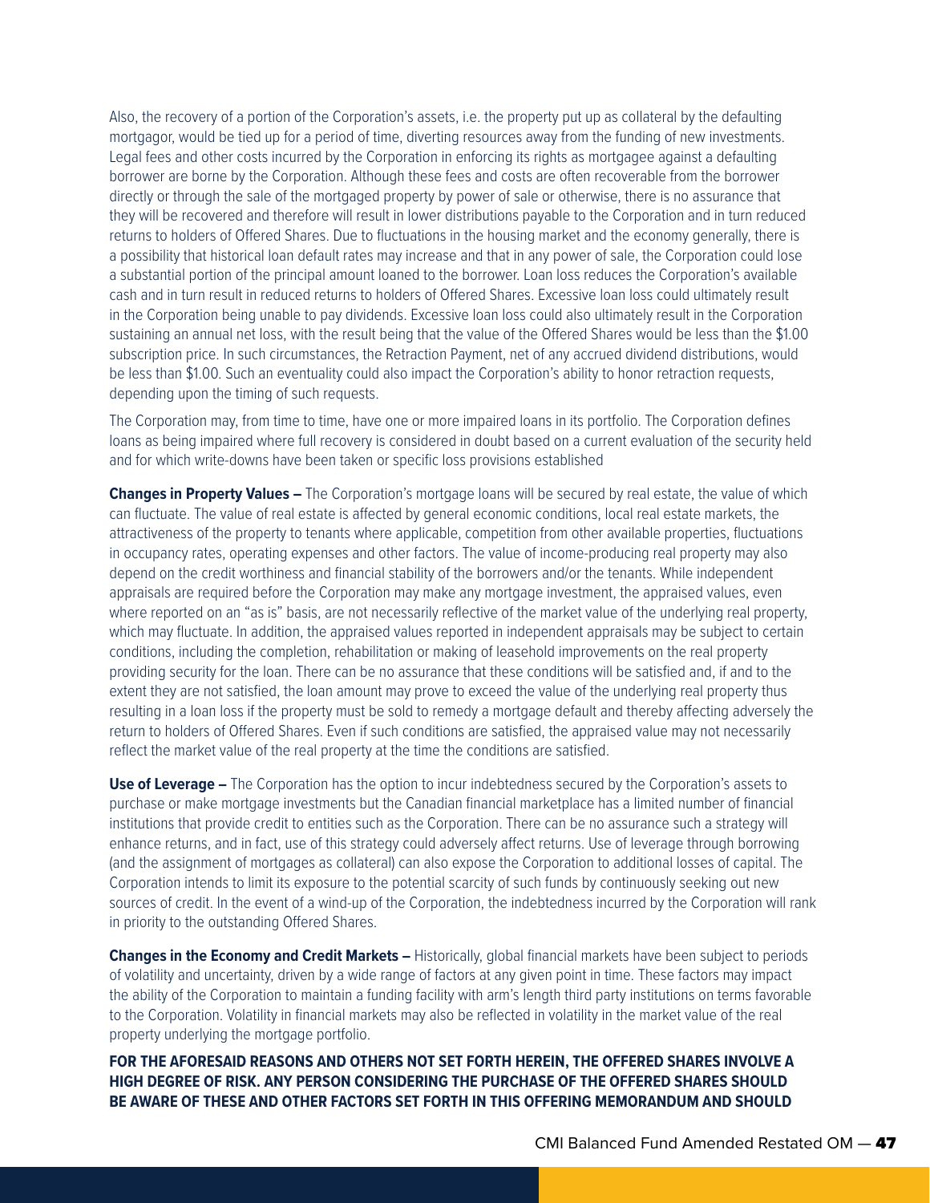Also, the recovery of a portion of the Corporation's assets, i.e. the property put up as collateral by the defaulting mortgagor, would be tied up for a period of time, diverting resources away from the funding of new investments. Legal fees and other costs incurred by the Corporation in enforcing its rights as mortgagee against a defaulting borrower are borne by the Corporation. Although these fees and costs are often recoverable from the borrower directly or through the sale of the mortgaged property by power of sale or otherwise, there is no assurance that they will be recovered and therefore will result in lower distributions payable to the Corporation and in turn reduced returns to holders of Offered Shares. Due to fluctuations in the housing market and the economy generally, there is a possibility that historical loan default rates may increase and that in any power of sale, the Corporation could lose a substantial portion of the principal amount loaned to the borrower. Loan loss reduces the Corporation's available cash and in turn result in reduced returns to holders of Offered Shares. Excessive loan loss could ultimately result in the Corporation being unable to pay dividends. Excessive loan loss could also ultimately result in the Corporation sustaining an annual net loss, with the result being that the value of the Offered Shares would be less than the $1.00 subscription price. In such circumstances, the Retraction Payment, net of any accrued dividend distributions, would be less than $1.00. Such an eventuality could also impact the Corporation's ability to honor retraction requests, depending upon the timing of such requests.

The Corporation may, from time to time, have one or more impaired loans in its portfolio. The Corporation defines loans as being impaired where full recovery is considered in doubt based on a current evaluation of the security held and for which write-downs have been taken or specific loss provisions established

**Changes in Property Values –** The Corporation's mortgage loans will be secured by real estate, the value of which can fluctuate. The value of real estate is affected by general economic conditions, local real estate markets, the attractiveness of the property to tenants where applicable, competition from other available properties, fluctuations in occupancy rates, operating expenses and other factors. The value of income-producing real property may also depend on the credit worthiness and financial stability of the borrowers and/or the tenants. While independent appraisals are required before the Corporation may make any mortgage investment, the appraised values, even where reported on an "as is" basis, are not necessarily reflective of the market value of the underlying real property, which may fluctuate. In addition, the appraised values reported in independent appraisals may be subject to certain conditions, including the completion, rehabilitation or making of leasehold improvements on the real property providing security for the loan. There can be no assurance that these conditions will be satisfied and, if and to the extent they are not satisfied, the loan amount may prove to exceed the value of the underlying real property thus resulting in a loan loss if the property must be sold to remedy a mortgage default and thereby affecting adversely the return to holders of Offered Shares. Even if such conditions are satisfied, the appraised value may not necessarily reflect the market value of the real property at the time the conditions are satisfied.

**Use of Leverage –** The Corporation has the option to incur indebtedness secured by the Corporation's assets to purchase or make mortgage investments but the Canadian financial marketplace has a limited number of financial institutions that provide credit to entities such as the Corporation. There can be no assurance such a strategy will enhance returns, and in fact, use of this strategy could adversely affect returns. Use of leverage through borrowing (and the assignment of mortgages as collateral) can also expose the Corporation to additional losses of capital. The Corporation intends to limit its exposure to the potential scarcity of such funds by continuously seeking out new sources of credit. In the event of a wind-up of the Corporation, the indebtedness incurred by the Corporation will rank in priority to the outstanding Offered Shares.

**Changes in the Economy and Credit Markets –** Historically, global financial markets have been subject to periods of volatility and uncertainty, driven by a wide range of factors at any given point in time. These factors may impact the ability of the Corporation to maintain a funding facility with arm's length third party institutions on terms favorable to the Corporation. Volatility in financial markets may also be reflected in volatility in the market value of the real property underlying the mortgage portfolio.

**FOR THE AFORESAID REASONS AND OTHERS NOT SET FORTH HEREIN, THE OFFERED SHARES INVOLVE A HIGH DEGREE OF RISK. ANY PERSON CONSIDERING THE PURCHASE OF THE OFFERED SHARES SHOULD BE AWARE OF THESE AND OTHER FACTORS SET FORTH IN THIS OFFERING MEMORANDUM AND SHOULD**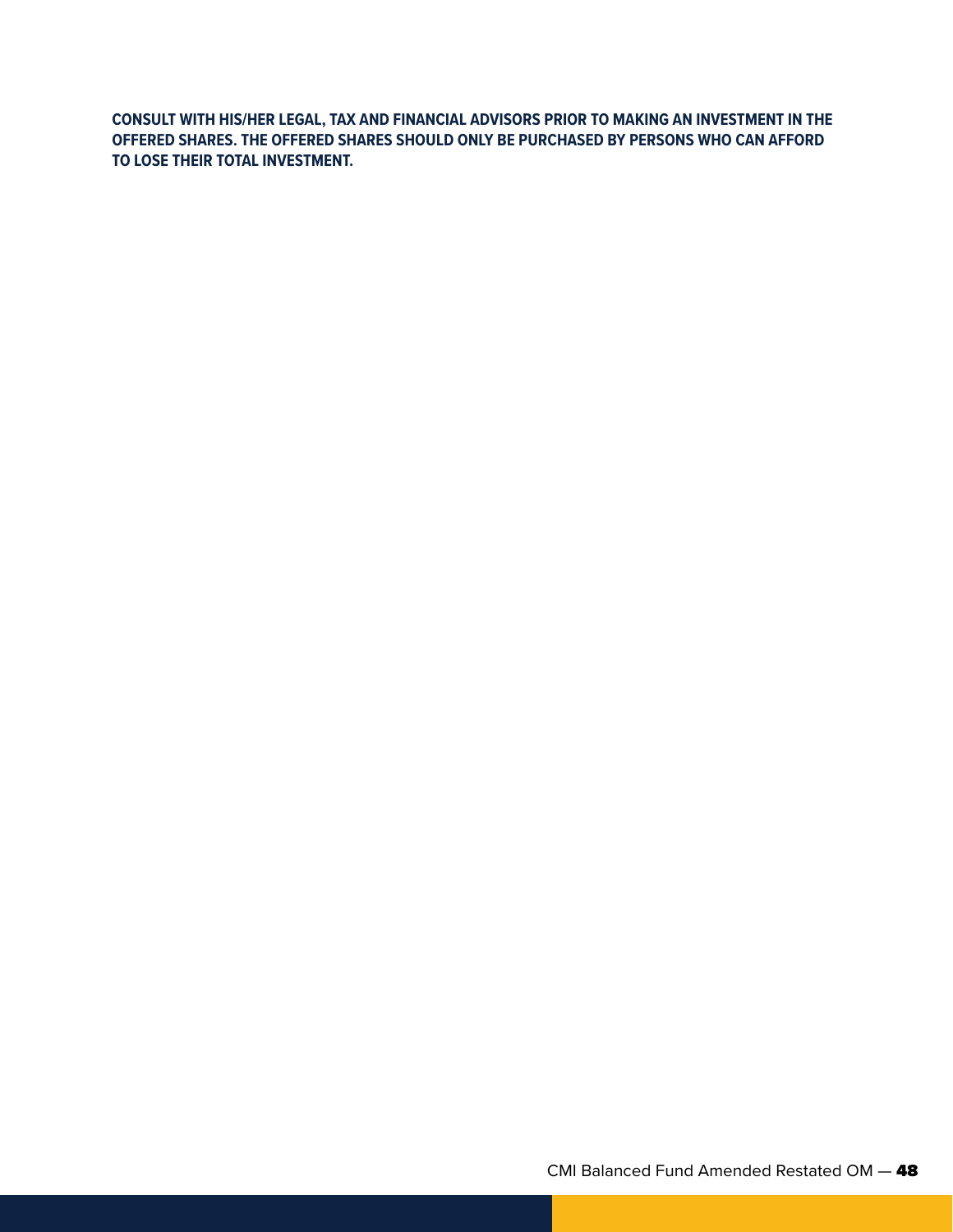**CONSULT WITH HIS/HER LEGAL, TAX AND FINANCIAL ADVISORS PRIOR TO MAKING AN INVESTMENT IN THE OFFERED SHARES. THE OFFERED SHARES SHOULD ONLY BE PURCHASED BY PERSONS WHO CAN AFFORD TO LOSE THEIR TOTAL INVESTMENT.**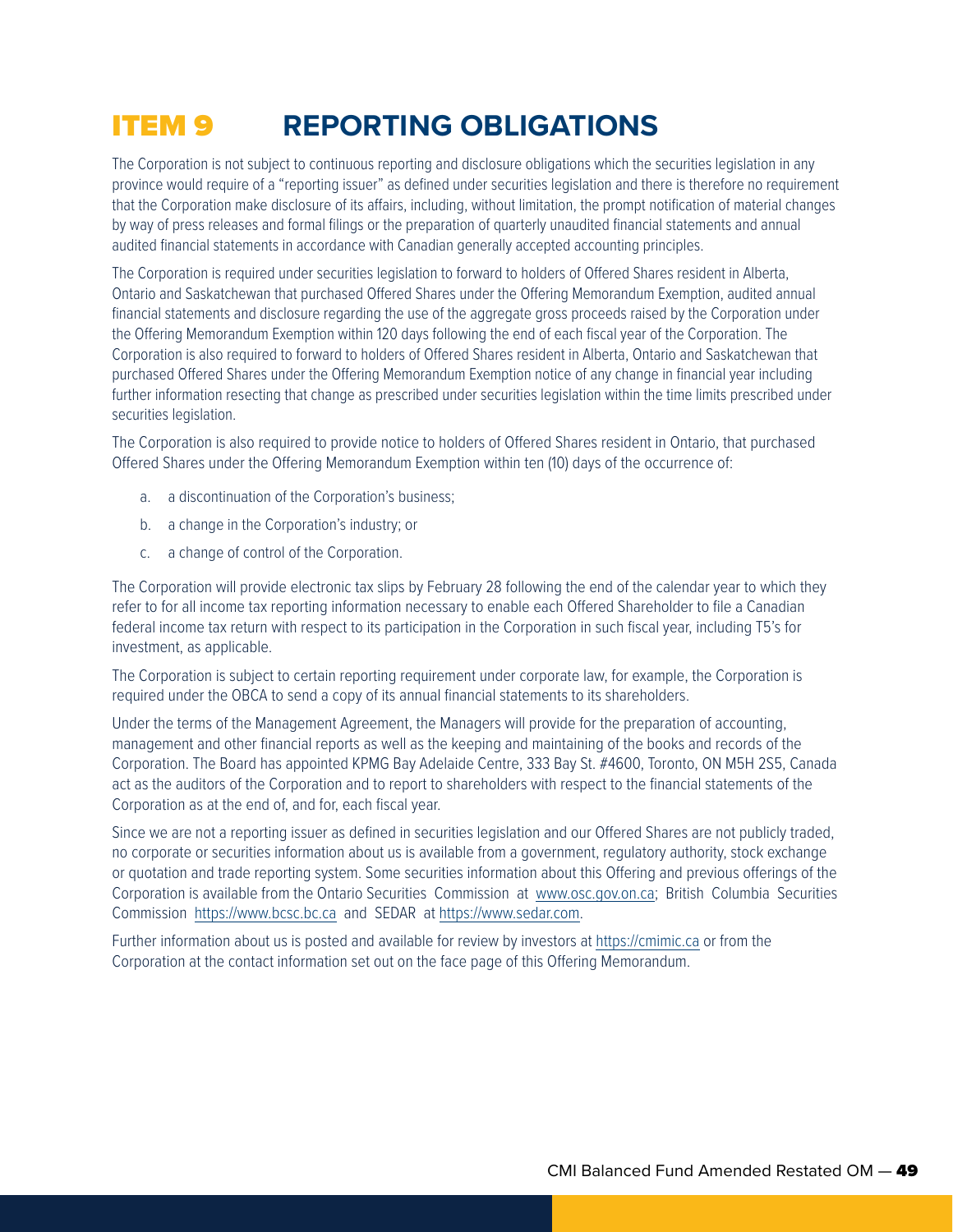# ITEM 9 REPORTING OBLIGATIONS

The Corporation is not subject to continuous reporting and disclosure obligations which the securities legislation in any province would require of a "reporting issuer" as defined under securities legislation and there is therefore no requirement that the Corporation make disclosure of its affairs, including, without limitation, the prompt notification of material changes by way of press releases and formal filings or the preparation of quarterly unaudited financial statements and annual audited financial statements in accordance with Canadian generally accepted accounting principles.

The Corporation is required under securities legislation to forward to holders of Offered Shares resident in Alberta, Ontario and Saskatchewan that purchased Offered Shares under the Offering Memorandum Exemption, audited annual financial statements and disclosure regarding the use of the aggregate gross proceeds raised by the Corporation under the Offering Memorandum Exemption within 120 days following the end of each fiscal year of the Corporation. The Corporation is also required to forward to holders of Offered Shares resident in Alberta, Ontario and Saskatchewan that purchased Offered Shares under the Offering Memorandum Exemption notice of any change in financial year including further information resecting that change as prescribed under securities legislation within the time limits prescribed under securities legislation.

The Corporation is also required to provide notice to holders of Offered Shares resident in Ontario, that purchased Offered Shares under the Offering Memorandum Exemption within ten (10) days of the occurrence of:

a. a discontinuation of the Corporation's business;

b. a change in the Corporation's industry; or

c. a change of control of the Corporation.

The Corporation will provide electronic tax slips by February 28 following the end of the calendar year to which they refer to for all income tax reporting information necessary to enable each Offered Shareholder to file a Canadian federal income tax return with respect to its participation in the Corporation in such fiscal year, including T5's for investment, as applicable.

The Corporation is subject to certain reporting requirement under corporate law, for example, the Corporation is required under the OBCA to send a copy of its annual financial statements to its shareholders.

Under the terms of the Management Agreement, the Managers will provide for the preparation of accounting, management and other financial reports as well as the keeping and maintaining of the books and records of the Corporation. The Board has appointed KPMG Bay Adelaide Centre, 333 Bay St. #4600, Toronto, ON M5H 2S5, Canada act as the auditors of the Corporation and to report to shareholders with respect to the financial statements of the Corporation as at the end of, and for, each fiscal year.

Since we are not a reporting issuer as defined in securities legislation and our Offered Shares are not publicly traded, no corporate or securities information about us is available from a government, regulatory authority, stock exchange or quotation and trade reporting system. Some securities information about this Offering and previous offerings of the Corporation is available from the Ontario Securities Commission at www.osc.gov.on.ca; British Columbia Securities Commission https://www.bcsc.bc.ca and SEDAR at https://www.sedar.com.

Further information about us is posted and available for review by investors at https://cmimic.ca or from the Corporation at the contact information set out on the face page of this Offering Memorandum.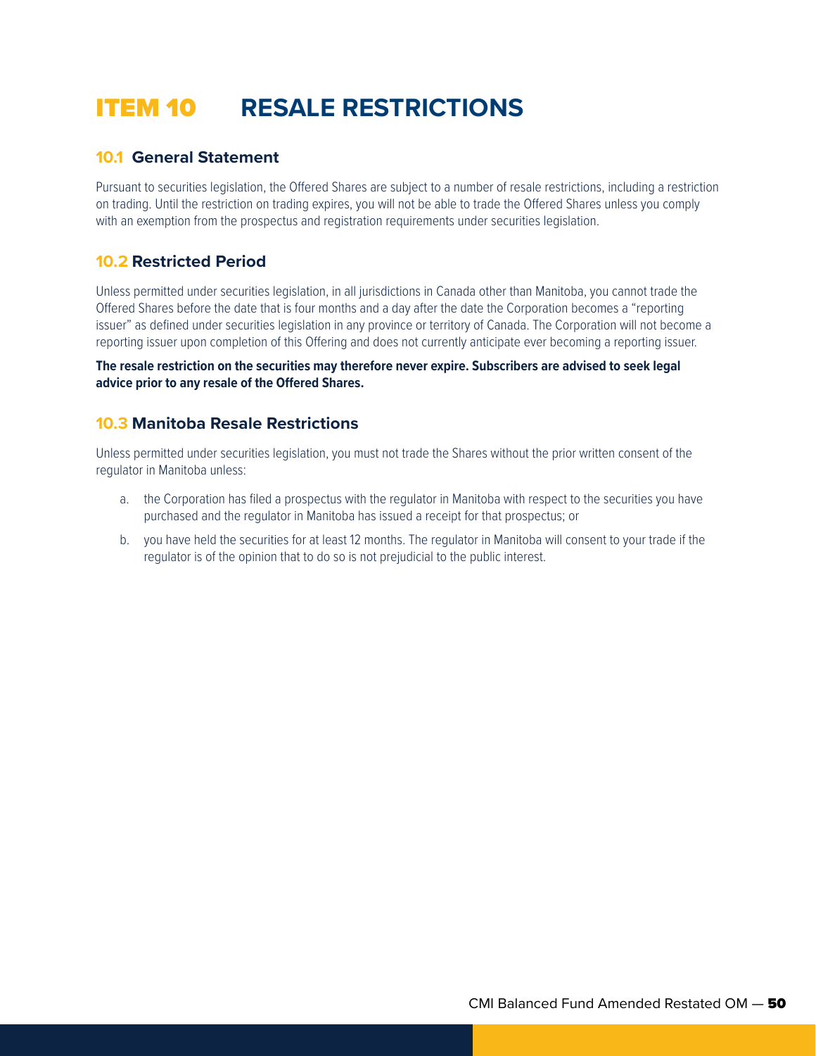# ITEM 10 RESALE RESTRICTIONS

## 10.1 General Statement

Pursuant to securities legislation, the Offered Shares are subject to a number of resale restrictions, including a restriction on trading. Until the restriction on trading expires, you will not be able to trade the Offered Shares unless you comply with an exemption from the prospectus and registration requirements under securities legislation.

## 10.2 Restricted Period

Unless permitted under securities legislation, in all jurisdictions in Canada other than Manitoba, you cannot trade the Offered Shares before the date that is four months and a day after the date the Corporation becomes a "reporting issuer" as defined under securities legislation in any province or territory of Canada. The Corporation will not become a reporting issuer upon completion of this Offering and does not currently anticipate ever becoming a reporting issuer.

**The resale restriction on the securities may therefore never expire. Subscribers are advised to seek legal advice prior to any resale of the Offered Shares.**

## 10.3 Manitoba Resale Restrictions

Unless permitted under securities legislation, you must not trade the Shares without the prior written consent of the regulator in Manitoba unless:

a. the Corporation has filed a prospectus with the regulator in Manitoba with respect to the securities you have purchased and the regulator in Manitoba has issued a receipt for that prospectus; or

b. you have held the securities for at least 12 months. The regulator in Manitoba will consent to your trade if the regulator is of the opinion that to do so is not prejudicial to the public interest.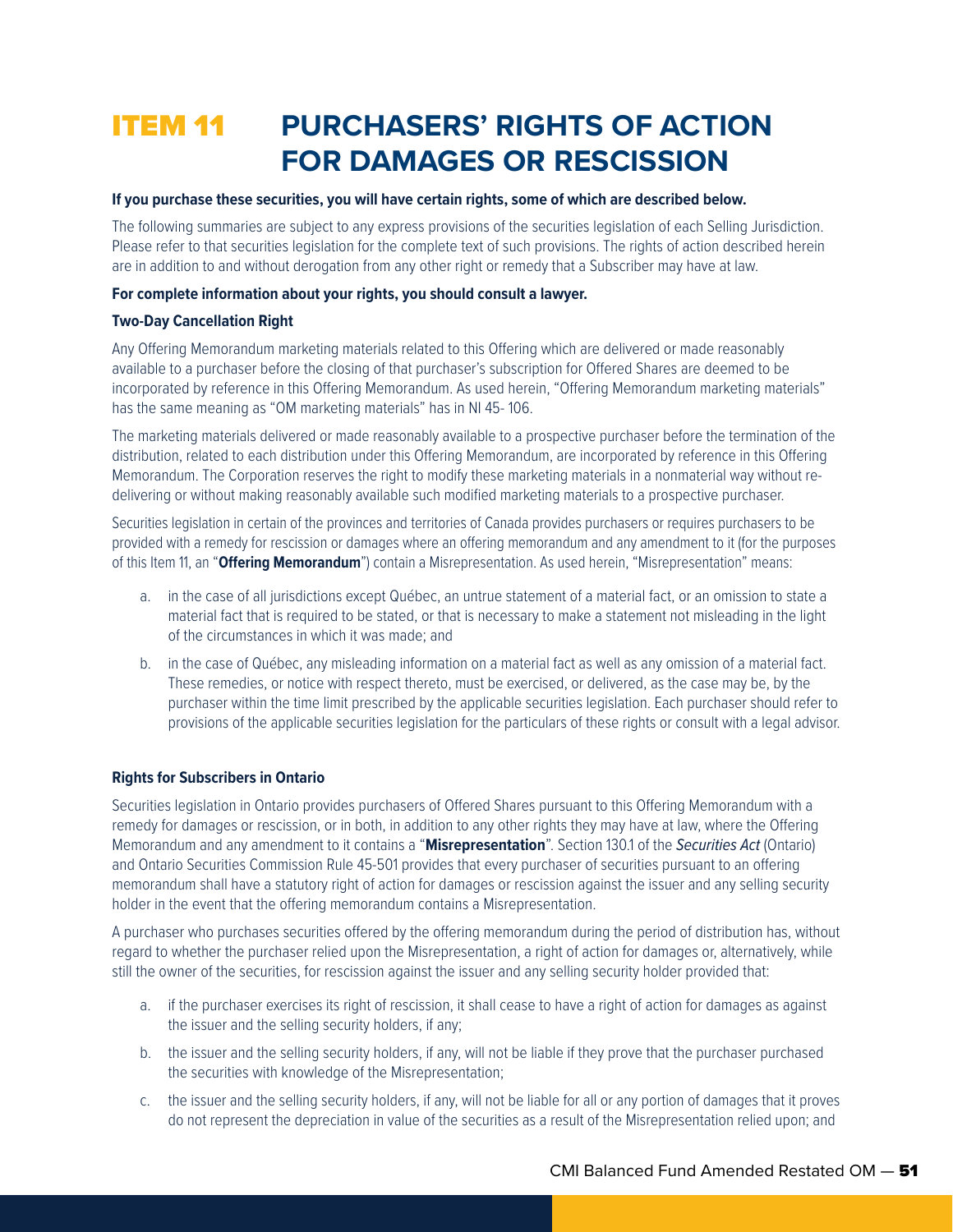# ITEM 11 PURCHASERS' RIGHTS OF ACTION FOR DAMAGES OR RESCISSION

**If you purchase these securities, you will have certain rights, some of which are described below.**

The following summaries are subject to any express provisions of the securities legislation of each Selling Jurisdiction. Please refer to that securities legislation for the complete text of such provisions. The rights of action described herein are in addition to and without derogation from any other right or remedy that a Subscriber may have at law.

**For complete information about your rights, you should consult a lawyer.**

**Two-Day Cancellation Right**

Any Offering Memorandum marketing materials related to this Offering which are delivered or made reasonably available to a purchaser before the closing of that purchaser's subscription for Offered Shares are deemed to be incorporated by reference in this Offering Memorandum. As used herein, "Offering Memorandum marketing materials" has the same meaning as "OM marketing materials" has in NI 45- 106.

The marketing materials delivered or made reasonably available to a prospective purchaser before the termination of the distribution, related to each distribution under this Offering Memorandum, are incorporated by reference in this Offering Memorandum. The Corporation reserves the right to modify these marketing materials in a nonmaterial way without re-delivering or without making reasonably available such modified marketing materials to a prospective purchaser.

Securities legislation in certain of the provinces and territories of Canada provides purchasers or requires purchasers to be provided with a remedy for rescission or damages where an offering memorandum and any amendment to it (for the purposes of this Item 11, an "**Offering Memorandum**") contain a Misrepresentation. As used herein, "Misrepresentation" means:

a. in the case of all jurisdictions except Québec, an untrue statement of a material fact, or an omission to state a material fact that is required to be stated, or that is necessary to make a statement not misleading in the light of the circumstances in which it was made; and

b. in the case of Québec, any misleading information on a material fact as well as any omission of a material fact. These remedies, or notice with respect thereto, must be exercised, or delivered, as the case may be, by the purchaser within the time limit prescribed by the applicable securities legislation. Each purchaser should refer to provisions of the applicable securities legislation for the particulars of these rights or consult with a legal advisor.

**Rights for Subscribers in Ontario**

Securities legislation in Ontario provides purchasers of Offered Shares pursuant to this Offering Memorandum with a remedy for damages or rescission, or in both, in addition to any other rights they may have at law, where the Offering Memorandum and any amendment to it contains a "**Misrepresentation**". Section 130.1 of the *Securities Act* (Ontario) and Ontario Securities Commission Rule 45-501 provides that every purchaser of securities pursuant to an offering memorandum shall have a statutory right of action for damages or rescission against the issuer and any selling security holder in the event that the offering memorandum contains a Misrepresentation.

A purchaser who purchases securities offered by the offering memorandum during the period of distribution has, without regard to whether the purchaser relied upon the Misrepresentation, a right of action for damages or, alternatively, while still the owner of the securities, for rescission against the issuer and any selling security holder provided that:

a. if the purchaser exercises its right of rescission, it shall cease to have a right of action for damages as against the issuer and the selling security holders, if any;

b. the issuer and the selling security holders, if any, will not be liable if they prove that the purchaser purchased the securities with knowledge of the Misrepresentation;

c. the issuer and the selling security holders, if any, will not be liable for all or any portion of damages that it proves do not represent the depreciation in value of the securities as a result of the Misrepresentation relied upon; and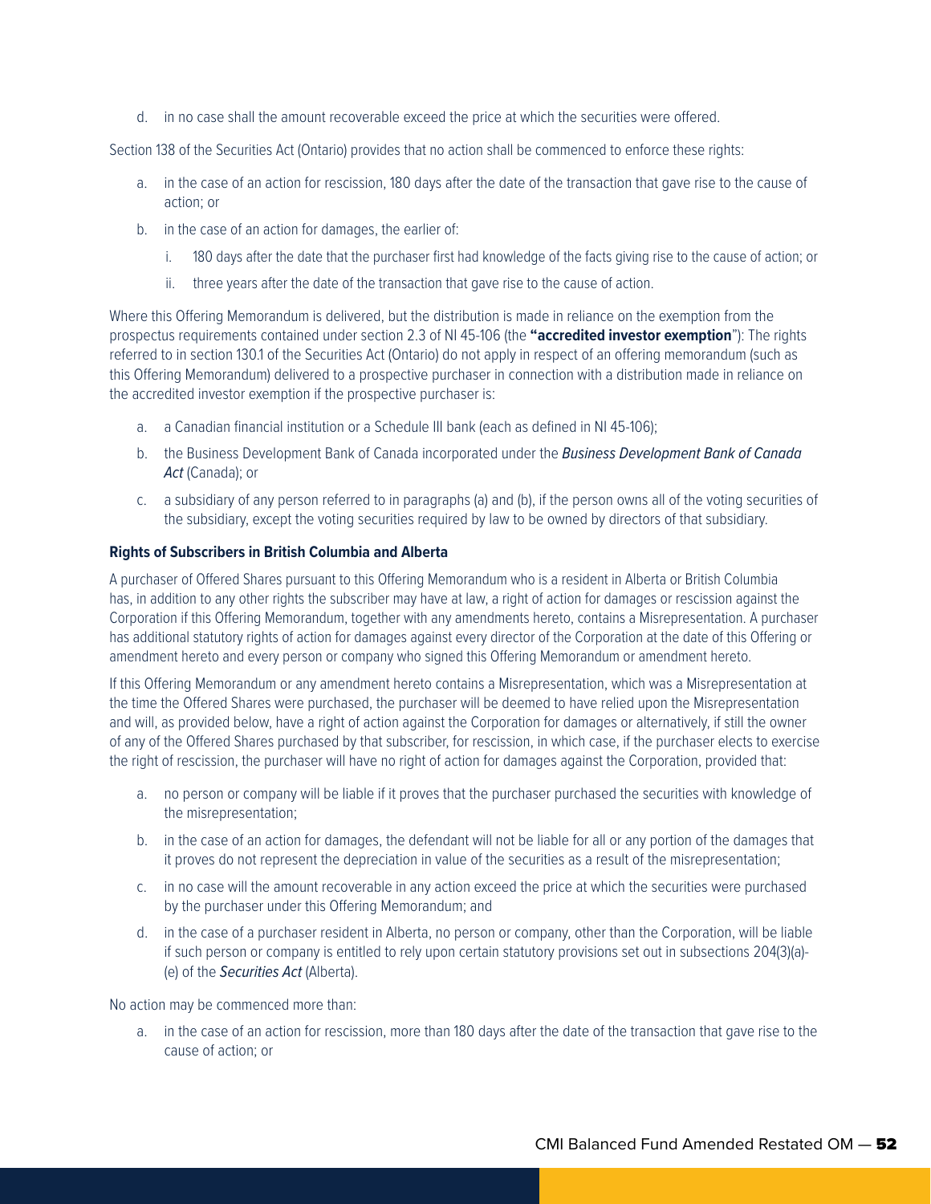d. in no case shall the amount recoverable exceed the price at which the securities were offered.

Section 138 of the Securities Act (Ontario) provides that no action shall be commenced to enforce these rights:

a. in the case of an action for rescission, 180 days after the date of the transaction that gave rise to the cause of action; or
b. in the case of an action for damages, the earlier of:
   i. 180 days after the date that the purchaser first had knowledge of the facts giving rise to the cause of action; or
   ii. three years after the date of the transaction that gave rise to the cause of action.

Where this Offering Memorandum is delivered, but the distribution is made in reliance on the exemption from the prospectus requirements contained under section 2.3 of NI 45-106 (the **"accredited investor exemption**"): The rights referred to in section 130.1 of the Securities Act (Ontario) do not apply in respect of an offering memorandum (such as this Offering Memorandum) delivered to a prospective purchaser in connection with a distribution made in reliance on the accredited investor exemption if the prospective purchaser is:

a. a Canadian financial institution or a Schedule III bank (each as defined in NI 45-106);
b. the Business Development Bank of Canada incorporated under the *Business Development Bank of Canada Act* (Canada); or
c. a subsidiary of any person referred to in paragraphs (a) and (b), if the person owns all of the voting securities of the subsidiary, except the voting securities required by law to be owned by directors of that subsidiary.

**Rights of Subscribers in British Columbia and Alberta**

A purchaser of Offered Shares pursuant to this Offering Memorandum who is a resident in Alberta or British Columbia has, in addition to any other rights the subscriber may have at law, a right of action for damages or rescission against the Corporation if this Offering Memorandum, together with any amendments hereto, contains a Misrepresentation. A purchaser has additional statutory rights of action for damages against every director of the Corporation at the date of this Offering or amendment hereto and every person or company who signed this Offering Memorandum or amendment hereto.

If this Offering Memorandum or any amendment hereto contains a Misrepresentation, which was a Misrepresentation at the time the Offered Shares were purchased, the purchaser will be deemed to have relied upon the Misrepresentation and will, as provided below, have a right of action against the Corporation for damages or alternatively, if still the owner of any of the Offered Shares purchased by that subscriber, for rescission, in which case, if the purchaser elects to exercise the right of rescission, the purchaser will have no right of action for damages against the Corporation, provided that:

a. no person or company will be liable if it proves that the purchaser purchased the securities with knowledge of the misrepresentation;
b. in the case of an action for damages, the defendant will not be liable for all or any portion of the damages that it proves do not represent the depreciation in value of the securities as a result of the misrepresentation;
c. in no case will the amount recoverable in any action exceed the price at which the securities were purchased by the purchaser under this Offering Memorandum; and
d. in the case of a purchaser resident in Alberta, no person or company, other than the Corporation, will be liable if such person or company is entitled to rely upon certain statutory provisions set out in subsections 204(3)(a)-(e) of the *Securities Act* (Alberta).

No action may be commenced more than:

a. in the case of an action for rescission, more than 180 days after the date of the transaction that gave rise to the cause of action; or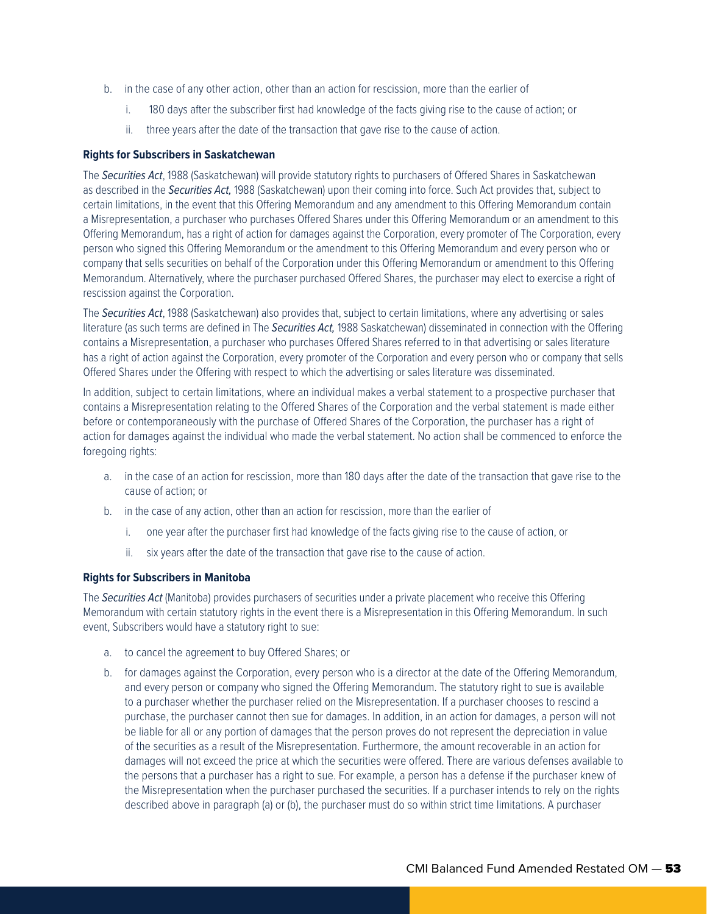b. in the case of any other action, other than an action for rescission, more than the earlier of

   i. 180 days after the subscriber first had knowledge of the facts giving rise to the cause of action; or

   ii. three years after the date of the transaction that gave rise to the cause of action.

**Rights for Subscribers in Saskatchewan**

The *Securities Act*, 1988 (Saskatchewan) will provide statutory rights to purchasers of Offered Shares in Saskatchewan as described in the *Securities Act,* 1988 (Saskatchewan) upon their coming into force. Such Act provides that, subject to certain limitations, in the event that this Offering Memorandum and any amendment to this Offering Memorandum contain a Misrepresentation, a purchaser who purchases Offered Shares under this Offering Memorandum or an amendment to this Offering Memorandum, has a right of action for damages against the Corporation, every promoter of The Corporation, every person who signed this Offering Memorandum or the amendment to this Offering Memorandum and every person who or company that sells securities on behalf of the Corporation under this Offering Memorandum or amendment to this Offering Memorandum. Alternatively, where the purchaser purchased Offered Shares, the purchaser may elect to exercise a right of rescission against the Corporation.

The *Securities Act*, 1988 (Saskatchewan) also provides that, subject to certain limitations, where any advertising or sales literature (as such terms are defined in The *Securities Act,* 1988 Saskatchewan) disseminated in connection with the Offering contains a Misrepresentation, a purchaser who purchases Offered Shares referred to in that advertising or sales literature has a right of action against the Corporation, every promoter of the Corporation and every person who or company that sells Offered Shares under the Offering with respect to which the advertising or sales literature was disseminated.

In addition, subject to certain limitations, where an individual makes a verbal statement to a prospective purchaser that contains a Misrepresentation relating to the Offered Shares of the Corporation and the verbal statement is made either before or contemporaneously with the purchase of Offered Shares of the Corporation, the purchaser has a right of action for damages against the individual who made the verbal statement. No action shall be commenced to enforce the foregoing rights:

a. in the case of an action for rescission, more than 180 days after the date of the transaction that gave rise to the cause of action; or

b. in the case of any action, other than an action for rescission, more than the earlier of

   i. one year after the purchaser first had knowledge of the facts giving rise to the cause of action, or

   ii. six years after the date of the transaction that gave rise to the cause of action.

**Rights for Subscribers in Manitoba**

The *Securities Act* (Manitoba) provides purchasers of securities under a private placement who receive this Offering Memorandum with certain statutory rights in the event there is a Misrepresentation in this Offering Memorandum. In such event, Subscribers would have a statutory right to sue:

a. to cancel the agreement to buy Offered Shares; or

b. for damages against the Corporation, every person who is a director at the date of the Offering Memorandum, and every person or company who signed the Offering Memorandum. The statutory right to sue is available to a purchaser whether the purchaser relied on the Misrepresentation. If a purchaser chooses to rescind a purchase, the purchaser cannot then sue for damages. In addition, in an action for damages, a person will not be liable for all or any portion of damages that the person proves do not represent the depreciation in value of the securities as a result of the Misrepresentation. Furthermore, the amount recoverable in an action for damages will not exceed the price at which the securities were offered. There are various defenses available to the persons that a purchaser has a right to sue. For example, a person has a defense if the purchaser knew of the Misrepresentation when the purchaser purchased the securities. If a purchaser intends to rely on the rights described above in paragraph (a) or (b), the purchaser must do so within strict time limitations. A purchaser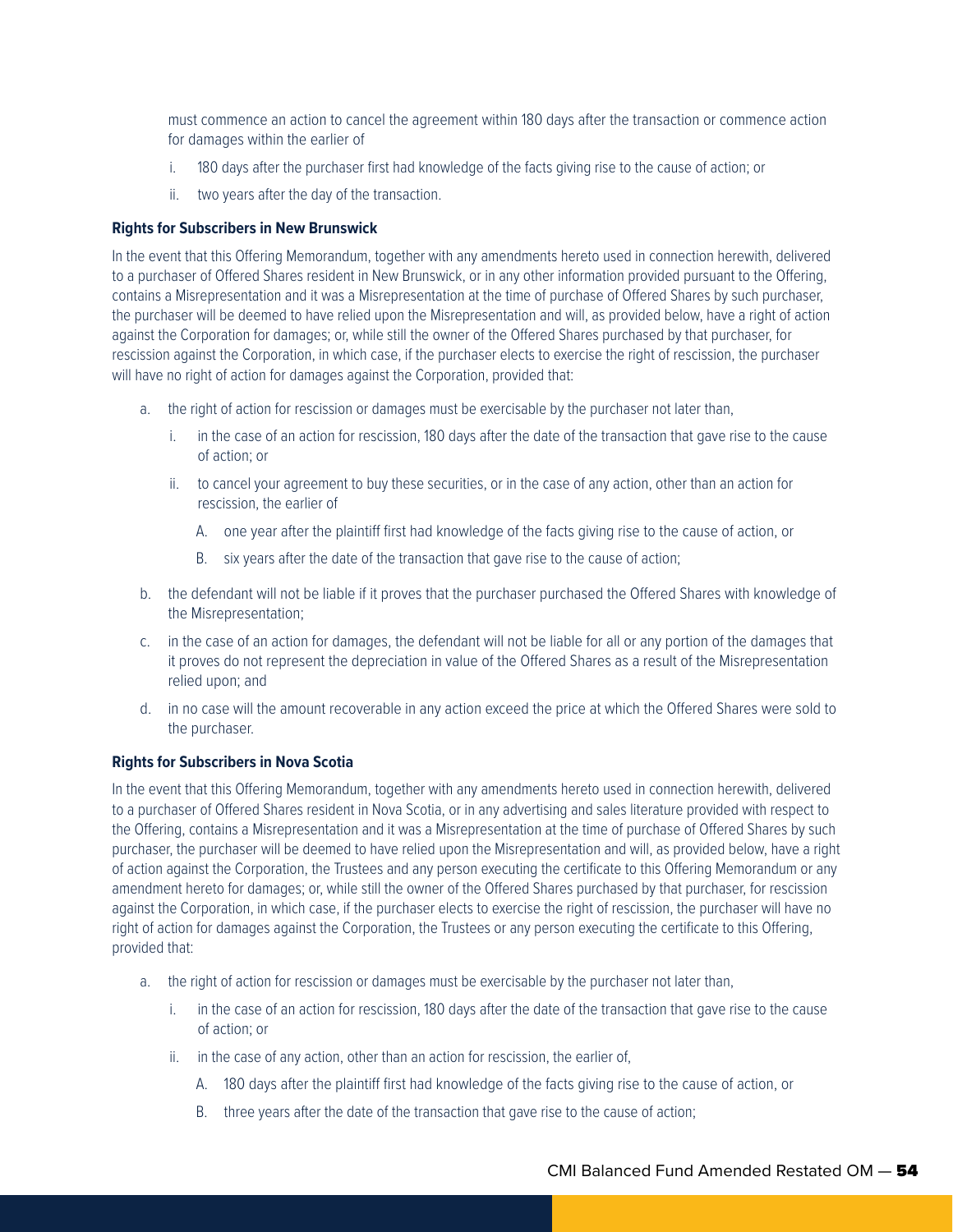must commence an action to cancel the agreement within 180 days after the transaction or commence action for damages within the earlier of

i. 180 days after the purchaser first had knowledge of the facts giving rise to the cause of action; or

ii. two years after the day of the transaction.

**Rights for Subscribers in New Brunswick**

In the event that this Offering Memorandum, together with any amendments hereto used in connection herewith, delivered to a purchaser of Offered Shares resident in New Brunswick, or in any other information provided pursuant to the Offering, contains a Misrepresentation and it was a Misrepresentation at the time of purchase of Offered Shares by such purchaser, the purchaser will be deemed to have relied upon the Misrepresentation and will, as provided below, have a right of action against the Corporation for damages; or, while still the owner of the Offered Shares purchased by that purchaser, for rescission against the Corporation, in which case, if the purchaser elects to exercise the right of rescission, the purchaser will have no right of action for damages against the Corporation, provided that:

a. the right of action for rescission or damages must be exercisable by the purchaser not later than,
   - i. in the case of an action for rescission, 180 days after the date of the transaction that gave rise to the cause of action; or
   - ii. to cancel your agreement to buy these securities, or in the case of any action, other than an action for rescission, the earlier of
     - A. one year after the plaintiff first had knowledge of the facts giving rise to the cause of action, or
     - B. six years after the date of the transaction that gave rise to the cause of action;

b. the defendant will not be liable if it proves that the purchaser purchased the Offered Shares with knowledge of the Misrepresentation;

c. in the case of an action for damages, the defendant will not be liable for all or any portion of the damages that it proves do not represent the depreciation in value of the Offered Shares as a result of the Misrepresentation relied upon; and

d. in no case will the amount recoverable in any action exceed the price at which the Offered Shares were sold to the purchaser.

**Rights for Subscribers in Nova Scotia**

In the event that this Offering Memorandum, together with any amendments hereto used in connection herewith, delivered to a purchaser of Offered Shares resident in Nova Scotia, or in any advertising and sales literature provided with respect to the Offering, contains a Misrepresentation and it was a Misrepresentation at the time of purchase of Offered Shares by such purchaser, the purchaser will be deemed to have relied upon the Misrepresentation and will, as provided below, have a right of action against the Corporation, the Trustees and any person executing the certificate to this Offering Memorandum or any amendment hereto for damages; or, while still the owner of the Offered Shares purchased by that purchaser, for rescission against the Corporation, in which case, if the purchaser elects to exercise the right of rescission, the purchaser will have no right of action for damages against the Corporation, the Trustees or any person executing the certificate to this Offering, provided that:

a. the right of action for rescission or damages must be exercisable by the purchaser not later than,
   - i. in the case of an action for rescission, 180 days after the date of the transaction that gave rise to the cause of action; or
   - ii. in the case of any action, other than an action for rescission, the earlier of,
     - A. 180 days after the plaintiff first had knowledge of the facts giving rise to the cause of action, or
     - B. three years after the date of the transaction that gave rise to the cause of action;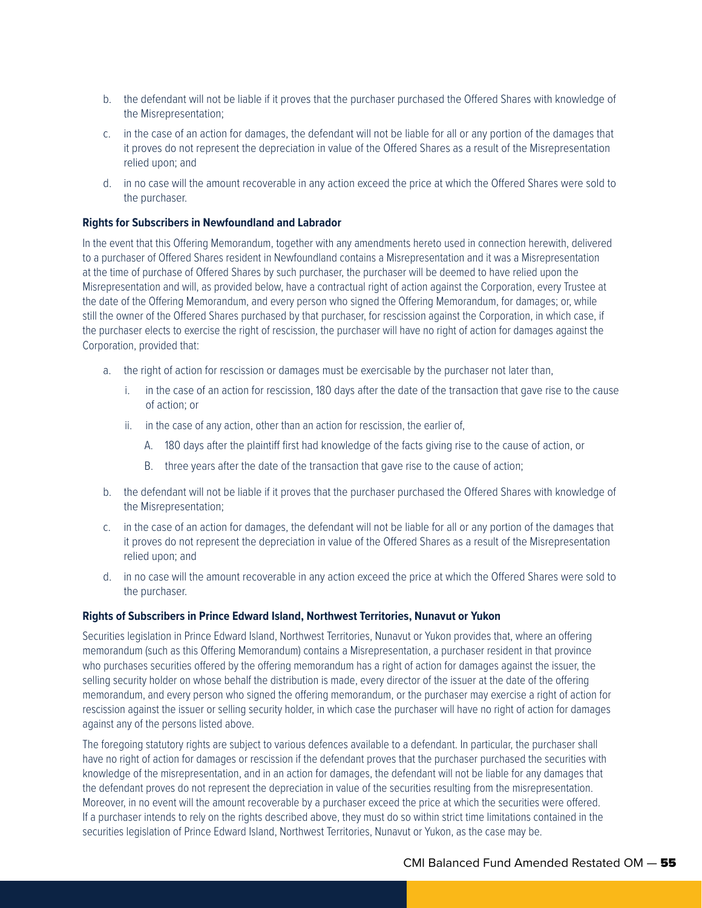b. the defendant will not be liable if it proves that the purchaser purchased the Offered Shares with knowledge of the Misrepresentation;

c. in the case of an action for damages, the defendant will not be liable for all or any portion of the damages that it proves do not represent the depreciation in value of the Offered Shares as a result of the Misrepresentation relied upon; and

d. in no case will the amount recoverable in any action exceed the price at which the Offered Shares were sold to the purchaser.

**Rights for Subscribers in Newfoundland and Labrador**

In the event that this Offering Memorandum, together with any amendments hereto used in connection herewith, delivered to a purchaser of Offered Shares resident in Newfoundland contains a Misrepresentation and it was a Misrepresentation at the time of purchase of Offered Shares by such purchaser, the purchaser will be deemed to have relied upon the Misrepresentation and will, as provided below, have a contractual right of action against the Corporation, every Trustee at the date of the Offering Memorandum, and every person who signed the Offering Memorandum, for damages; or, while still the owner of the Offered Shares purchased by that purchaser, for rescission against the Corporation, in which case, if the purchaser elects to exercise the right of rescission, the purchaser will have no right of action for damages against the Corporation, provided that:

a. the right of action for rescission or damages must be exercisable by the purchaser not later than,
   i. in the case of an action for rescission, 180 days after the date of the transaction that gave rise to the cause of action; or
   ii. in the case of any action, other than an action for rescission, the earlier of,
      A. 180 days after the plaintiff first had knowledge of the facts giving rise to the cause of action, or
      B. three years after the date of the transaction that gave rise to the cause of action;

b. the defendant will not be liable if it proves that the purchaser purchased the Offered Shares with knowledge of the Misrepresentation;

c. in the case of an action for damages, the defendant will not be liable for all or any portion of the damages that it proves do not represent the depreciation in value of the Offered Shares as a result of the Misrepresentation relied upon; and

d. in no case will the amount recoverable in any action exceed the price at which the Offered Shares were sold to the purchaser.

**Rights of Subscribers in Prince Edward Island, Northwest Territories, Nunavut or Yukon**

Securities legislation in Prince Edward Island, Northwest Territories, Nunavut or Yukon provides that, where an offering memorandum (such as this Offering Memorandum) contains a Misrepresentation, a purchaser resident in that province who purchases securities offered by the offering memorandum has a right of action for damages against the issuer, the selling security holder on whose behalf the distribution is made, every director of the issuer at the date of the offering memorandum, and every person who signed the offering memorandum, or the purchaser may exercise a right of action for rescission against the issuer or selling security holder, in which case the purchaser will have no right of action for damages against any of the persons listed above.

The foregoing statutory rights are subject to various defences available to a defendant. In particular, the purchaser shall have no right of action for damages or rescission if the defendant proves that the purchaser purchased the securities with knowledge of the misrepresentation, and in an action for damages, the defendant will not be liable for any damages that the defendant proves do not represent the depreciation in value of the securities resulting from the misrepresentation. Moreover, in no event will the amount recoverable by a purchaser exceed the price at which the securities were offered. If a purchaser intends to rely on the rights described above, they must do so within strict time limitations contained in the securities legislation of Prince Edward Island, Northwest Territories, Nunavut or Yukon, as the case may be.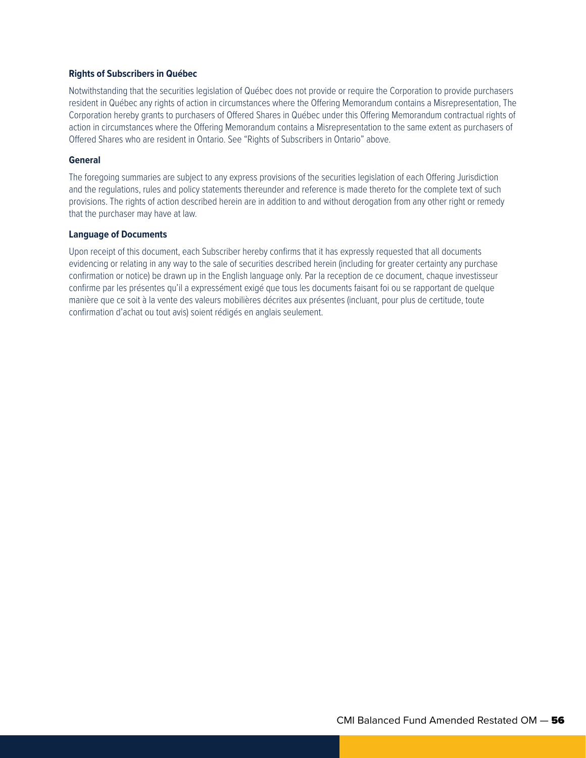### Rights of Subscribers in Québec

Notwithstanding that the securities legislation of Québec does not provide or require the Corporation to provide purchasers resident in Québec any rights of action in circumstances where the Offering Memorandum contains a Misrepresentation, The Corporation hereby grants to purchasers of Offered Shares in Québec under this Offering Memorandum contractual rights of action in circumstances where the Offering Memorandum contains a Misrepresentation to the same extent as purchasers of Offered Shares who are resident in Ontario. See "Rights of Subscribers in Ontario" above.

### General

The foregoing summaries are subject to any express provisions of the securities legislation of each Offering Jurisdiction and the regulations, rules and policy statements thereunder and reference is made thereto for the complete text of such provisions. The rights of action described herein are in addition to and without derogation from any other right or remedy that the purchaser may have at law.

### Language of Documents

Upon receipt of this document, each Subscriber hereby confirms that it has expressly requested that all documents evidencing or relating in any way to the sale of securities described herein (including for greater certainty any purchase confirmation or notice) be drawn up in the English language only. Par la reception de ce document, chaque investisseur confirme par les présentes qu'il a expressément exigé que tous les documents faisant foi ou se rapportant de quelque manière que ce soit à la vente des valeurs mobilières décrites aux présentes (incluant, pour plus de certitude, toute confirmation d'achat ou tout avis) soient rédigés en anglais seulement.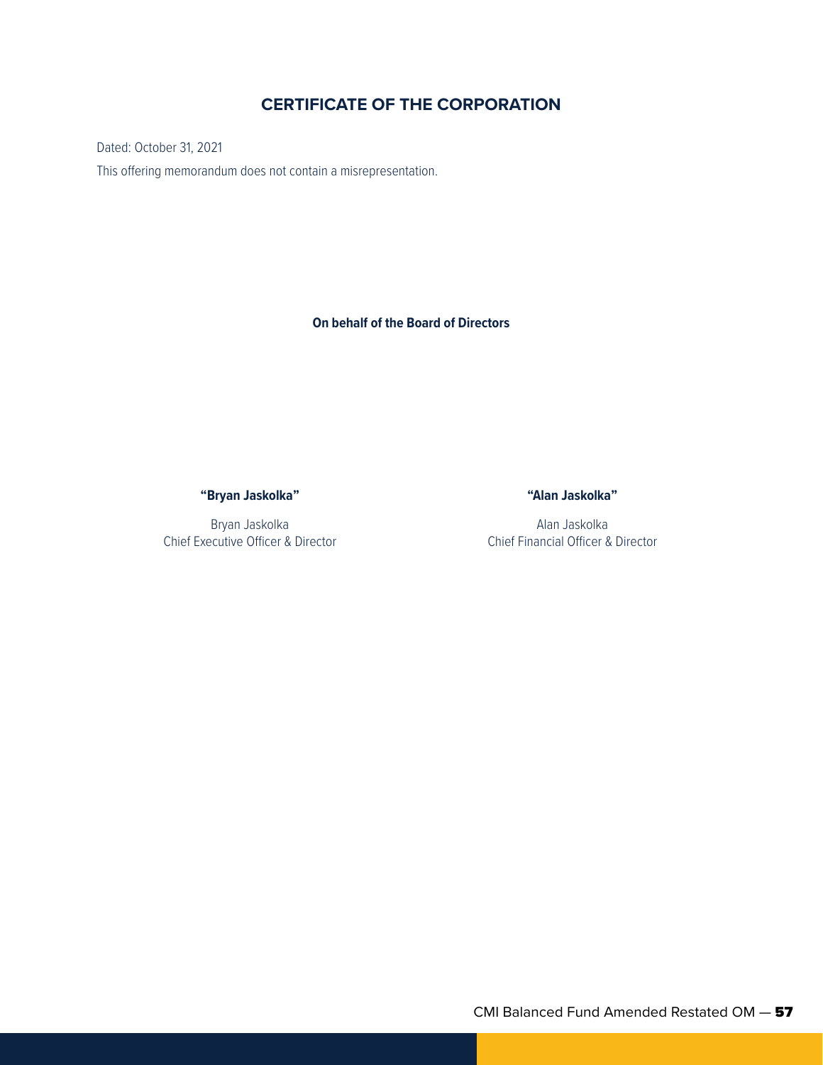# CERTIFICATE OF THE CORPORATION

Dated: October 31, 2021

This offering memorandum does not contain a misrepresentation.

**On behalf of the Board of Directors**

**"Bryan Jaskolka"**

Bryan Jaskolka
Chief Executive Officer & Director

**"Alan Jaskolka"**

Alan Jaskolka
Chief Financial Officer & Director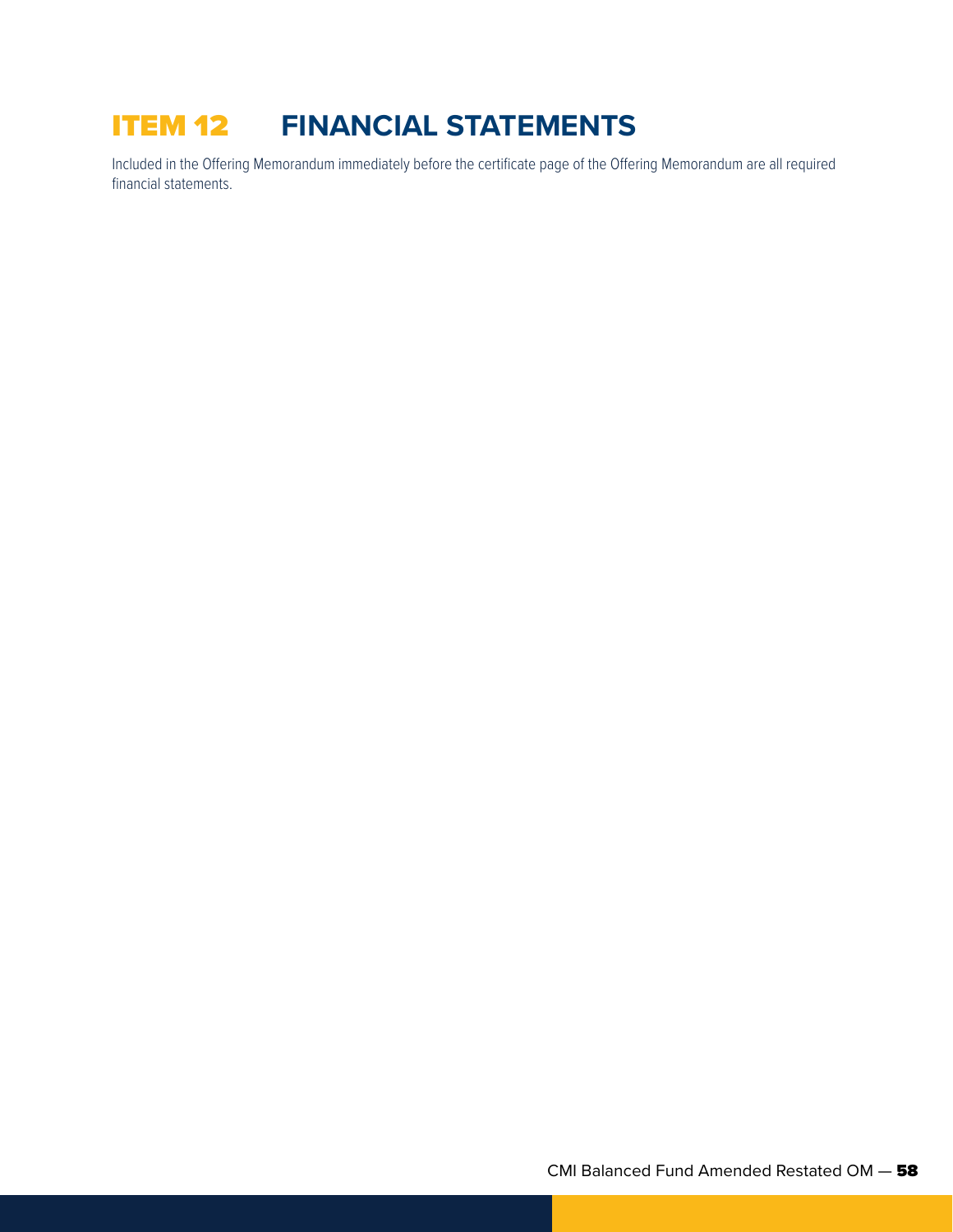# ITEM 12 FINANCIAL STATEMENTS

Included in the Offering Memorandum immediately before the certificate page of the Offering Memorandum are all required financial statements.